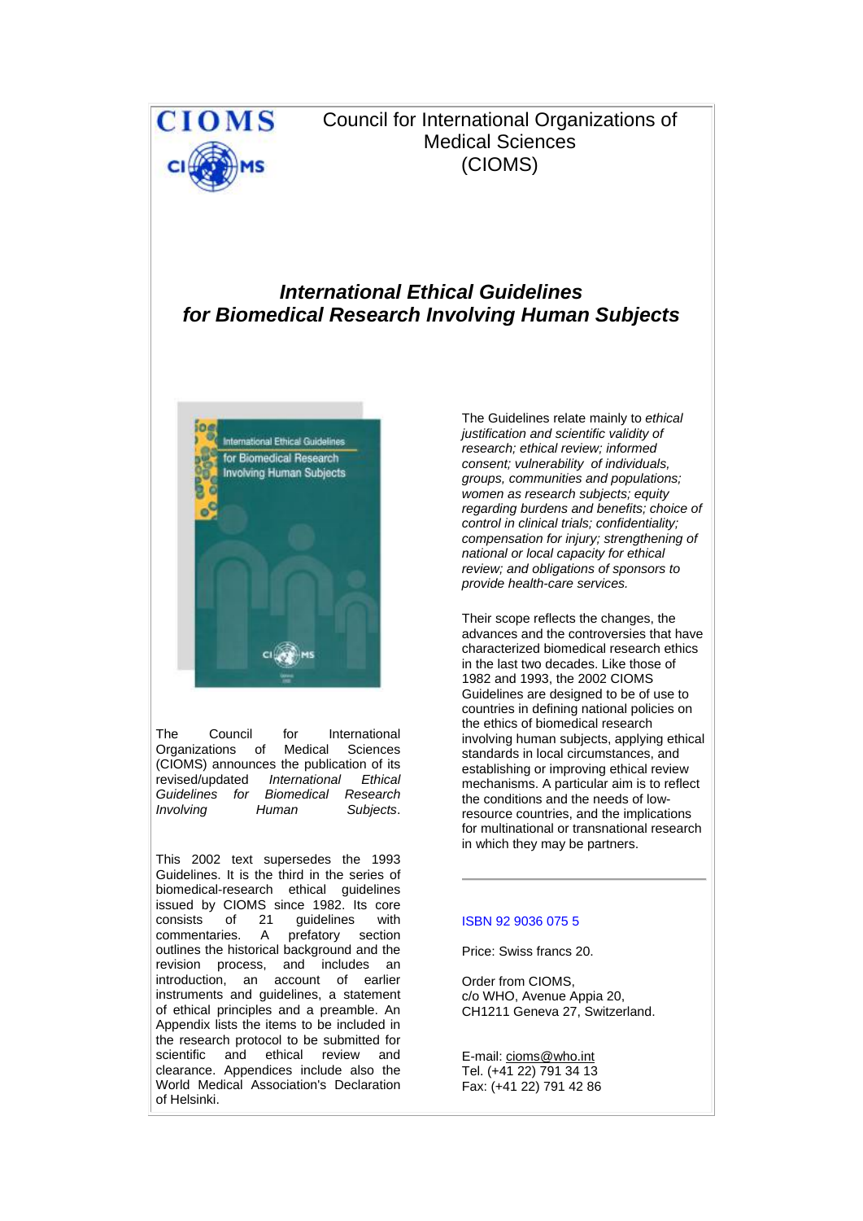CIOMS

Council for International Organizations of Medical Sciences (CIOMS)

# *International Ethical Guidelines for Biomedical Research Involving Human Subjects*

The Council for International Organizations of Medical Sciences (CIOMS) announces the publication of its revised/updated *International Ethical Guidelines for Biomedical Research Involving Human Subjects*.

This 2002 text supersedes the 1993 Guidelines. It is the third in the series of biomedical-research ethical guidelines issued by CIOMS since 1982. Its core consists of 21 guidelines with commentaries. A prefatory section outlines the historical background and the revision process, and includes an introduction, an account of earlier instruments and guidelines, a statement of ethical principles and a preamble. An Appendix lists the items to be included in the research protocol to be submitted for scientific and ethical review and clearance. Appendices include also the World Medical Association's Declaration of Helsinki.

The Guidelines relate mainly to *ethical justification and scientific validity of research; ethical review; informed consent; vulnerability of individuals, groups, communities and populations; women as research subjects; equity regarding burdens and benefits; choice of control in clinical trials; confidentiality; compensation for injury; strengthening of national or local capacity for ethical review; and obligations of sponsors to provide health-care services.*

Their scope reflects the changes, the advances and the controversies that have characterized biomedical research ethics in the last two decades. Like those of 1982 and 1993, the 2002 CIOMS Guidelines are designed to be of use to countries in defining national policies on the ethics of biomedical research involving human subjects, applying ethical standards in local circumstances, and establishing or improving ethical review mechanisms. A particular aim is to reflect the conditions and the needs of low-resource countries, and the implications for multinational or transnational research in which they may be partners.

---

ISBN 92 9036 075 5

Price: Swiss francs 20.

Order from CIOMS,
c/o WHO, Avenue Appia 20,
CH1211 Geneva 27, Switzerland.

E-mail: cioms@who.int
Tel. (+41 22) 791 34 13
Fax: (+41 22) 791 42 86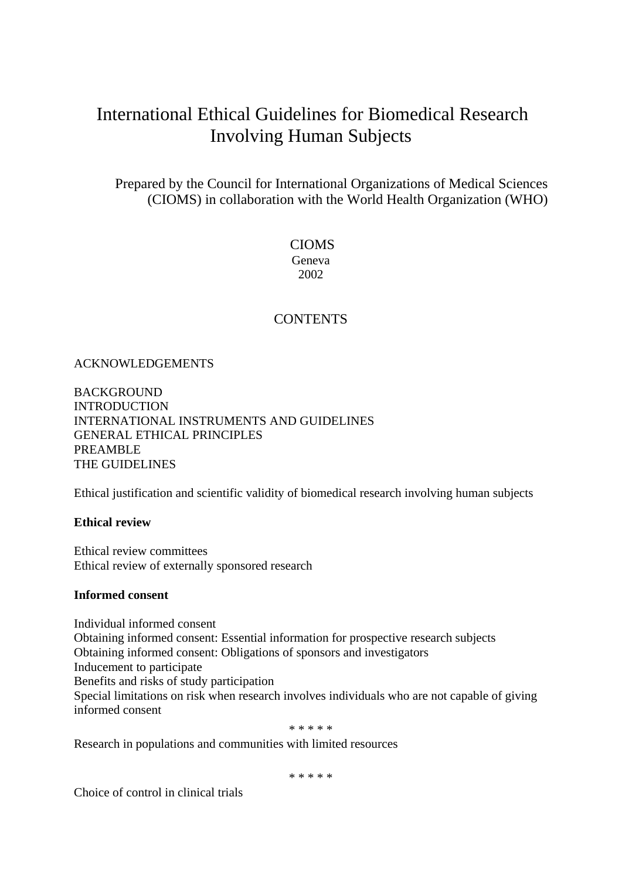# International Ethical Guidelines for Biomedical Research Involving Human Subjects

Prepared by the Council for International Organizations of Medical Sciences (CIOMS) in collaboration with the World Health Organization (WHO)

CIOMS
Geneva
2002

## CONTENTS

ACKNOWLEDGEMENTS

BACKGROUND
INTRODUCTION
INTERNATIONAL INSTRUMENTS AND GUIDELINES
GENERAL ETHICAL PRINCIPLES
PREAMBLE
THE GUIDELINES

Ethical justification and scientific validity of biomedical research involving human subjects

**Ethical review**

Ethical review committees
Ethical review of externally sponsored research

**Informed consent**

Individual informed consent
Obtaining informed consent: Essential information for prospective research subjects
Obtaining informed consent: Obligations of sponsors and investigators
Inducement to participate
Benefits and risks of study participation
Special limitations on risk when research involves individuals who are not capable of giving informed consent

\* \* \* \* \*

Research in populations and communities with limited resources

\* \* \* \* \*

Choice of control in clinical trials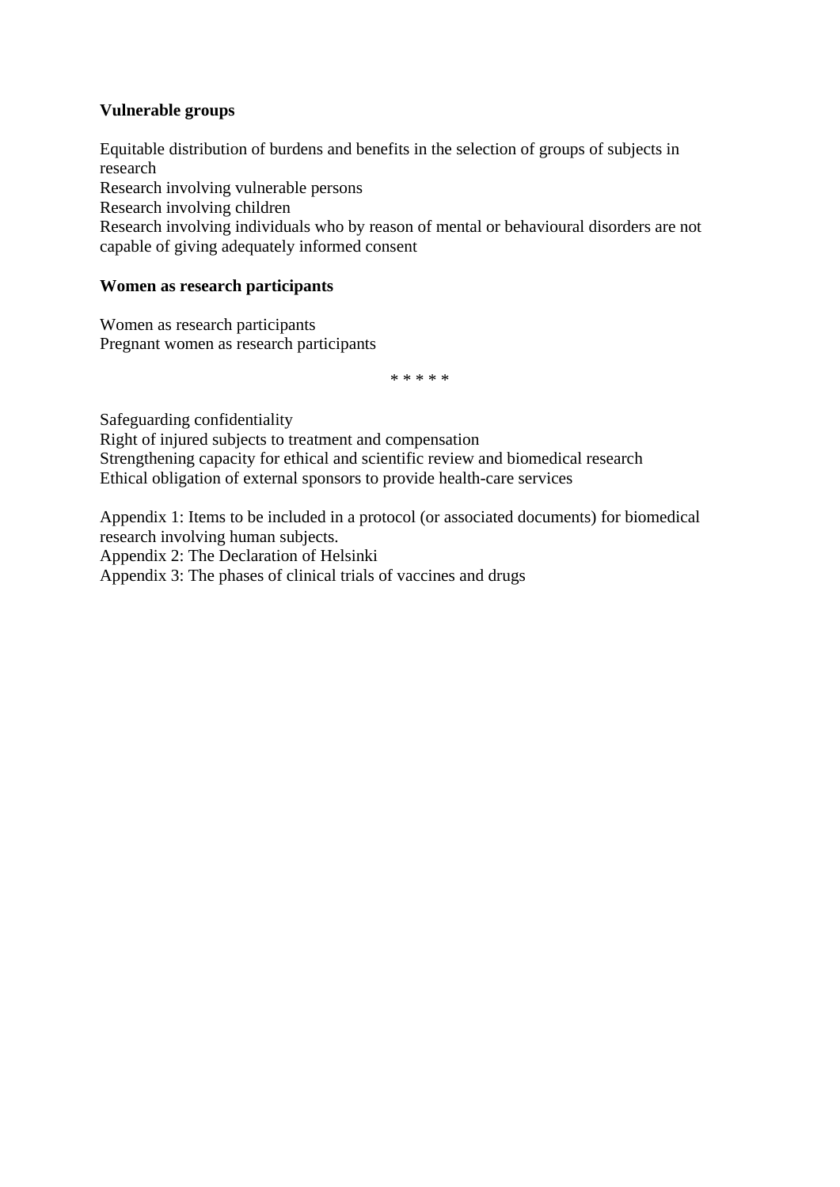**Vulnerable groups**

Equitable distribution of burdens and benefits in the selection of groups of subjects in research
Research involving vulnerable persons
Research involving children
Research involving individuals who by reason of mental or behavioural disorders are not capable of giving adequately informed consent

**Women as research participants**

Women as research participants
Pregnant women as research participants

* * * * *

Safeguarding confidentiality
Right of injured subjects to treatment and compensation
Strengthening capacity for ethical and scientific review and biomedical research
Ethical obligation of external sponsors to provide health-care services

Appendix 1: Items to be included in a protocol (or associated documents) for biomedical research involving human subjects.
Appendix 2: The Declaration of Helsinki
Appendix 3: The phases of clinical trials of vaccines and drugs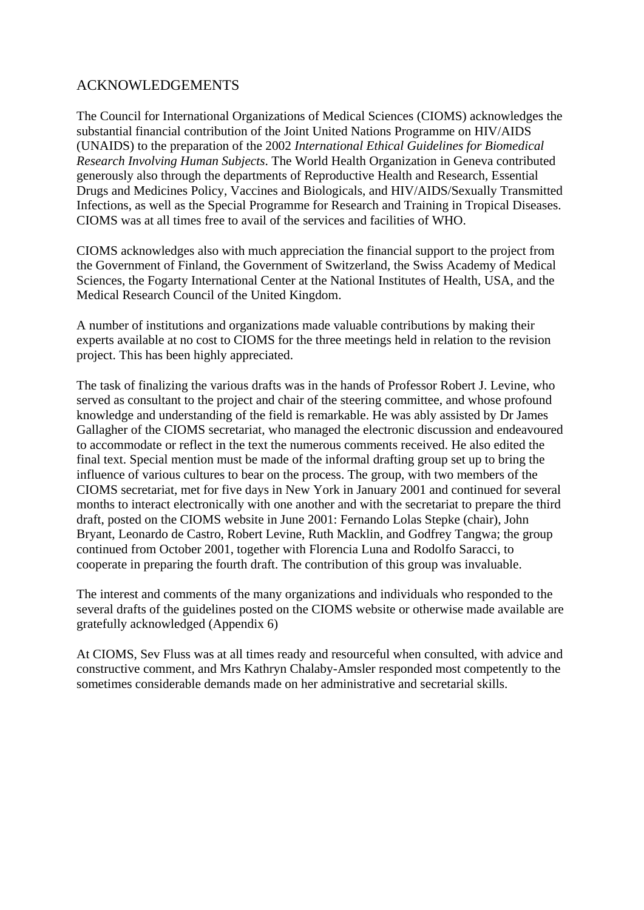# ACKNOWLEDGEMENTS

The Council for International Organizations of Medical Sciences (CIOMS) acknowledges the substantial financial contribution of the Joint United Nations Programme on HIV/AIDS (UNAIDS) to the preparation of the 2002 *International Ethical Guidelines for Biomedical Research Involving Human Subjects*. The World Health Organization in Geneva contributed generously also through the departments of Reproductive Health and Research, Essential Drugs and Medicines Policy, Vaccines and Biologicals, and HIV/AIDS/Sexually Transmitted Infections, as well as the Special Programme for Research and Training in Tropical Diseases. CIOMS was at all times free to avail of the services and facilities of WHO.

CIOMS acknowledges also with much appreciation the financial support to the project from the Government of Finland, the Government of Switzerland, the Swiss Academy of Medical Sciences, the Fogarty International Center at the National Institutes of Health, USA, and the Medical Research Council of the United Kingdom.

A number of institutions and organizations made valuable contributions by making their experts available at no cost to CIOMS for the three meetings held in relation to the revision project. This has been highly appreciated.

The task of finalizing the various drafts was in the hands of Professor Robert J. Levine, who served as consultant to the project and chair of the steering committee, and whose profound knowledge and understanding of the field is remarkable. He was ably assisted by Dr James Gallagher of the CIOMS secretariat, who managed the electronic discussion and endeavoured to accommodate or reflect in the text the numerous comments received. He also edited the final text. Special mention must be made of the informal drafting group set up to bring the influence of various cultures to bear on the process. The group, with two members of the CIOMS secretariat, met for five days in New York in January 2001 and continued for several months to interact electronically with one another and with the secretariat to prepare the third draft, posted on the CIOMS website in June 2001: Fernando Lolas Stepke (chair), John Bryant, Leonardo de Castro, Robert Levine, Ruth Macklin, and Godfrey Tangwa; the group continued from October 2001, together with Florencia Luna and Rodolfo Saracci, to cooperate in preparing the fourth draft. The contribution of this group was invaluable.

The interest and comments of the many organizations and individuals who responded to the several drafts of the guidelines posted on the CIOMS website or otherwise made available are gratefully acknowledged (Appendix 6)

At CIOMS, Sev Fluss was at all times ready and resourceful when consulted, with advice and constructive comment, and Mrs Kathryn Chalaby-Amsler responded most competently to the sometimes considerable demands made on her administrative and secretarial skills.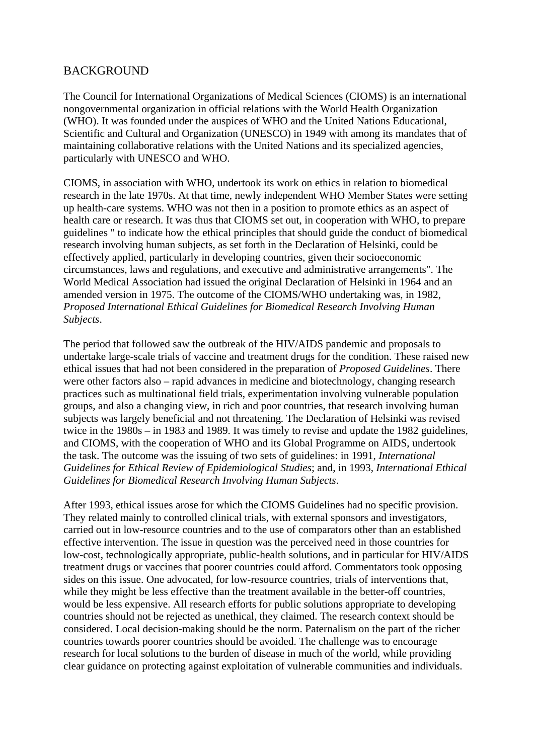## BACKGROUND

The Council for International Organizations of Medical Sciences (CIOMS) is an international nongovernmental organization in official relations with the World Health Organization (WHO). It was founded under the auspices of WHO and the United Nations Educational, Scientific and Cultural and Organization (UNESCO) in 1949 with among its mandates that of maintaining collaborative relations with the United Nations and its specialized agencies, particularly with UNESCO and WHO.

CIOMS, in association with WHO, undertook its work on ethics in relation to biomedical research in the late 1970s. At that time, newly independent WHO Member States were setting up health-care systems. WHO was not then in a position to promote ethics as an aspect of health care or research. It was thus that CIOMS set out, in cooperation with WHO, to prepare guidelines " to indicate how the ethical principles that should guide the conduct of biomedical research involving human subjects, as set forth in the Declaration of Helsinki, could be effectively applied, particularly in developing countries, given their socioeconomic circumstances, laws and regulations, and executive and administrative arrangements". The World Medical Association had issued the original Declaration of Helsinki in 1964 and an amended version in 1975. The outcome of the CIOMS/WHO undertaking was, in 1982, *Proposed International Ethical Guidelines for Biomedical Research Involving Human Subjects*.

The period that followed saw the outbreak of the HIV/AIDS pandemic and proposals to undertake large-scale trials of vaccine and treatment drugs for the condition. These raised new ethical issues that had not been considered in the preparation of *Proposed Guidelines*. There were other factors also – rapid advances in medicine and biotechnology, changing research practices such as multinational field trials, experimentation involving vulnerable population groups, and also a changing view, in rich and poor countries, that research involving human subjects was largely beneficial and not threatening. The Declaration of Helsinki was revised twice in the 1980s – in 1983 and 1989. It was timely to revise and update the 1982 guidelines, and CIOMS, with the cooperation of WHO and its Global Programme on AIDS, undertook the task. The outcome was the issuing of two sets of guidelines: in 1991, *International Guidelines for Ethical Review of Epidemiological Studies*; and, in 1993, *International Ethical Guidelines for Biomedical Research Involving Human Subjects*.

After 1993, ethical issues arose for which the CIOMS Guidelines had no specific provision. They related mainly to controlled clinical trials, with external sponsors and investigators, carried out in low-resource countries and to the use of comparators other than an established effective intervention. The issue in question was the perceived need in those countries for low-cost, technologically appropriate, public-health solutions, and in particular for HIV/AIDS treatment drugs or vaccines that poorer countries could afford. Commentators took opposing sides on this issue. One advocated, for low-resource countries, trials of interventions that, while they might be less effective than the treatment available in the better-off countries, would be less expensive. All research efforts for public solutions appropriate to developing countries should not be rejected as unethical, they claimed. The research context should be considered. Local decision-making should be the norm. Paternalism on the part of the richer countries towards poorer countries should be avoided. The challenge was to encourage research for local solutions to the burden of disease in much of the world, while providing clear guidance on protecting against exploitation of vulnerable communities and individuals.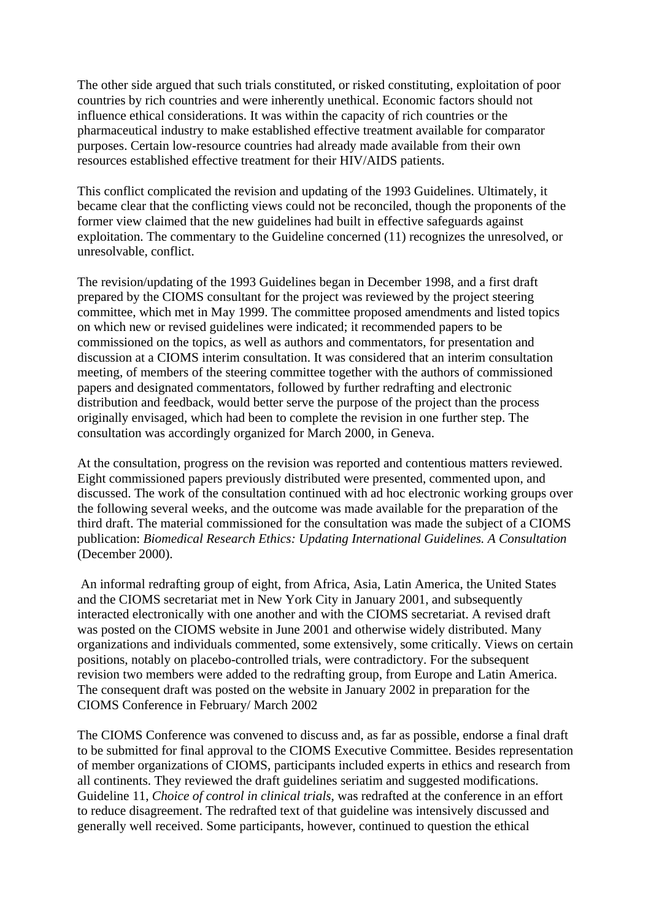The other side argued that such trials constituted, or risked constituting, exploitation of poor countries by rich countries and were inherently unethical. Economic factors should not influence ethical considerations. It was within the capacity of rich countries or the pharmaceutical industry to make established effective treatment available for comparator purposes. Certain low-resource countries had already made available from their own resources established effective treatment for their HIV/AIDS patients.

This conflict complicated the revision and updating of the 1993 Guidelines. Ultimately, it became clear that the conflicting views could not be reconciled, though the proponents of the former view claimed that the new guidelines had built in effective safeguards against exploitation. The commentary to the Guideline concerned (11) recognizes the unresolved, or unresolvable, conflict.

The revision/updating of the 1993 Guidelines began in December 1998, and a first draft prepared by the CIOMS consultant for the project was reviewed by the project steering committee, which met in May 1999. The committee proposed amendments and listed topics on which new or revised guidelines were indicated; it recommended papers to be commissioned on the topics, as well as authors and commentators, for presentation and discussion at a CIOMS interim consultation. It was considered that an interim consultation meeting, of members of the steering committee together with the authors of commissioned papers and designated commentators, followed by further redrafting and electronic distribution and feedback, would better serve the purpose of the project than the process originally envisaged, which had been to complete the revision in one further step. The consultation was accordingly organized for March 2000, in Geneva.

At the consultation, progress on the revision was reported and contentious matters reviewed. Eight commissioned papers previously distributed were presented, commented upon, and discussed. The work of the consultation continued with ad hoc electronic working groups over the following several weeks, and the outcome was made available for the preparation of the third draft. The material commissioned for the consultation was made the subject of a CIOMS publication: *Biomedical Research Ethics: Updating International Guidelines. A Consultation* (December 2000).

An informal redrafting group of eight, from Africa, Asia, Latin America, the United States and the CIOMS secretariat met in New York City in January 2001, and subsequently interacted electronically with one another and with the CIOMS secretariat. A revised draft was posted on the CIOMS website in June 2001 and otherwise widely distributed. Many organizations and individuals commented, some extensively, some critically. Views on certain positions, notably on placebo-controlled trials, were contradictory. For the subsequent revision two members were added to the redrafting group, from Europe and Latin America. The consequent draft was posted on the website in January 2002 in preparation for the CIOMS Conference in February/ March 2002

The CIOMS Conference was convened to discuss and, as far as possible, endorse a final draft to be submitted for final approval to the CIOMS Executive Committee. Besides representation of member organizations of CIOMS, participants included experts in ethics and research from all continents. They reviewed the draft guidelines seriatim and suggested modifications. Guideline 11, *Choice of control in clinical trials*, was redrafted at the conference in an effort to reduce disagreement. The redrafted text of that guideline was intensively discussed and generally well received. Some participants, however, continued to question the ethical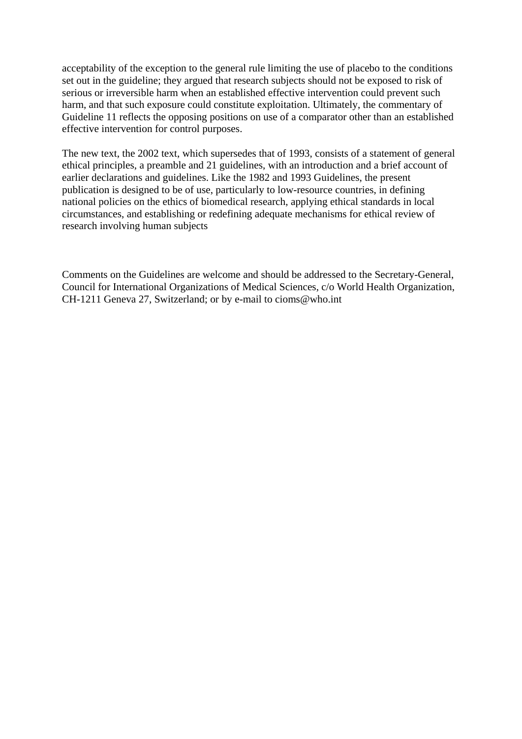acceptability of the exception to the general rule limiting the use of placebo to the conditions set out in the guideline; they argued that research subjects should not be exposed to risk of serious or irreversible harm when an established effective intervention could prevent such harm, and that such exposure could constitute exploitation. Ultimately, the commentary of Guideline 11 reflects the opposing positions on use of a comparator other than an established effective intervention for control purposes.

The new text, the 2002 text, which supersedes that of 1993, consists of a statement of general ethical principles, a preamble and 21 guidelines, with an introduction and a brief account of earlier declarations and guidelines. Like the 1982 and 1993 Guidelines, the present publication is designed to be of use, particularly to low-resource countries, in defining national policies on the ethics of biomedical research, applying ethical standards in local circumstances, and establishing or redefining adequate mechanisms for ethical review of research involving human subjects

Comments on the Guidelines are welcome and should be addressed to the Secretary-General, Council for International Organizations of Medical Sciences, c/o World Health Organization, CH-1211 Geneva 27, Switzerland; or by e-mail to cioms@who.int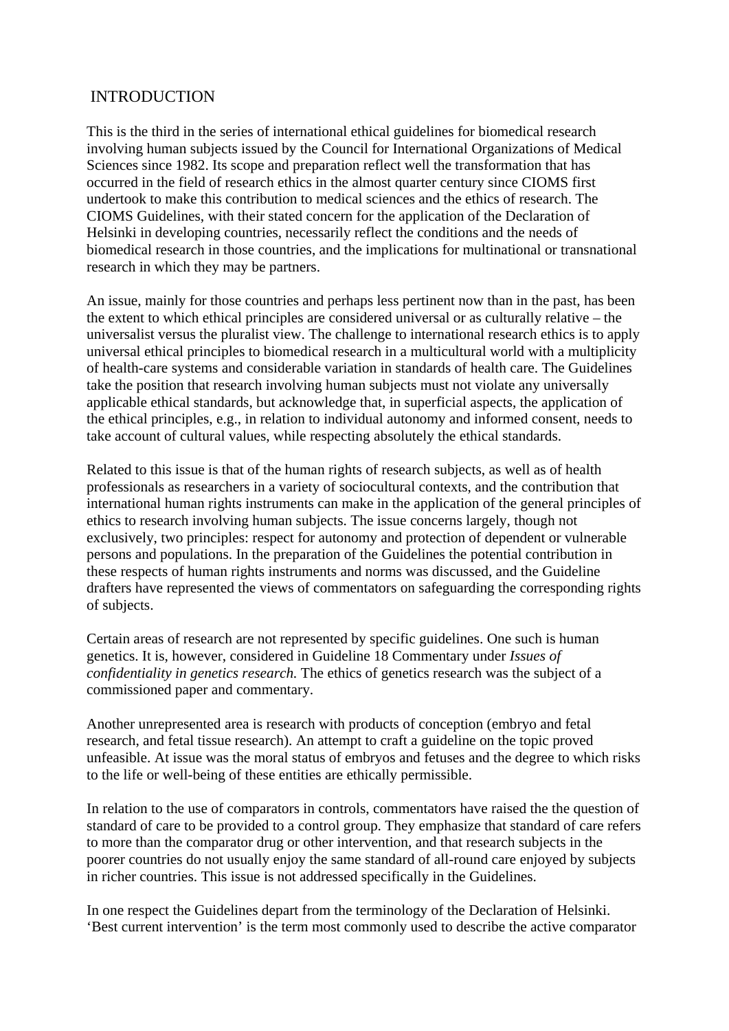# INTRODUCTION

This is the third in the series of international ethical guidelines for biomedical research involving human subjects issued by the Council for International Organizations of Medical Sciences since 1982. Its scope and preparation reflect well the transformation that has occurred in the field of research ethics in the almost quarter century since CIOMS first undertook to make this contribution to medical sciences and the ethics of research. The CIOMS Guidelines, with their stated concern for the application of the Declaration of Helsinki in developing countries, necessarily reflect the conditions and the needs of biomedical research in those countries, and the implications for multinational or transnational research in which they may be partners.

An issue, mainly for those countries and perhaps less pertinent now than in the past, has been the extent to which ethical principles are considered universal or as culturally relative – the universalist versus the pluralist view. The challenge to international research ethics is to apply universal ethical principles to biomedical research in a multicultural world with a multiplicity of health-care systems and considerable variation in standards of health care. The Guidelines take the position that research involving human subjects must not violate any universally applicable ethical standards, but acknowledge that, in superficial aspects, the application of the ethical principles, e.g., in relation to individual autonomy and informed consent, needs to take account of cultural values, while respecting absolutely the ethical standards.

Related to this issue is that of the human rights of research subjects, as well as of health professionals as researchers in a variety of sociocultural contexts, and the contribution that international human rights instruments can make in the application of the general principles of ethics to research involving human subjects. The issue concerns largely, though not exclusively, two principles: respect for autonomy and protection of dependent or vulnerable persons and populations. In the preparation of the Guidelines the potential contribution in these respects of human rights instruments and norms was discussed, and the Guideline drafters have represented the views of commentators on safeguarding the corresponding rights of subjects.

Certain areas of research are not represented by specific guidelines. One such is human genetics. It is, however, considered in Guideline 18 Commentary under *Issues of confidentiality in genetics research.* The ethics of genetics research was the subject of a commissioned paper and commentary.

Another unrepresented area is research with products of conception (embryo and fetal research, and fetal tissue research). An attempt to craft a guideline on the topic proved unfeasible. At issue was the moral status of embryos and fetuses and the degree to which risks to the life or well-being of these entities are ethically permissible.

In relation to the use of comparators in controls, commentators have raised the the question of standard of care to be provided to a control group. They emphasize that standard of care refers to more than the comparator drug or other intervention, and that research subjects in the poorer countries do not usually enjoy the same standard of all-round care enjoyed by subjects in richer countries. This issue is not addressed specifically in the Guidelines.

In one respect the Guidelines depart from the terminology of the Declaration of Helsinki. 'Best current intervention' is the term most commonly used to describe the active comparator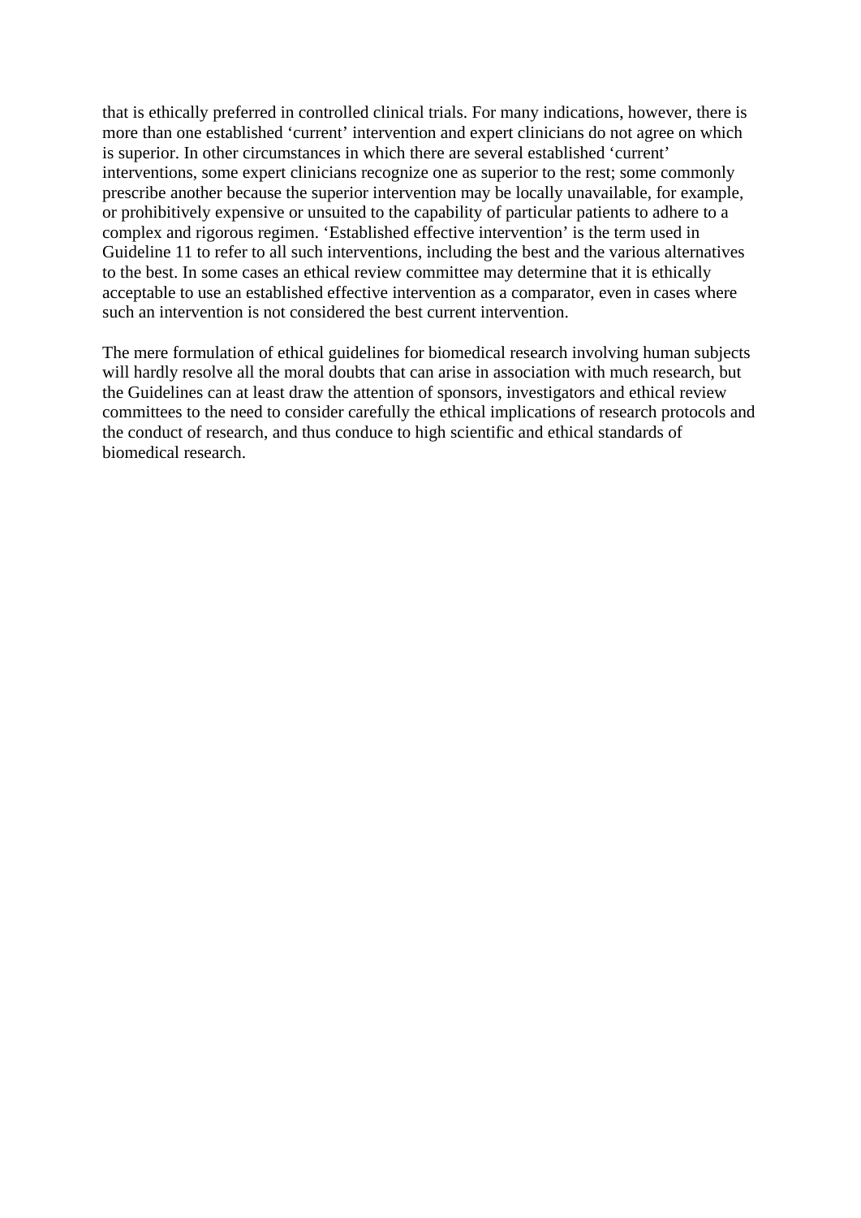that is ethically preferred in controlled clinical trials. For many indications, however, there is more than one established ‘current’ intervention and expert clinicians do not agree on which is superior. In other circumstances in which there are several established ‘current’ interventions, some expert clinicians recognize one as superior to the rest; some commonly prescribe another because the superior intervention may be locally unavailable, for example, or prohibitively expensive or unsuited to the capability of particular patients to adhere to a complex and rigorous regimen. ‘Established effective intervention’ is the term used in Guideline 11 to refer to all such interventions, including the best and the various alternatives to the best. In some cases an ethical review committee may determine that it is ethically acceptable to use an established effective intervention as a comparator, even in cases where such an intervention is not considered the best current intervention.

The mere formulation of ethical guidelines for biomedical research involving human subjects will hardly resolve all the moral doubts that can arise in association with much research, but the Guidelines can at least draw the attention of sponsors, investigators and ethical review committees to the need to consider carefully the ethical implications of research protocols and the conduct of research, and thus conduce to high scientific and ethical standards of biomedical research.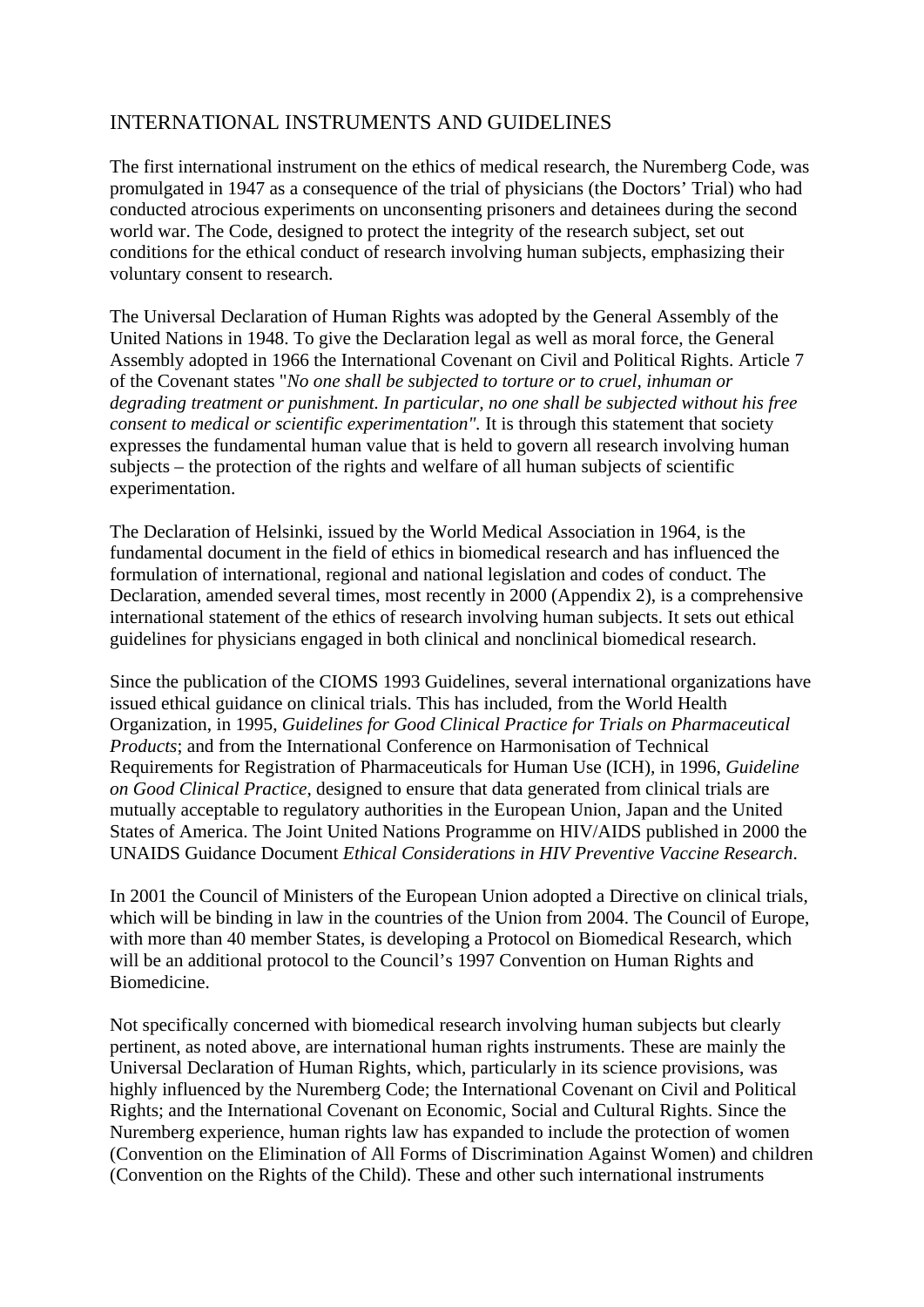## INTERNATIONAL INSTRUMENTS AND GUIDELINES

The first international instrument on the ethics of medical research, the Nuremberg Code, was promulgated in 1947 as a consequence of the trial of physicians (the Doctors' Trial) who had conducted atrocious experiments on unconsenting prisoners and detainees during the second world war. The Code, designed to protect the integrity of the research subject, set out conditions for the ethical conduct of research involving human subjects, emphasizing their voluntary consent to research.

The Universal Declaration of Human Rights was adopted by the General Assembly of the United Nations in 1948. To give the Declaration legal as well as moral force, the General Assembly adopted in 1966 the International Covenant on Civil and Political Rights. Article 7 of the Covenant states "*No one shall be subjected to torture or to cruel, inhuman or degrading treatment or punishment. In particular, no one shall be subjected without his free consent to medical or scientific experimentation"*. It is through this statement that society expresses the fundamental human value that is held to govern all research involving human subjects – the protection of the rights and welfare of all human subjects of scientific experimentation.

The Declaration of Helsinki, issued by the World Medical Association in 1964, is the fundamental document in the field of ethics in biomedical research and has influenced the formulation of international, regional and national legislation and codes of conduct. The Declaration, amended several times, most recently in 2000 (Appendix 2), is a comprehensive international statement of the ethics of research involving human subjects. It sets out ethical guidelines for physicians engaged in both clinical and nonclinical biomedical research.

Since the publication of the CIOMS 1993 Guidelines, several international organizations have issued ethical guidance on clinical trials. This has included, from the World Health Organization, in 1995, *Guidelines for Good Clinical Practice for Trials on Pharmaceutical Products*; and from the International Conference on Harmonisation of Technical Requirements for Registration of Pharmaceuticals for Human Use (ICH), in 1996, *Guideline on Good Clinical Practice*, designed to ensure that data generated from clinical trials are mutually acceptable to regulatory authorities in the European Union, Japan and the United States of America. The Joint United Nations Programme on HIV/AIDS published in 2000 the UNAIDS Guidance Document *Ethical Considerations in HIV Preventive Vaccine Research*.

In 2001 the Council of Ministers of the European Union adopted a Directive on clinical trials, which will be binding in law in the countries of the Union from 2004. The Council of Europe, with more than 40 member States, is developing a Protocol on Biomedical Research, which will be an additional protocol to the Council's 1997 Convention on Human Rights and Biomedicine.

Not specifically concerned with biomedical research involving human subjects but clearly pertinent, as noted above, are international human rights instruments. These are mainly the Universal Declaration of Human Rights, which, particularly in its science provisions, was highly influenced by the Nuremberg Code; the International Covenant on Civil and Political Rights; and the International Covenant on Economic, Social and Cultural Rights. Since the Nuremberg experience, human rights law has expanded to include the protection of women (Convention on the Elimination of All Forms of Discrimination Against Women) and children (Convention on the Rights of the Child). These and other such international instruments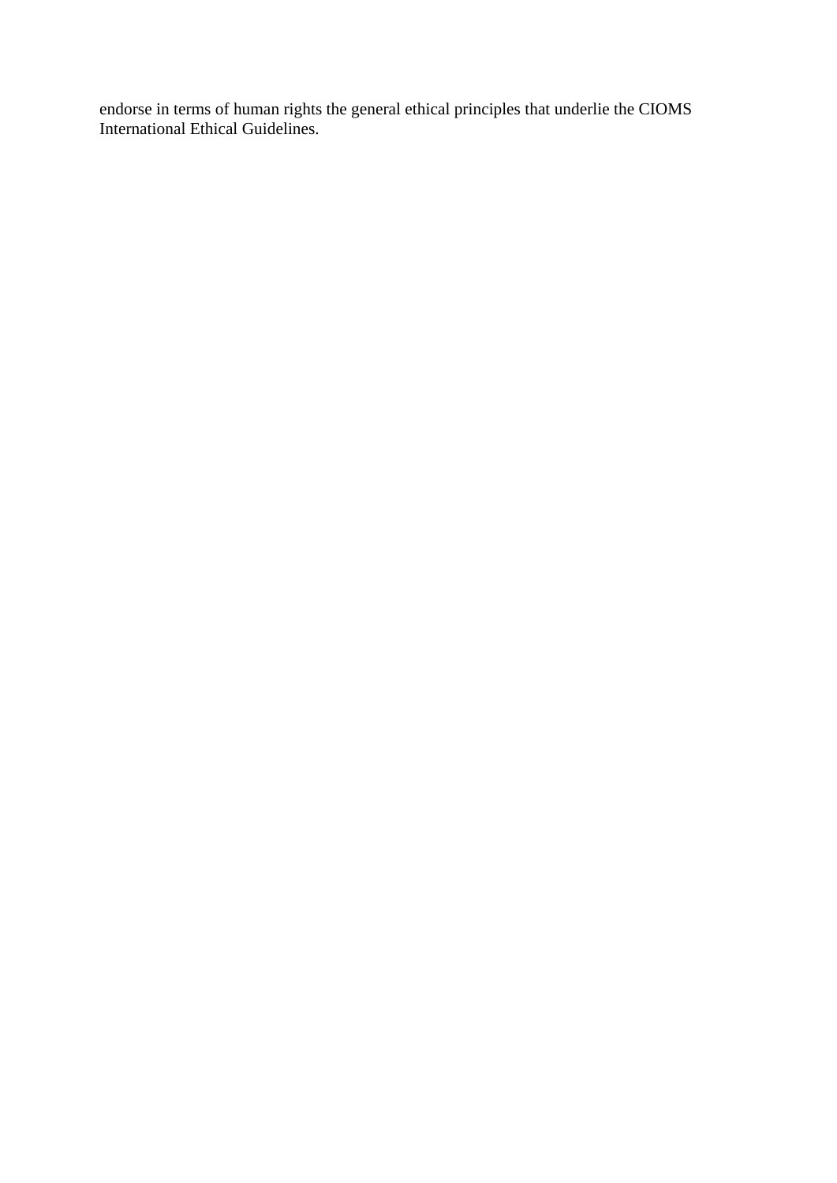endorse in terms of human rights the general ethical principles that underlie the CIOMS International Ethical Guidelines.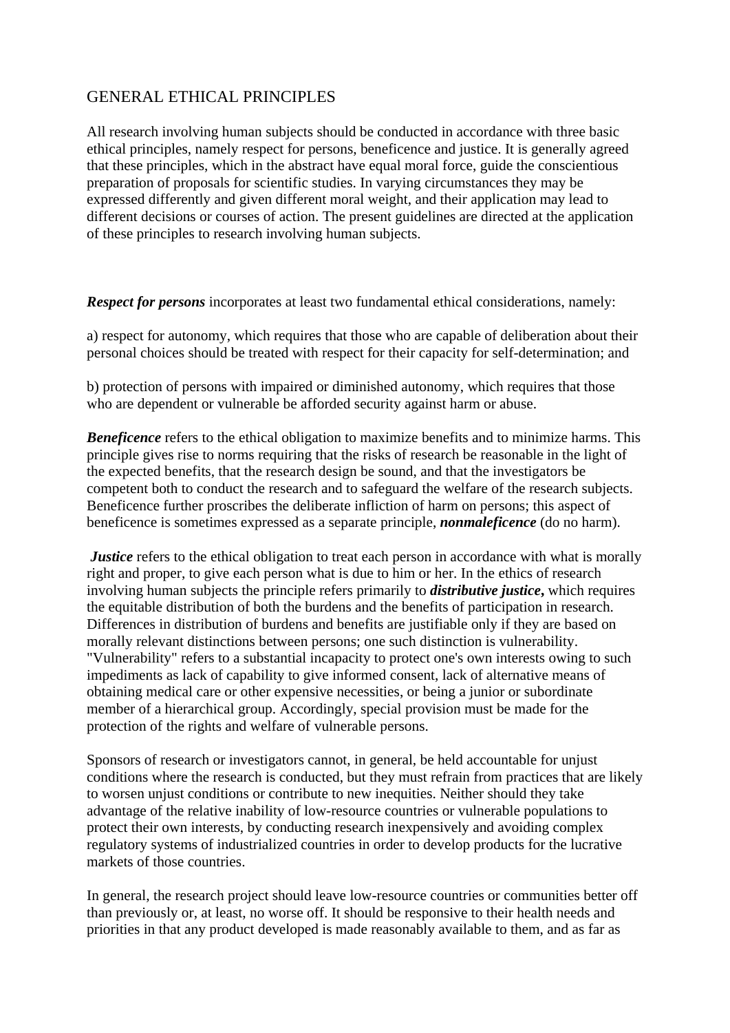# GENERAL ETHICAL PRINCIPLES

All research involving human subjects should be conducted in accordance with three basic ethical principles, namely respect for persons, beneficence and justice. It is generally agreed that these principles, which in the abstract have equal moral force, guide the conscientious preparation of proposals for scientific studies. In varying circumstances they may be expressed differently and given different moral weight, and their application may lead to different decisions or courses of action. The present guidelines are directed at the application of these principles to research involving human subjects.

***Respect for persons*** incorporates at least two fundamental ethical considerations, namely:

a) respect for autonomy, which requires that those who are capable of deliberation about their personal choices should be treated with respect for their capacity for self-determination; and

b) protection of persons with impaired or diminished autonomy, which requires that those who are dependent or vulnerable be afforded security against harm or abuse.

***Beneficence*** refers to the ethical obligation to maximize benefits and to minimize harms. This principle gives rise to norms requiring that the risks of research be reasonable in the light of the expected benefits, that the research design be sound, and that the investigators be competent both to conduct the research and to safeguard the welfare of the research subjects. Beneficence further proscribes the deliberate infliction of harm on persons; this aspect of beneficence is sometimes expressed as a separate principle, ***nonmaleficence*** (do no harm).

***Justice*** refers to the ethical obligation to treat each person in accordance with what is morally right and proper, to give each person what is due to him or her. In the ethics of research involving human subjects the principle refers primarily to ***distributive justice,*** which requires the equitable distribution of both the burdens and the benefits of participation in research. Differences in distribution of burdens and benefits are justifiable only if they are based on morally relevant distinctions between persons; one such distinction is vulnerability. "Vulnerability" refers to a substantial incapacity to protect one's own interests owing to such impediments as lack of capability to give informed consent, lack of alternative means of obtaining medical care or other expensive necessities, or being a junior or subordinate member of a hierarchical group. Accordingly, special provision must be made for the protection of the rights and welfare of vulnerable persons.

Sponsors of research or investigators cannot, in general, be held accountable for unjust conditions where the research is conducted, but they must refrain from practices that are likely to worsen unjust conditions or contribute to new inequities. Neither should they take advantage of the relative inability of low-resource countries or vulnerable populations to protect their own interests, by conducting research inexpensively and avoiding complex regulatory systems of industrialized countries in order to develop products for the lucrative markets of those countries.

In general, the research project should leave low-resource countries or communities better off than previously or, at least, no worse off. It should be responsive to their health needs and priorities in that any product developed is made reasonably available to them, and as far as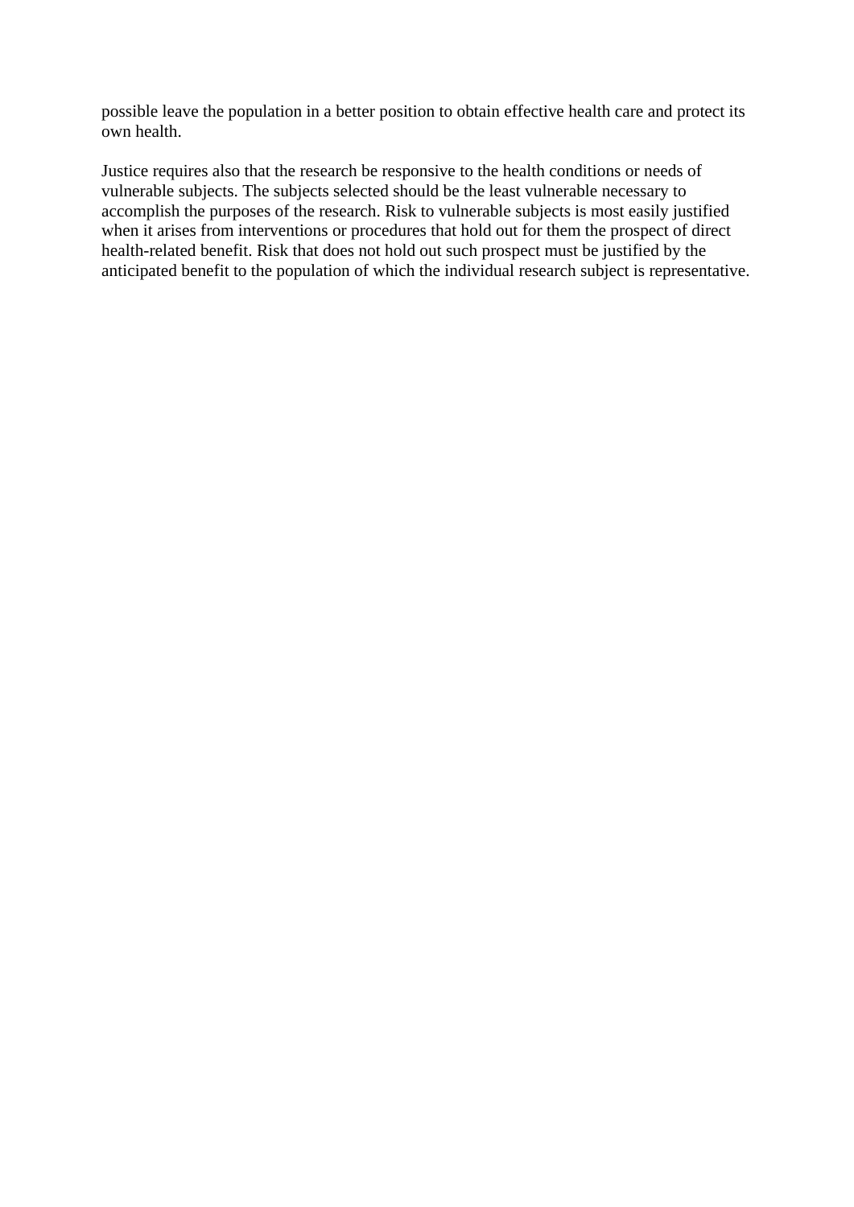possible leave the population in a better position to obtain effective health care and protect its own health.

Justice requires also that the research be responsive to the health conditions or needs of vulnerable subjects. The subjects selected should be the least vulnerable necessary to accomplish the purposes of the research. Risk to vulnerable subjects is most easily justified when it arises from interventions or procedures that hold out for them the prospect of direct health-related benefit. Risk that does not hold out such prospect must be justified by the anticipated benefit to the population of which the individual research subject is representative.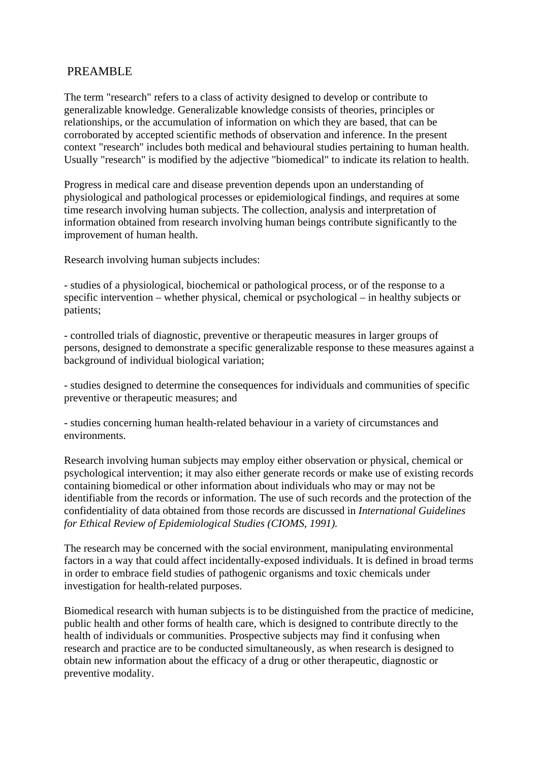## PREAMBLE

The term "research" refers to a class of activity designed to develop or contribute to generalizable knowledge. Generalizable knowledge consists of theories, principles or relationships, or the accumulation of information on which they are based, that can be corroborated by accepted scientific methods of observation and inference. In the present context "research" includes both medical and behavioural studies pertaining to human health. Usually "research" is modified by the adjective "biomedical" to indicate its relation to health.

Progress in medical care and disease prevention depends upon an understanding of physiological and pathological processes or epidemiological findings, and requires at some time research involving human subjects. The collection, analysis and interpretation of information obtained from research involving human beings contribute significantly to the improvement of human health.

Research involving human subjects includes:

- studies of a physiological, biochemical or pathological process, or of the response to a specific intervention – whether physical, chemical or psychological – in healthy subjects or patients;

- controlled trials of diagnostic, preventive or therapeutic measures in larger groups of persons, designed to demonstrate a specific generalizable response to these measures against a background of individual biological variation;

- studies designed to determine the consequences for individuals and communities of specific preventive or therapeutic measures; and

- studies concerning human health-related behaviour in a variety of circumstances and environments.

Research involving human subjects may employ either observation or physical, chemical or psychological intervention; it may also either generate records or make use of existing records containing biomedical or other information about individuals who may or may not be identifiable from the records or information. The use of such records and the protection of the confidentiality of data obtained from those records are discussed in *International Guidelines for Ethical Review of Epidemiological Studies (CIOMS, 1991).*

The research may be concerned with the social environment, manipulating environmental factors in a way that could affect incidentally-exposed individuals. It is defined in broad terms in order to embrace field studies of pathogenic organisms and toxic chemicals under investigation for health-related purposes.

Biomedical research with human subjects is to be distinguished from the practice of medicine, public health and other forms of health care, which is designed to contribute directly to the health of individuals or communities. Prospective subjects may find it confusing when research and practice are to be conducted simultaneously, as when research is designed to obtain new information about the efficacy of a drug or other therapeutic, diagnostic or preventive modality.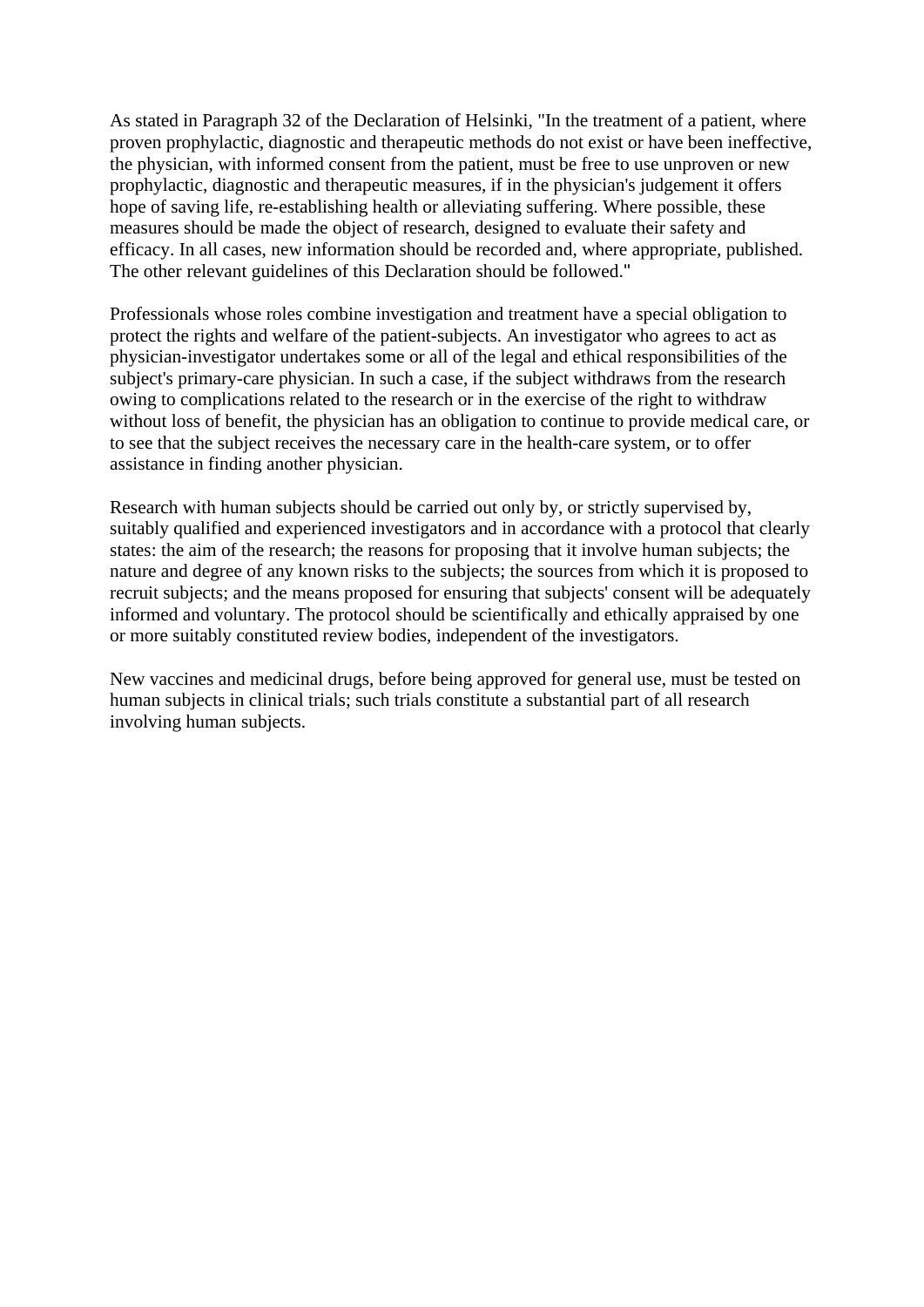As stated in Paragraph 32 of the Declaration of Helsinki, "In the treatment of a patient, where proven prophylactic, diagnostic and therapeutic methods do not exist or have been ineffective, the physician, with informed consent from the patient, must be free to use unproven or new prophylactic, diagnostic and therapeutic measures, if in the physician's judgement it offers hope of saving life, re-establishing health or alleviating suffering. Where possible, these measures should be made the object of research, designed to evaluate their safety and efficacy. In all cases, new information should be recorded and, where appropriate, published. The other relevant guidelines of this Declaration should be followed."

Professionals whose roles combine investigation and treatment have a special obligation to protect the rights and welfare of the patient-subjects. An investigator who agrees to act as physician-investigator undertakes some or all of the legal and ethical responsibilities of the subject's primary-care physician. In such a case, if the subject withdraws from the research owing to complications related to the research or in the exercise of the right to withdraw without loss of benefit, the physician has an obligation to continue to provide medical care, or to see that the subject receives the necessary care in the health-care system, or to offer assistance in finding another physician.

Research with human subjects should be carried out only by, or strictly supervised by, suitably qualified and experienced investigators and in accordance with a protocol that clearly states: the aim of the research; the reasons for proposing that it involve human subjects; the nature and degree of any known risks to the subjects; the sources from which it is proposed to recruit subjects; and the means proposed for ensuring that subjects' consent will be adequately informed and voluntary. The protocol should be scientifically and ethically appraised by one or more suitably constituted review bodies, independent of the investigators.

New vaccines and medicinal drugs, before being approved for general use, must be tested on human subjects in clinical trials; such trials constitute a substantial part of all research involving human subjects.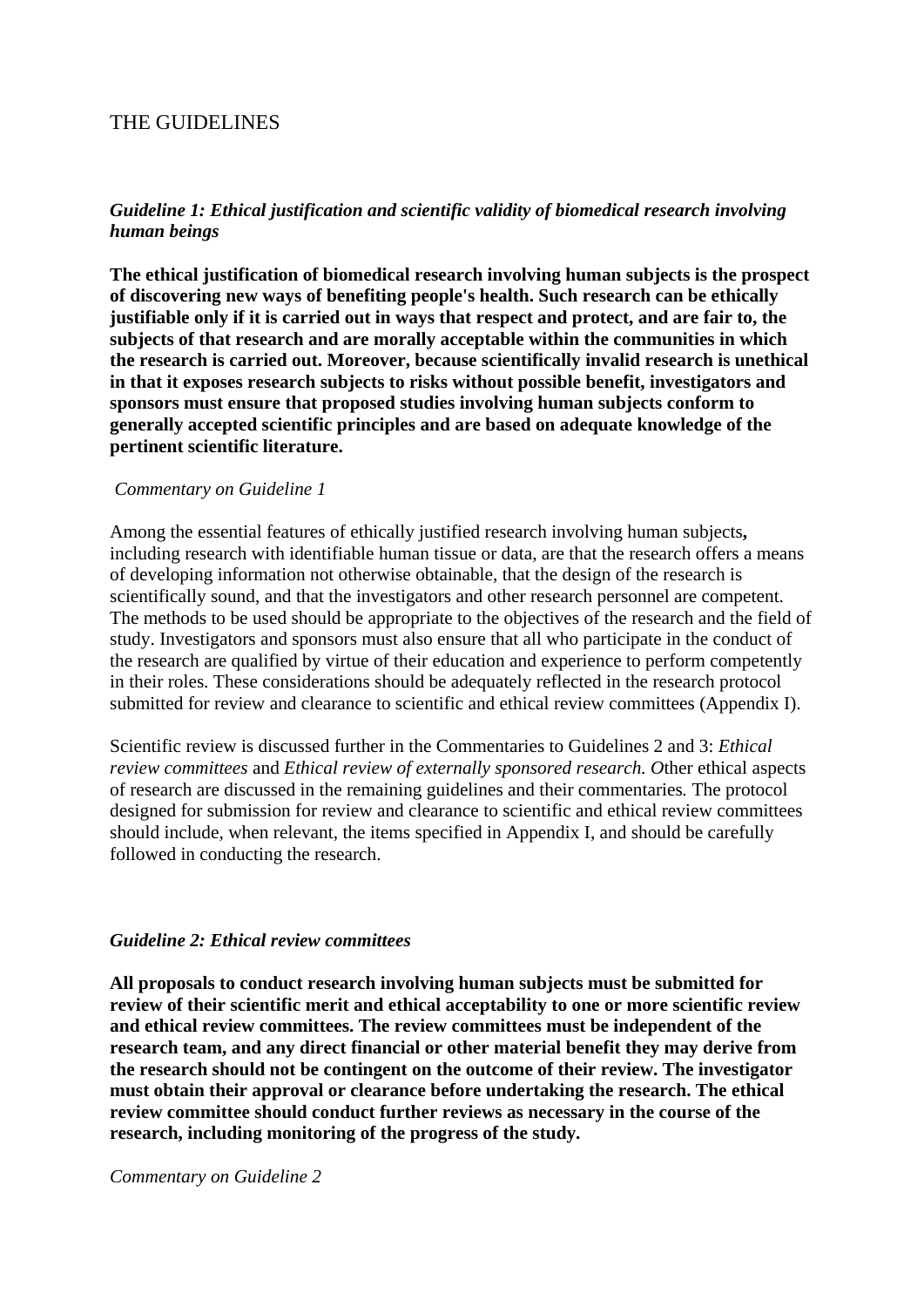# THE GUIDELINES

### *Guideline 1: Ethical justification and scientific validity of biomedical research involving human beings*

**The ethical justification of biomedical research involving human subjects is the prospect of discovering new ways of benefiting people's health. Such research can be ethically justifiable only if it is carried out in ways that respect and protect, and are fair to, the subjects of that research and are morally acceptable within the communities in which the research is carried out. Moreover, because scientifically invalid research is unethical in that it exposes research subjects to risks without possible benefit, investigators and sponsors must ensure that proposed studies involving human subjects conform to generally accepted scientific principles and are based on adequate knowledge of the pertinent scientific literature.**

*Commentary on Guideline 1*

Among the essential features of ethically justified research involving human subjects**,** including research with identifiable human tissue or data, are that the research offers a means of developing information not otherwise obtainable, that the design of the research is scientifically sound, and that the investigators and other research personnel are competent. The methods to be used should be appropriate to the objectives of the research and the field of study. Investigators and sponsors must also ensure that all who participate in the conduct of the research are qualified by virtue of their education and experience to perform competently in their roles. These considerations should be adequately reflected in the research protocol submitted for review and clearance to scientific and ethical review committees (Appendix I).

Scientific review is discussed further in the Commentaries to Guidelines 2 and 3: *Ethical review committees* and *Ethical review of externally sponsored research. O*ther ethical aspects of research are discussed in the remaining guidelines and their commentaries. The protocol designed for submission for review and clearance to scientific and ethical review committees should include, when relevant, the items specified in Appendix I, and should be carefully followed in conducting the research.

### *Guideline 2: Ethical review committees*

**All proposals to conduct research involving human subjects must be submitted for review of their scientific merit and ethical acceptability to one or more scientific review and ethical review committees. The review committees must be independent of the research team, and any direct financial or other material benefit they may derive from the research should not be contingent on the outcome of their review. The investigator must obtain their approval or clearance before undertaking the research. The ethical review committee should conduct further reviews as necessary in the course of the research, including monitoring of the progress of the study.**

*Commentary on Guideline 2*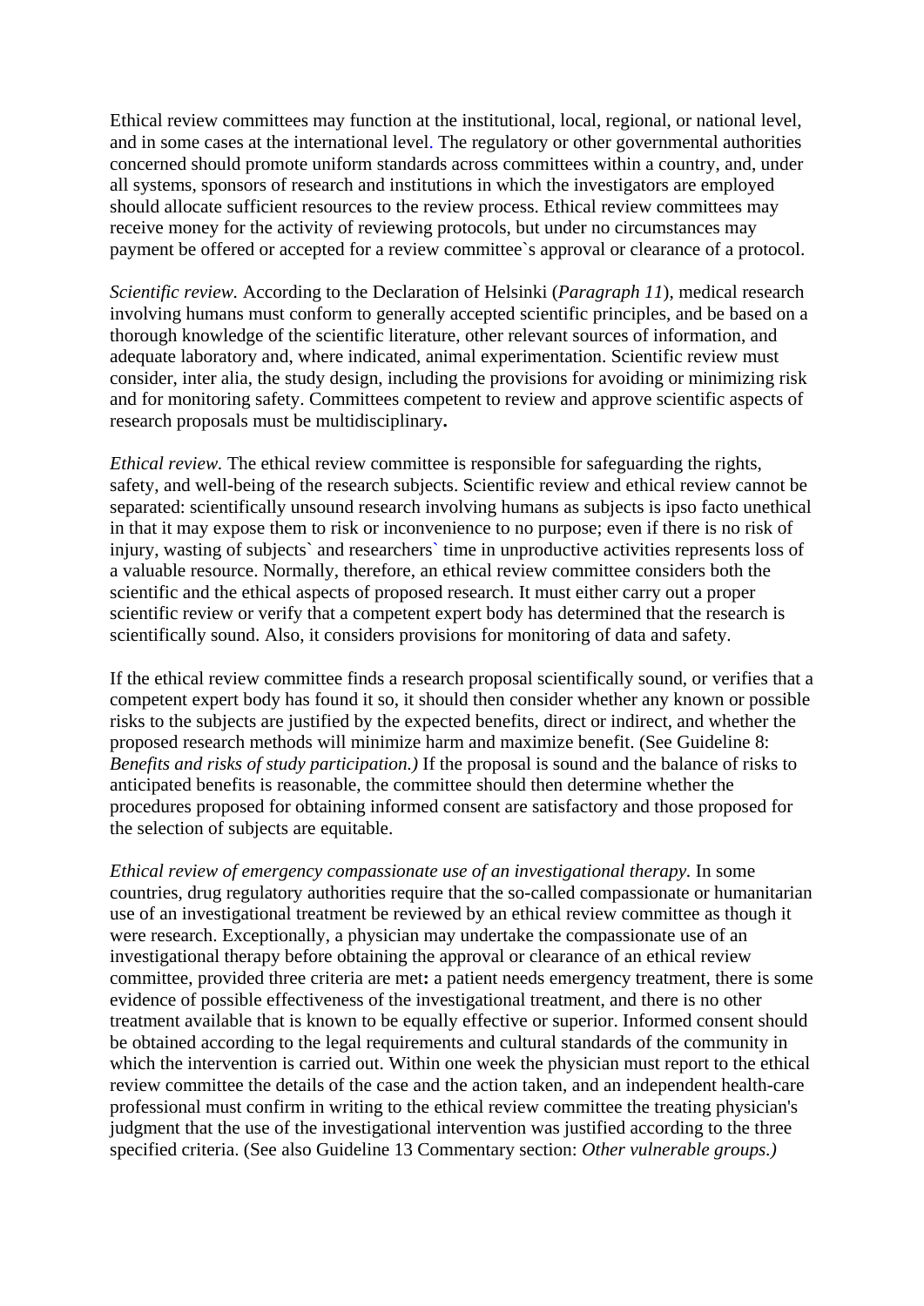Ethical review committees may function at the institutional, local, regional, or national level, and in some cases at the international level. The regulatory or other governmental authorities concerned should promote uniform standards across committees within a country, and, under all systems, sponsors of research and institutions in which the investigators are employed should allocate sufficient resources to the review process. Ethical review committees may receive money for the activity of reviewing protocols, but under no circumstances may payment be offered or accepted for a review committee`s approval or clearance of a protocol.

*Scientific review.* According to the Declaration of Helsinki (*Paragraph 11*), medical research involving humans must conform to generally accepted scientific principles, and be based on a thorough knowledge of the scientific literature, other relevant sources of information, and adequate laboratory and, where indicated, animal experimentation. Scientific review must consider, inter alia, the study design, including the provisions for avoiding or minimizing risk and for monitoring safety. Committees competent to review and approve scientific aspects of research proposals must be multidisciplinary**.**

*Ethical review.* The ethical review committee is responsible for safeguarding the rights, safety, and well-being of the research subjects. Scientific review and ethical review cannot be separated: scientifically unsound research involving humans as subjects is ipso facto unethical in that it may expose them to risk or inconvenience to no purpose; even if there is no risk of injury, wasting of subjects` and researchers` time in unproductive activities represents loss of a valuable resource. Normally, therefore, an ethical review committee considers both the scientific and the ethical aspects of proposed research. It must either carry out a proper scientific review or verify that a competent expert body has determined that the research is scientifically sound. Also, it considers provisions for monitoring of data and safety.

If the ethical review committee finds a research proposal scientifically sound, or verifies that a competent expert body has found it so, it should then consider whether any known or possible risks to the subjects are justified by the expected benefits, direct or indirect, and whether the proposed research methods will minimize harm and maximize benefit. (See Guideline 8: *Benefits and risks of study participation.)* If the proposal is sound and the balance of risks to anticipated benefits is reasonable, the committee should then determine whether the procedures proposed for obtaining informed consent are satisfactory and those proposed for the selection of subjects are equitable.

*Ethical review of emergency compassionate use of an investigational therapy.* In some countries, drug regulatory authorities require that the so-called compassionate or humanitarian use of an investigational treatment be reviewed by an ethical review committee as though it were research. Exceptionally, a physician may undertake the compassionate use of an investigational therapy before obtaining the approval or clearance of an ethical review committee, provided three criteria are met**:** a patient needs emergency treatment, there is some evidence of possible effectiveness of the investigational treatment, and there is no other treatment available that is known to be equally effective or superior. Informed consent should be obtained according to the legal requirements and cultural standards of the community in which the intervention is carried out. Within one week the physician must report to the ethical review committee the details of the case and the action taken, and an independent health-care professional must confirm in writing to the ethical review committee the treating physician's judgment that the use of the investigational intervention was justified according to the three specified criteria. (See also Guideline 13 Commentary section: *Other vulnerable groups.)*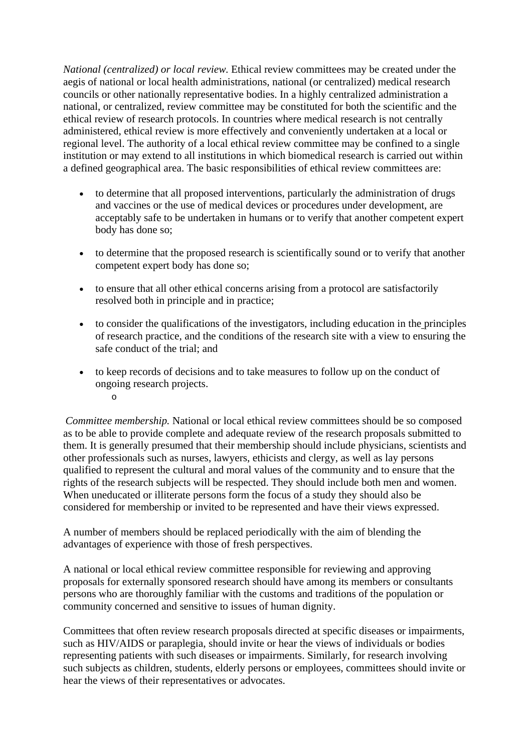*National (centralized) or local review.* Ethical review committees may be created under the aegis of national or local health administrations, national (or centralized) medical research councils or other nationally representative bodies. In a highly centralized administration a national, or centralized, review committee may be constituted for both the scientific and the ethical review of research protocols. In countries where medical research is not centrally administered, ethical review is more effectively and conveniently undertaken at a local or regional level. The authority of a local ethical review committee may be confined to a single institution or may extend to all institutions in which biomedical research is carried out within a defined geographical area. The basic responsibilities of ethical review committees are:

- to determine that all proposed interventions, particularly the administration of drugs and vaccines or the use of medical devices or procedures under development, are acceptably safe to be undertaken in humans or to verify that another competent expert body has done so;
- to determine that the proposed research is scientifically sound or to verify that another competent expert body has done so;
- to ensure that all other ethical concerns arising from a protocol are satisfactorily resolved both in principle and in practice;
- to consider the qualifications of the investigators, including education in the principles of research practice, and the conditions of the research site with a view to ensuring the safe conduct of the trial; and
- to keep records of decisions and to take measures to follow up on the conduct of ongoing research projects.
    - 

*Committee membership.* National or local ethical review committees should be so composed as to be able to provide complete and adequate review of the research proposals submitted to them. It is generally presumed that their membership should include physicians, scientists and other professionals such as nurses, lawyers, ethicists and clergy, as well as lay persons qualified to represent the cultural and moral values of the community and to ensure that the rights of the research subjects will be respected. They should include both men and women. When uneducated or illiterate persons form the focus of a study they should also be considered for membership or invited to be represented and have their views expressed.

A number of members should be replaced periodically with the aim of blending the advantages of experience with those of fresh perspectives.

A national or local ethical review committee responsible for reviewing and approving proposals for externally sponsored research should have among its members or consultants persons who are thoroughly familiar with the customs and traditions of the population or community concerned and sensitive to issues of human dignity.

Committees that often review research proposals directed at specific diseases or impairments, such as HIV/AIDS or paraplegia, should invite or hear the views of individuals or bodies representing patients with such diseases or impairments. Similarly, for research involving such subjects as children, students, elderly persons or employees, committees should invite or hear the views of their representatives or advocates.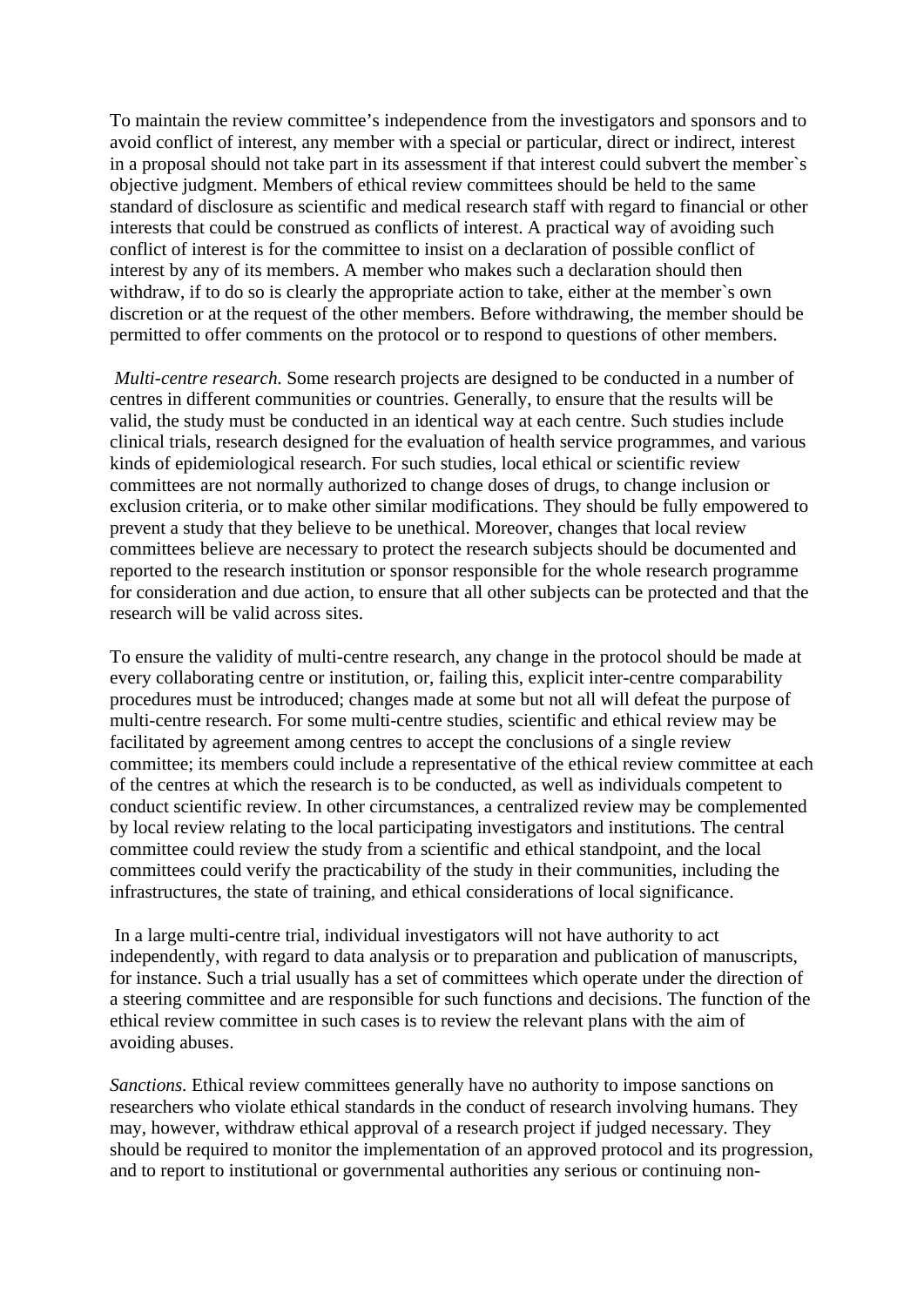To maintain the review committee's independence from the investigators and sponsors and to avoid conflict of interest, any member with a special or particular, direct or indirect, interest in a proposal should not take part in its assessment if that interest could subvert the member`s objective judgment. Members of ethical review committees should be held to the same standard of disclosure as scientific and medical research staff with regard to financial or other interests that could be construed as conflicts of interest. A practical way of avoiding such conflict of interest is for the committee to insist on a declaration of possible conflict of interest by any of its members. A member who makes such a declaration should then withdraw, if to do so is clearly the appropriate action to take, either at the member`s own discretion or at the request of the other members. Before withdrawing, the member should be permitted to offer comments on the protocol or to respond to questions of other members.

*Multi-centre research.* Some research projects are designed to be conducted in a number of centres in different communities or countries. Generally, to ensure that the results will be valid, the study must be conducted in an identical way at each centre. Such studies include clinical trials, research designed for the evaluation of health service programmes, and various kinds of epidemiological research. For such studies, local ethical or scientific review committees are not normally authorized to change doses of drugs, to change inclusion or exclusion criteria, or to make other similar modifications. They should be fully empowered to prevent a study that they believe to be unethical. Moreover, changes that local review committees believe are necessary to protect the research subjects should be documented and reported to the research institution or sponsor responsible for the whole research programme for consideration and due action, to ensure that all other subjects can be protected and that the research will be valid across sites.

To ensure the validity of multi-centre research, any change in the protocol should be made at every collaborating centre or institution, or, failing this, explicit inter-centre comparability procedures must be introduced; changes made at some but not all will defeat the purpose of multi-centre research. For some multi-centre studies, scientific and ethical review may be facilitated by agreement among centres to accept the conclusions of a single review committee; its members could include a representative of the ethical review committee at each of the centres at which the research is to be conducted, as well as individuals competent to conduct scientific review. In other circumstances, a centralized review may be complemented by local review relating to the local participating investigators and institutions. The central committee could review the study from a scientific and ethical standpoint, and the local committees could verify the practicability of the study in their communities, including the infrastructures, the state of training, and ethical considerations of local significance.

In a large multi-centre trial, individual investigators will not have authority to act independently, with regard to data analysis or to preparation and publication of manuscripts, for instance. Such a trial usually has a set of committees which operate under the direction of a steering committee and are responsible for such functions and decisions. The function of the ethical review committee in such cases is to review the relevant plans with the aim of avoiding abuses.

*Sanctions.* Ethical review committees generally have no authority to impose sanctions on researchers who violate ethical standards in the conduct of research involving humans. They may, however, withdraw ethical approval of a research project if judged necessary. They should be required to monitor the implementation of an approved protocol and its progression, and to report to institutional or governmental authorities any serious or continuing non-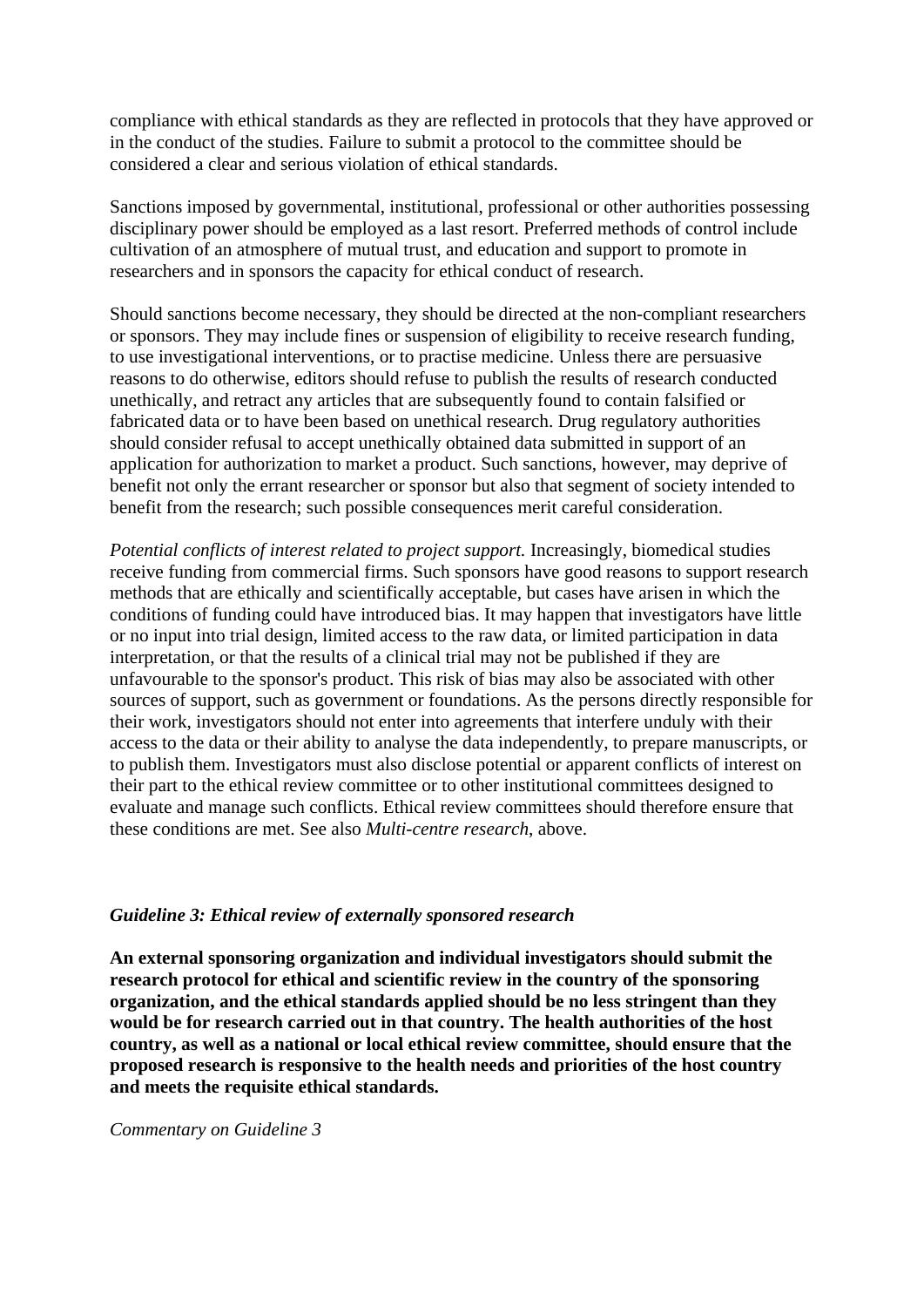compliance with ethical standards as they are reflected in protocols that they have approved or in the conduct of the studies. Failure to submit a protocol to the committee should be considered a clear and serious violation of ethical standards.

Sanctions imposed by governmental, institutional, professional or other authorities possessing disciplinary power should be employed as a last resort. Preferred methods of control include cultivation of an atmosphere of mutual trust, and education and support to promote in researchers and in sponsors the capacity for ethical conduct of research.

Should sanctions become necessary, they should be directed at the non-compliant researchers or sponsors. They may include fines or suspension of eligibility to receive research funding, to use investigational interventions, or to practise medicine. Unless there are persuasive reasons to do otherwise, editors should refuse to publish the results of research conducted unethically, and retract any articles that are subsequently found to contain falsified or fabricated data or to have been based on unethical research. Drug regulatory authorities should consider refusal to accept unethically obtained data submitted in support of an application for authorization to market a product. Such sanctions, however, may deprive of benefit not only the errant researcher or sponsor but also that segment of society intended to benefit from the research; such possible consequences merit careful consideration.

*Potential conflicts of interest related to project support.* Increasingly, biomedical studies receive funding from commercial firms. Such sponsors have good reasons to support research methods that are ethically and scientifically acceptable, but cases have arisen in which the conditions of funding could have introduced bias. It may happen that investigators have little or no input into trial design, limited access to the raw data, or limited participation in data interpretation, or that the results of a clinical trial may not be published if they are unfavourable to the sponsor's product. This risk of bias may also be associated with other sources of support, such as government or foundations. As the persons directly responsible for their work, investigators should not enter into agreements that interfere unduly with their access to the data or their ability to analyse the data independently, to prepare manuscripts, or to publish them. Investigators must also disclose potential or apparent conflicts of interest on their part to the ethical review committee or to other institutional committees designed to evaluate and manage such conflicts. Ethical review committees should therefore ensure that these conditions are met. See also *Multi-centre research*, above.

### *Guideline 3: Ethical review of externally sponsored research*

**An external sponsoring organization and individual investigators should submit the research protocol for ethical and scientific review in the country of the sponsoring organization, and the ethical standards applied should be no less stringent than they would be for research carried out in that country. The health authorities of the host country, as well as a national or local ethical review committee, should ensure that the proposed research is responsive to the health needs and priorities of the host country and meets the requisite ethical standards.**

*Commentary on Guideline 3*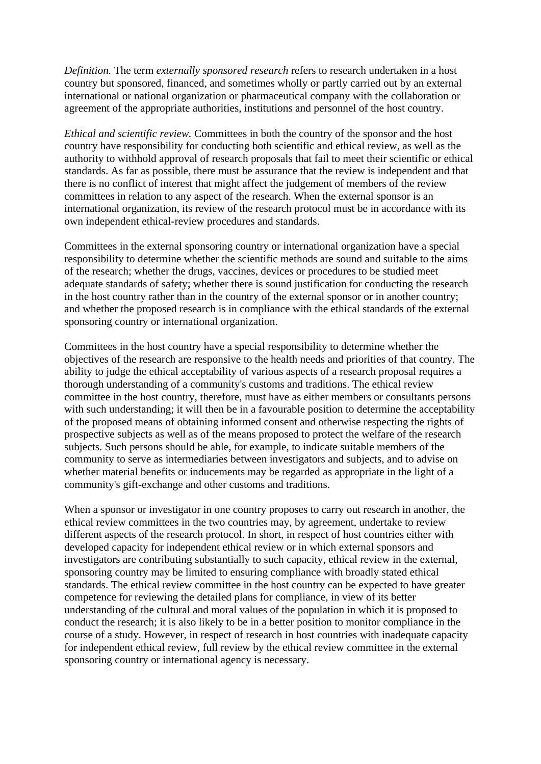*Definition.* The term *externally sponsored research* refers to research undertaken in a host country but sponsored, financed, and sometimes wholly or partly carried out by an external international or national organization or pharmaceutical company with the collaboration or agreement of the appropriate authorities, institutions and personnel of the host country.

*Ethical and scientific review.* Committees in both the country of the sponsor and the host country have responsibility for conducting both scientific and ethical review, as well as the authority to withhold approval of research proposals that fail to meet their scientific or ethical standards. As far as possible, there must be assurance that the review is independent and that there is no conflict of interest that might affect the judgement of members of the review committees in relation to any aspect of the research. When the external sponsor is an international organization, its review of the research protocol must be in accordance with its own independent ethical-review procedures and standards.

Committees in the external sponsoring country or international organization have a special responsibility to determine whether the scientific methods are sound and suitable to the aims of the research; whether the drugs, vaccines, devices or procedures to be studied meet adequate standards of safety; whether there is sound justification for conducting the research in the host country rather than in the country of the external sponsor or in another country; and whether the proposed research is in compliance with the ethical standards of the external sponsoring country or international organization.

Committees in the host country have a special responsibility to determine whether the objectives of the research are responsive to the health needs and priorities of that country. The ability to judge the ethical acceptability of various aspects of a research proposal requires a thorough understanding of a community's customs and traditions. The ethical review committee in the host country, therefore, must have as either members or consultants persons with such understanding; it will then be in a favourable position to determine the acceptability of the proposed means of obtaining informed consent and otherwise respecting the rights of prospective subjects as well as of the means proposed to protect the welfare of the research subjects. Such persons should be able, for example, to indicate suitable members of the community to serve as intermediaries between investigators and subjects, and to advise on whether material benefits or inducements may be regarded as appropriate in the light of a community's gift-exchange and other customs and traditions.

When a sponsor or investigator in one country proposes to carry out research in another, the ethical review committees in the two countries may, by agreement, undertake to review different aspects of the research protocol. In short, in respect of host countries either with developed capacity for independent ethical review or in which external sponsors and investigators are contributing substantially to such capacity, ethical review in the external, sponsoring country may be limited to ensuring compliance with broadly stated ethical standards. The ethical review committee in the host country can be expected to have greater competence for reviewing the detailed plans for compliance, in view of its better understanding of the cultural and moral values of the population in which it is proposed to conduct the research; it is also likely to be in a better position to monitor compliance in the course of a study. However, in respect of research in host countries with inadequate capacity for independent ethical review, full review by the ethical review committee in the external sponsoring country or international agency is necessary.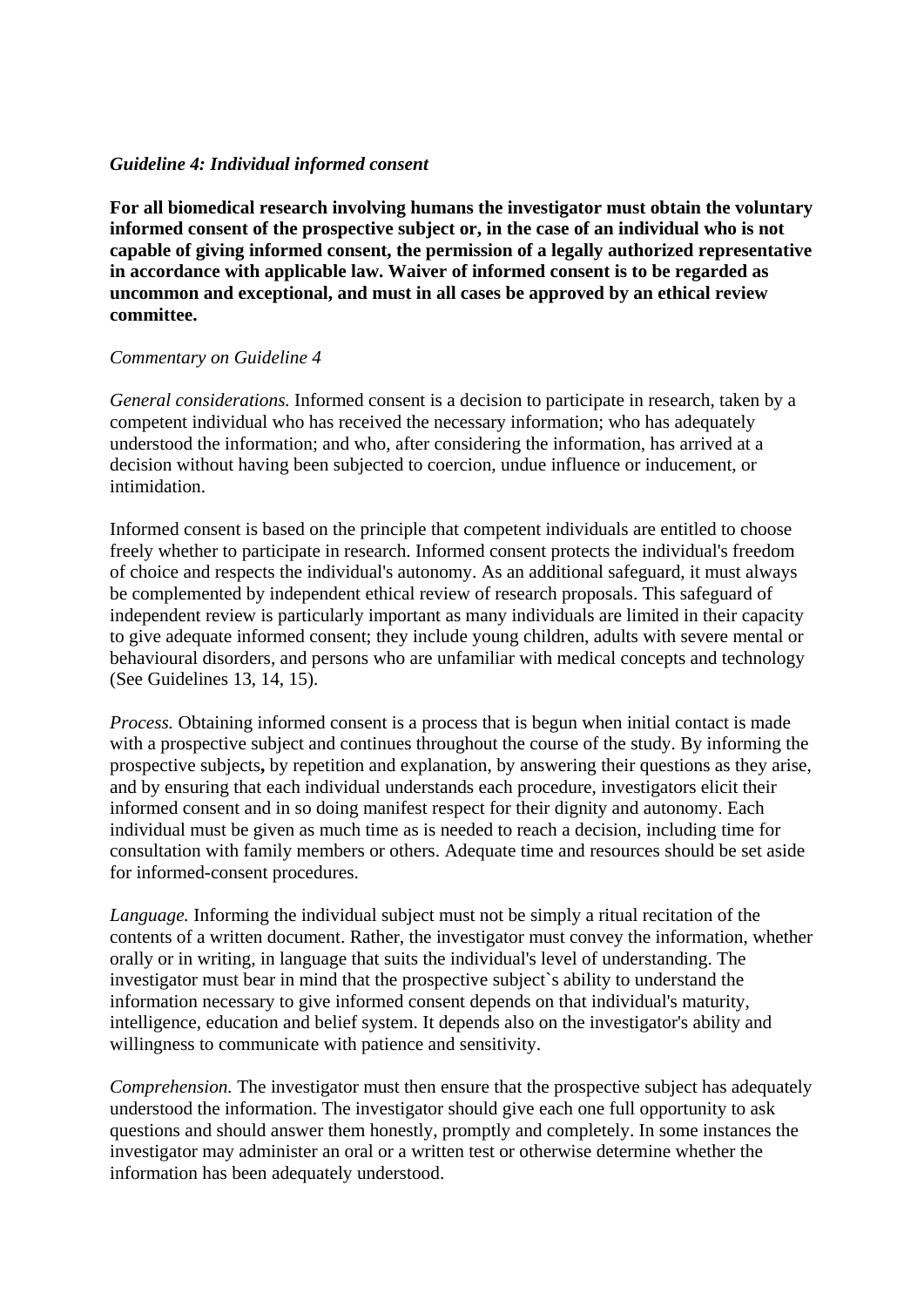***Guideline 4: Individual informed consent***

**For all biomedical research involving humans the investigator must obtain the voluntary informed consent of the prospective subject or, in the case of an individual who is not capable of giving informed consent, the permission of a legally authorized representative in accordance with applicable law. Waiver of informed consent is to be regarded as uncommon and exceptional, and must in all cases be approved by an ethical review committee.**

*Commentary on Guideline 4*

*General considerations.* Informed consent is a decision to participate in research, taken by a competent individual who has received the necessary information; who has adequately understood the information; and who, after considering the information, has arrived at a decision without having been subjected to coercion, undue influence or inducement, or intimidation.

Informed consent is based on the principle that competent individuals are entitled to choose freely whether to participate in research. Informed consent protects the individual's freedom of choice and respects the individual's autonomy. As an additional safeguard, it must always be complemented by independent ethical review of research proposals. This safeguard of independent review is particularly important as many individuals are limited in their capacity to give adequate informed consent; they include young children, adults with severe mental or behavioural disorders, and persons who are unfamiliar with medical concepts and technology (See Guidelines 13, 14, 15).

*Process.* Obtaining informed consent is a process that is begun when initial contact is made with a prospective subject and continues throughout the course of the study. By informing the prospective subjects**,** by repetition and explanation, by answering their questions as they arise, and by ensuring that each individual understands each procedure, investigators elicit their informed consent and in so doing manifest respect for their dignity and autonomy. Each individual must be given as much time as is needed to reach a decision, including time for consultation with family members or others. Adequate time and resources should be set aside for informed-consent procedures.

*Language.* Informing the individual subject must not be simply a ritual recitation of the contents of a written document. Rather, the investigator must convey the information, whether orally or in writing, in language that suits the individual's level of understanding. The investigator must bear in mind that the prospective subject`s ability to understand the information necessary to give informed consent depends on that individual's maturity, intelligence, education and belief system. It depends also on the investigator's ability and willingness to communicate with patience and sensitivity.

*Comprehension.* The investigator must then ensure that the prospective subject has adequately understood the information. The investigator should give each one full opportunity to ask questions and should answer them honestly, promptly and completely. In some instances the investigator may administer an oral or a written test or otherwise determine whether the information has been adequately understood.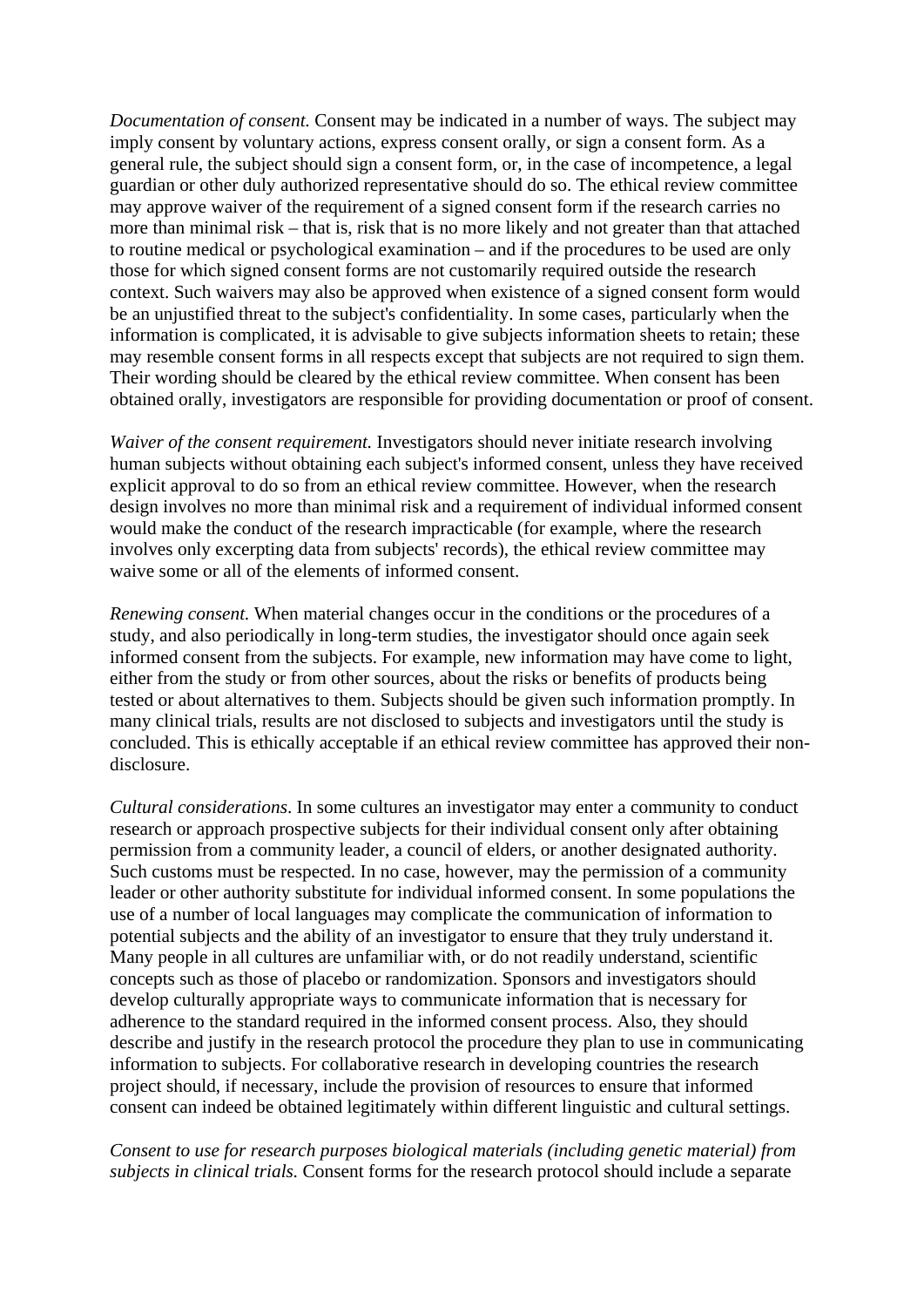*Documentation of consent.* Consent may be indicated in a number of ways. The subject may imply consent by voluntary actions, express consent orally, or sign a consent form. As a general rule, the subject should sign a consent form, or, in the case of incompetence, a legal guardian or other duly authorized representative should do so. The ethical review committee may approve waiver of the requirement of a signed consent form if the research carries no more than minimal risk – that is, risk that is no more likely and not greater than that attached to routine medical or psychological examination – and if the procedures to be used are only those for which signed consent forms are not customarily required outside the research context. Such waivers may also be approved when existence of a signed consent form would be an unjustified threat to the subject's confidentiality. In some cases, particularly when the information is complicated, it is advisable to give subjects information sheets to retain; these may resemble consent forms in all respects except that subjects are not required to sign them. Their wording should be cleared by the ethical review committee. When consent has been obtained orally, investigators are responsible for providing documentation or proof of consent.

*Waiver of the consent requirement.* Investigators should never initiate research involving human subjects without obtaining each subject's informed consent, unless they have received explicit approval to do so from an ethical review committee. However, when the research design involves no more than minimal risk and a requirement of individual informed consent would make the conduct of the research impracticable (for example, where the research involves only excerpting data from subjects' records), the ethical review committee may waive some or all of the elements of informed consent.

*Renewing consent.* When material changes occur in the conditions or the procedures of a study, and also periodically in long-term studies, the investigator should once again seek informed consent from the subjects. For example, new information may have come to light, either from the study or from other sources, about the risks or benefits of products being tested or about alternatives to them. Subjects should be given such information promptly. In many clinical trials, results are not disclosed to subjects and investigators until the study is concluded. This is ethically acceptable if an ethical review committee has approved their non-disclosure.

*Cultural considerations*. In some cultures an investigator may enter a community to conduct research or approach prospective subjects for their individual consent only after obtaining permission from a community leader, a council of elders, or another designated authority. Such customs must be respected. In no case, however, may the permission of a community leader or other authority substitute for individual informed consent. In some populations the use of a number of local languages may complicate the communication of information to potential subjects and the ability of an investigator to ensure that they truly understand it. Many people in all cultures are unfamiliar with, or do not readily understand, scientific concepts such as those of placebo or randomization. Sponsors and investigators should develop culturally appropriate ways to communicate information that is necessary for adherence to the standard required in the informed consent process. Also, they should describe and justify in the research protocol the procedure they plan to use in communicating information to subjects. For collaborative research in developing countries the research project should, if necessary, include the provision of resources to ensure that informed consent can indeed be obtained legitimately within different linguistic and cultural settings.

*Consent to use for research purposes biological materials (including genetic material) from subjects in clinical trials.* Consent forms for the research protocol should include a separate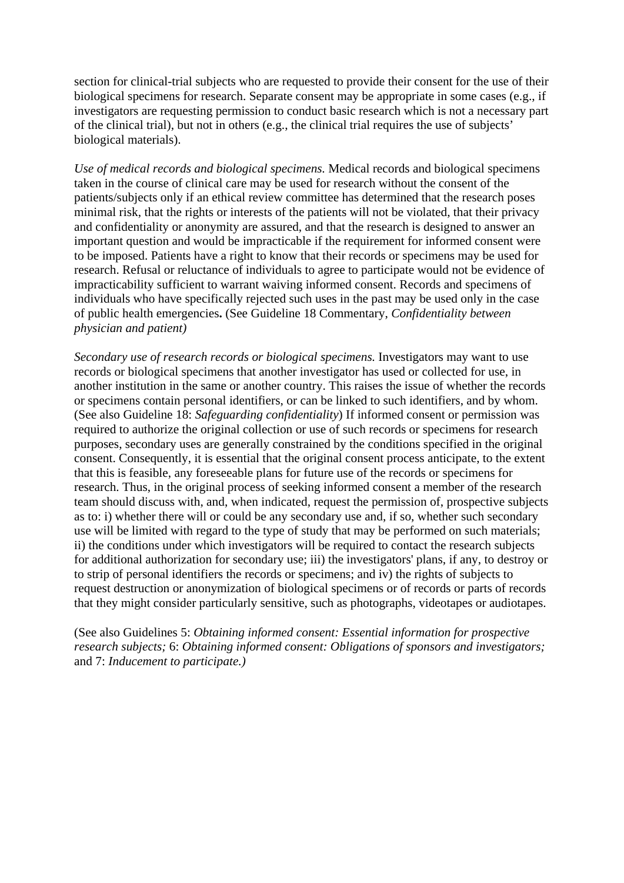section for clinical-trial subjects who are requested to provide their consent for the use of their biological specimens for research. Separate consent may be appropriate in some cases (e.g., if investigators are requesting permission to conduct basic research which is not a necessary part of the clinical trial), but not in others (e.g., the clinical trial requires the use of subjects' biological materials).

*Use of medical records and biological specimens.* Medical records and biological specimens taken in the course of clinical care may be used for research without the consent of the patients/subjects only if an ethical review committee has determined that the research poses minimal risk, that the rights or interests of the patients will not be violated, that their privacy and confidentiality or anonymity are assured, and that the research is designed to answer an important question and would be impracticable if the requirement for informed consent were to be imposed. Patients have a right to know that their records or specimens may be used for research. Refusal or reluctance of individuals to agree to participate would not be evidence of impracticability sufficient to warrant waiving informed consent. Records and specimens of individuals who have specifically rejected such uses in the past may be used only in the case of public health emergencies**.** (See Guideline 18 Commentary, *Confidentiality between physician and patient)*

*Secondary use of research records or biological specimens.* Investigators may want to use records or biological specimens that another investigator has used or collected for use, in another institution in the same or another country. This raises the issue of whether the records or specimens contain personal identifiers, or can be linked to such identifiers, and by whom. (See also Guideline 18: *Safeguarding confidentiality*) If informed consent or permission was required to authorize the original collection or use of such records or specimens for research purposes, secondary uses are generally constrained by the conditions specified in the original consent. Consequently, it is essential that the original consent process anticipate, to the extent that this is feasible, any foreseeable plans for future use of the records or specimens for research. Thus, in the original process of seeking informed consent a member of the research team should discuss with, and, when indicated, request the permission of, prospective subjects as to: i) whether there will or could be any secondary use and, if so, whether such secondary use will be limited with regard to the type of study that may be performed on such materials; ii) the conditions under which investigators will be required to contact the research subjects for additional authorization for secondary use; iii) the investigators' plans, if any, to destroy or to strip of personal identifiers the records or specimens; and iv) the rights of subjects to request destruction or anonymization of biological specimens or of records or parts of records that they might consider particularly sensitive, such as photographs, videotapes or audiotapes.

(See also Guidelines 5: *Obtaining informed consent: Essential information for prospective research subjects;* 6: *Obtaining informed consent: Obligations of sponsors and investigators;* and 7: *Inducement to participate.)*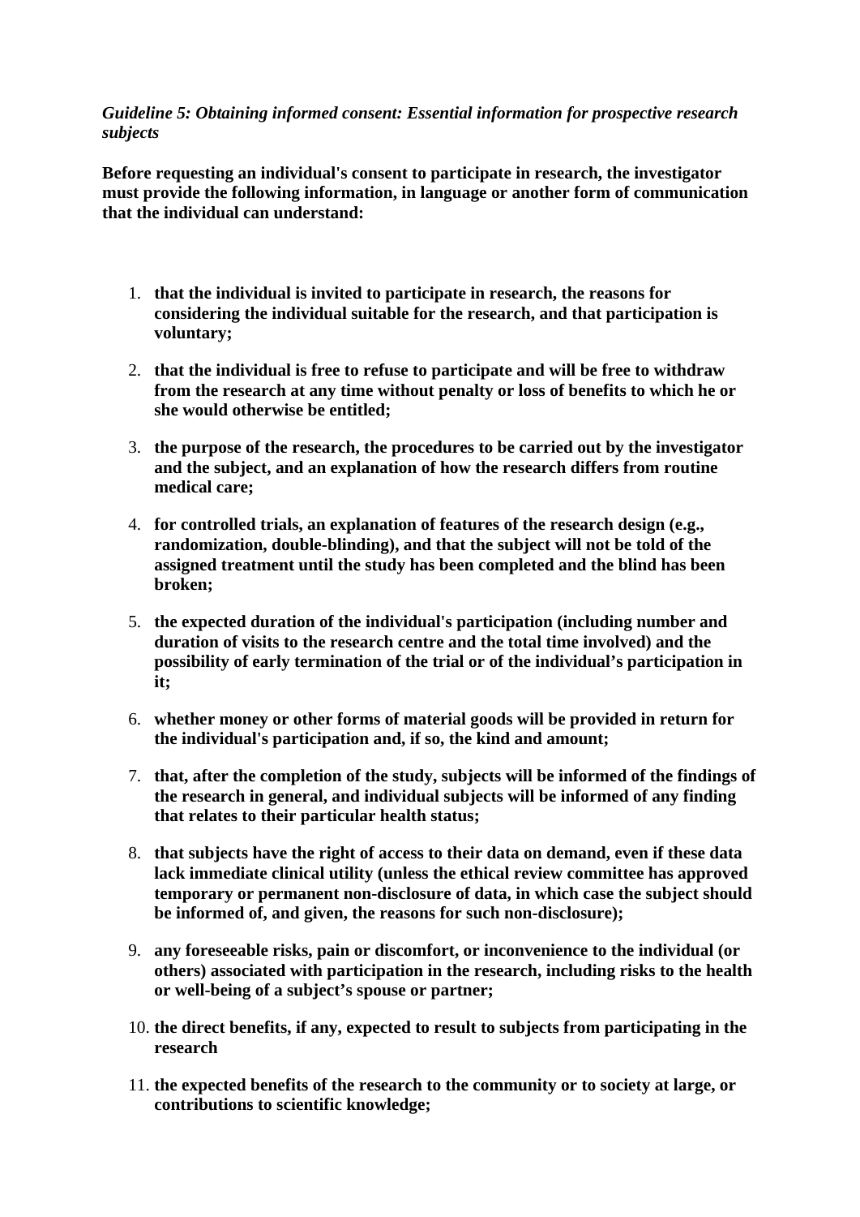*Guideline 5: Obtaining informed consent: Essential information for prospective research subjects*

**Before requesting an individual's consent to participate in research, the investigator must provide the following information, in language or another form of communication that the individual can understand:**

1. **that the individual is invited to participate in research, the reasons for considering the individual suitable for the research, and that participation is voluntary;**
2. **that the individual is free to refuse to participate and will be free to withdraw from the research at any time without penalty or loss of benefits to which he or she would otherwise be entitled;**
3. **the purpose of the research, the procedures to be carried out by the investigator and the subject, and an explanation of how the research differs from routine medical care;**
4. **for controlled trials, an explanation of features of the research design (e.g., randomization, double-blinding), and that the subject will not be told of the assigned treatment until the study has been completed and the blind has been broken;**
5. **the expected duration of the individual's participation (including number and duration of visits to the research centre and the total time involved) and the possibility of early termination of the trial or of the individual's participation in it;**
6. **whether money or other forms of material goods will be provided in return for the individual's participation and, if so, the kind and amount;**
7. **that, after the completion of the study, subjects will be informed of the findings of the research in general, and individual subjects will be informed of any finding that relates to their particular health status;**
8. **that subjects have the right of access to their data on demand, even if these data lack immediate clinical utility (unless the ethical review committee has approved temporary or permanent non-disclosure of data, in which case the subject should be informed of, and given, the reasons for such non-disclosure);**
9. **any foreseeable risks, pain or discomfort, or inconvenience to the individual (or others) associated with participation in the research, including risks to the health or well-being of a subject's spouse or partner;**
10. **the direct benefits, if any, expected to result to subjects from participating in the research**
11. **the expected benefits of the research to the community or to society at large, or contributions to scientific knowledge;**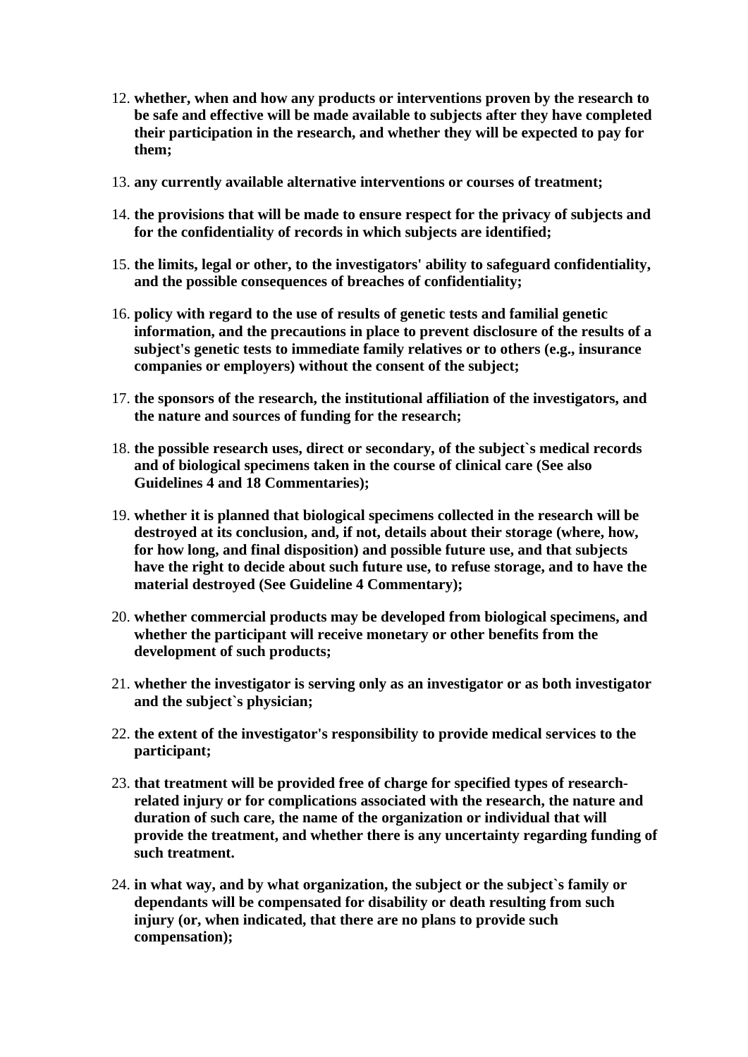12. **whether, when and how any products or interventions proven by the research to be safe and effective will be made available to subjects after they have completed their participation in the research, and whether they will be expected to pay for them;**

13. **any currently available alternative interventions or courses of treatment;**

14. **the provisions that will be made to ensure respect for the privacy of subjects and for the confidentiality of records in which subjects are identified;**

15. **the limits, legal or other, to the investigators' ability to safeguard confidentiality, and the possible consequences of breaches of confidentiality;**

16. **policy with regard to the use of results of genetic tests and familial genetic information, and the precautions in place to prevent disclosure of the results of a subject's genetic tests to immediate family relatives or to others (e.g., insurance companies or employers) without the consent of the subject;**

17. **the sponsors of the research, the institutional affiliation of the investigators, and the nature and sources of funding for the research;**

18. **the possible research uses, direct or secondary, of the subject`s medical records and of biological specimens taken in the course of clinical care (See also Guidelines 4 and 18 Commentaries);**

19. **whether it is planned that biological specimens collected in the research will be destroyed at its conclusion, and, if not, details about their storage (where, how, for how long, and final disposition) and possible future use, and that subjects have the right to decide about such future use, to refuse storage, and to have the material destroyed (See Guideline 4 Commentary);**

20. **whether commercial products may be developed from biological specimens, and whether the participant will receive monetary or other benefits from the development of such products;**

21. **whether the investigator is serving only as an investigator or as both investigator and the subject`s physician;**

22. **the extent of the investigator's responsibility to provide medical services to the participant;**

23. **that treatment will be provided free of charge for specified types of research-related injury or for complications associated with the research, the nature and duration of such care, the name of the organization or individual that will provide the treatment, and whether there is any uncertainty regarding funding of such treatment.**

24. **in what way, and by what organization, the subject or the subject`s family or dependants will be compensated for disability or death resulting from such injury (or, when indicated, that there are no plans to provide such compensation);**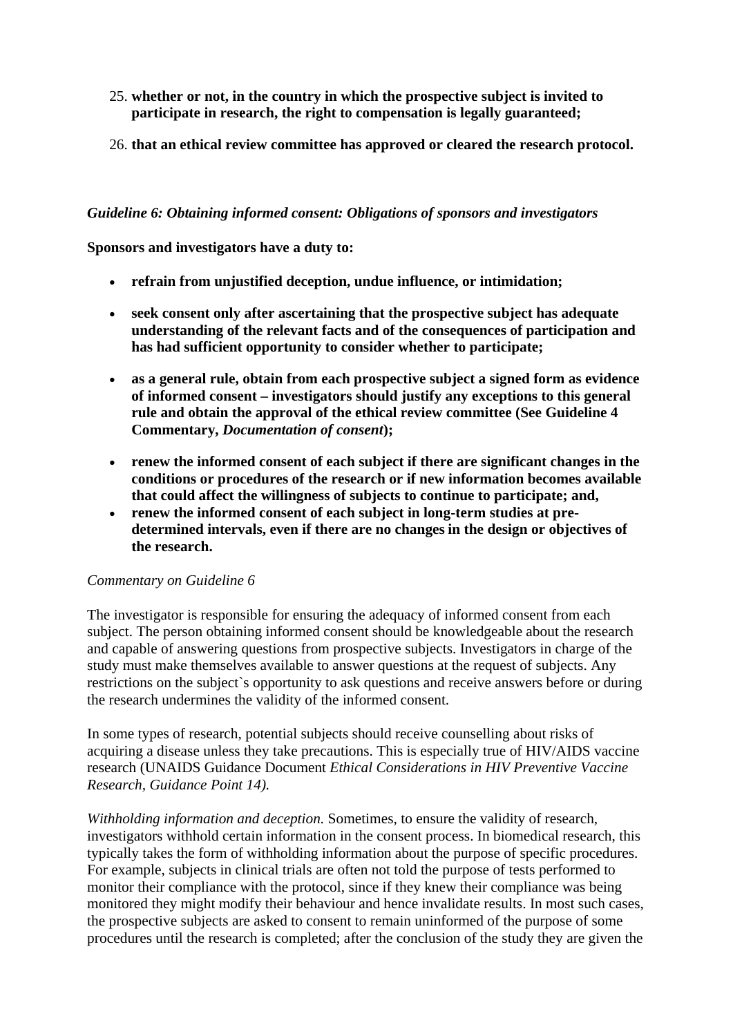25. **whether or not, in the country in which the prospective subject is invited to participate in research, the right to compensation is legally guaranteed;**

26. **that an ethical review committee has approved or cleared the research protocol.**

*Guideline 6: Obtaining informed consent: Obligations of sponsors and investigators*

**Sponsors and investigators have a duty to:**

- **refrain from unjustified deception, undue influence, or intimidation;**
- **seek consent only after ascertaining that the prospective subject has adequate understanding of the relevant facts and of the consequences of participation and has had sufficient opportunity to consider whether to participate;**
- **as a general rule, obtain from each prospective subject a signed form as evidence of informed consent – investigators should justify any exceptions to this general rule and obtain the approval of the ethical review committee (See Guideline 4 Commentary, *Documentation of consent*);**
- **renew the informed consent of each subject if there are significant changes in the conditions or procedures of the research or if new information becomes available that could affect the willingness of subjects to continue to participate; and,**
- **renew the informed consent of each subject in long-term studies at pre-determined intervals, even if there are no changes in the design or objectives of the research.**

*Commentary on Guideline 6*

The investigator is responsible for ensuring the adequacy of informed consent from each subject. The person obtaining informed consent should be knowledgeable about the research and capable of answering questions from prospective subjects. Investigators in charge of the study must make themselves available to answer questions at the request of subjects. Any restrictions on the subject`s opportunity to ask questions and receive answers before or during the research undermines the validity of the informed consent.

In some types of research, potential subjects should receive counselling about risks of acquiring a disease unless they take precautions. This is especially true of HIV/AIDS vaccine research (UNAIDS Guidance Document *Ethical Considerations in HIV Preventive Vaccine Research, Guidance Point 14).*

*Withholding information and deception.* Sometimes, to ensure the validity of research, investigators withhold certain information in the consent process. In biomedical research, this typically takes the form of withholding information about the purpose of specific procedures. For example, subjects in clinical trials are often not told the purpose of tests performed to monitor their compliance with the protocol, since if they knew their compliance was being monitored they might modify their behaviour and hence invalidate results. In most such cases, the prospective subjects are asked to consent to remain uninformed of the purpose of some procedures until the research is completed; after the conclusion of the study they are given the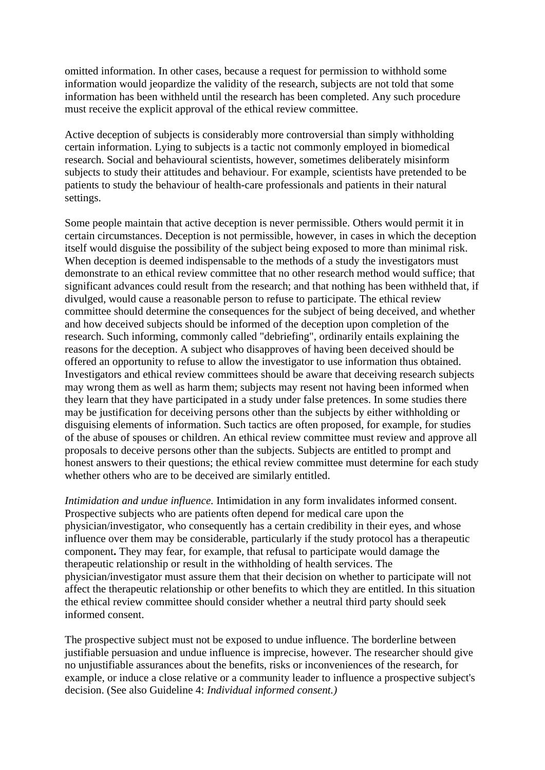omitted information. In other cases, because a request for permission to withhold some information would jeopardize the validity of the research, subjects are not told that some information has been withheld until the research has been completed. Any such procedure must receive the explicit approval of the ethical review committee.

Active deception of subjects is considerably more controversial than simply withholding certain information. Lying to subjects is a tactic not commonly employed in biomedical research. Social and behavioural scientists, however, sometimes deliberately misinform subjects to study their attitudes and behaviour. For example, scientists have pretended to be patients to study the behaviour of health-care professionals and patients in their natural settings.

Some people maintain that active deception is never permissible. Others would permit it in certain circumstances. Deception is not permissible, however, in cases in which the deception itself would disguise the possibility of the subject being exposed to more than minimal risk. When deception is deemed indispensable to the methods of a study the investigators must demonstrate to an ethical review committee that no other research method would suffice; that significant advances could result from the research; and that nothing has been withheld that, if divulged, would cause a reasonable person to refuse to participate. The ethical review committee should determine the consequences for the subject of being deceived, and whether and how deceived subjects should be informed of the deception upon completion of the research. Such informing, commonly called "debriefing", ordinarily entails explaining the reasons for the deception. A subject who disapproves of having been deceived should be offered an opportunity to refuse to allow the investigator to use information thus obtained. Investigators and ethical review committees should be aware that deceiving research subjects may wrong them as well as harm them; subjects may resent not having been informed when they learn that they have participated in a study under false pretences. In some studies there may be justification for deceiving persons other than the subjects by either withholding or disguising elements of information. Such tactics are often proposed, for example, for studies of the abuse of spouses or children. An ethical review committee must review and approve all proposals to deceive persons other than the subjects. Subjects are entitled to prompt and honest answers to their questions; the ethical review committee must determine for each study whether others who are to be deceived are similarly entitled.

*Intimidation and undue influence.* Intimidation in any form invalidates informed consent. Prospective subjects who are patients often depend for medical care upon the physician/investigator, who consequently has a certain credibility in their eyes, and whose influence over them may be considerable, particularly if the study protocol has a therapeutic component**.** They may fear, for example, that refusal to participate would damage the therapeutic relationship or result in the withholding of health services. The physician/investigator must assure them that their decision on whether to participate will not affect the therapeutic relationship or other benefits to which they are entitled. In this situation the ethical review committee should consider whether a neutral third party should seek informed consent.

The prospective subject must not be exposed to undue influence. The borderline between justifiable persuasion and undue influence is imprecise, however. The researcher should give no unjustifiable assurances about the benefits, risks or inconveniences of the research, for example, or induce a close relative or a community leader to influence a prospective subject's decision. (See also Guideline 4: *Individual informed consent.)*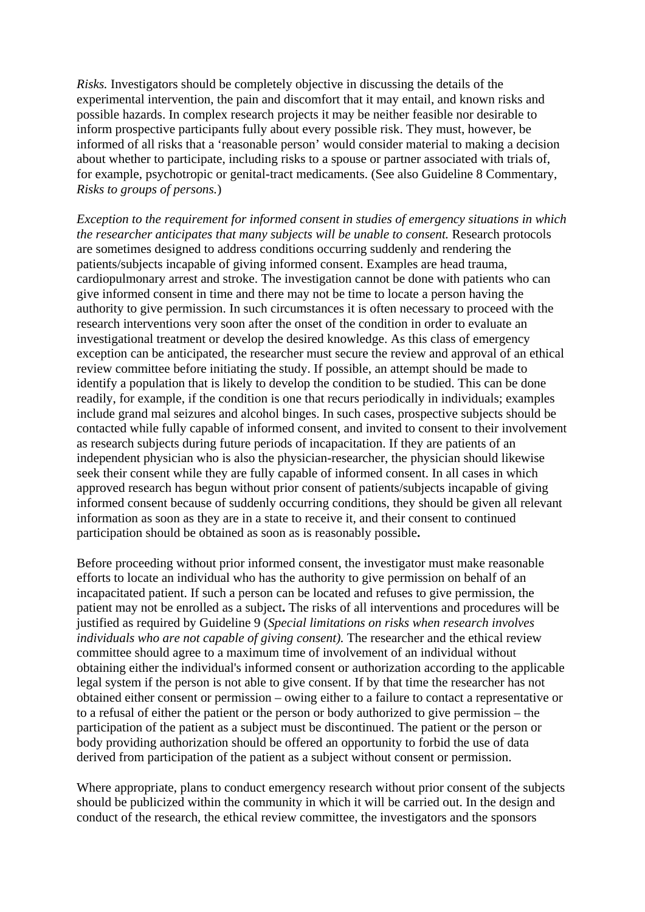*Risks.* Investigators should be completely objective in discussing the details of the experimental intervention, the pain and discomfort that it may entail, and known risks and possible hazards. In complex research projects it may be neither feasible nor desirable to inform prospective participants fully about every possible risk. They must, however, be informed of all risks that a 'reasonable person' would consider material to making a decision about whether to participate, including risks to a spouse or partner associated with trials of, for example, psychotropic or genital-tract medicaments. (See also Guideline 8 Commentary, *Risks to groups of persons.*)

*Exception to the requirement for informed consent in studies of emergency situations in which the researcher anticipates that many subjects will be unable to consent.* Research protocols are sometimes designed to address conditions occurring suddenly and rendering the patients/subjects incapable of giving informed consent. Examples are head trauma, cardiopulmonary arrest and stroke. The investigation cannot be done with patients who can give informed consent in time and there may not be time to locate a person having the authority to give permission. In such circumstances it is often necessary to proceed with the research interventions very soon after the onset of the condition in order to evaluate an investigational treatment or develop the desired knowledge. As this class of emergency exception can be anticipated, the researcher must secure the review and approval of an ethical review committee before initiating the study. If possible, an attempt should be made to identify a population that is likely to develop the condition to be studied. This can be done readily, for example, if the condition is one that recurs periodically in individuals; examples include grand mal seizures and alcohol binges. In such cases, prospective subjects should be contacted while fully capable of informed consent, and invited to consent to their involvement as research subjects during future periods of incapacitation. If they are patients of an independent physician who is also the physician-researcher, the physician should likewise seek their consent while they are fully capable of informed consent. In all cases in which approved research has begun without prior consent of patients/subjects incapable of giving informed consent because of suddenly occurring conditions, they should be given all relevant information as soon as they are in a state to receive it, and their consent to continued participation should be obtained as soon as is reasonably possible**.**

Before proceeding without prior informed consent, the investigator must make reasonable efforts to locate an individual who has the authority to give permission on behalf of an incapacitated patient. If such a person can be located and refuses to give permission, the patient may not be enrolled as a subject**.** The risks of all interventions and procedures will be justified as required by Guideline 9 (*Special limitations on risks when research involves individuals who are not capable of giving consent).* The researcher and the ethical review committee should agree to a maximum time of involvement of an individual without obtaining either the individual's informed consent or authorization according to the applicable legal system if the person is not able to give consent. If by that time the researcher has not obtained either consent or permission – owing either to a failure to contact a representative or to a refusal of either the patient or the person or body authorized to give permission – the participation of the patient as a subject must be discontinued. The patient or the person or body providing authorization should be offered an opportunity to forbid the use of data derived from participation of the patient as a subject without consent or permission.

Where appropriate, plans to conduct emergency research without prior consent of the subjects should be publicized within the community in which it will be carried out. In the design and conduct of the research, the ethical review committee, the investigators and the sponsors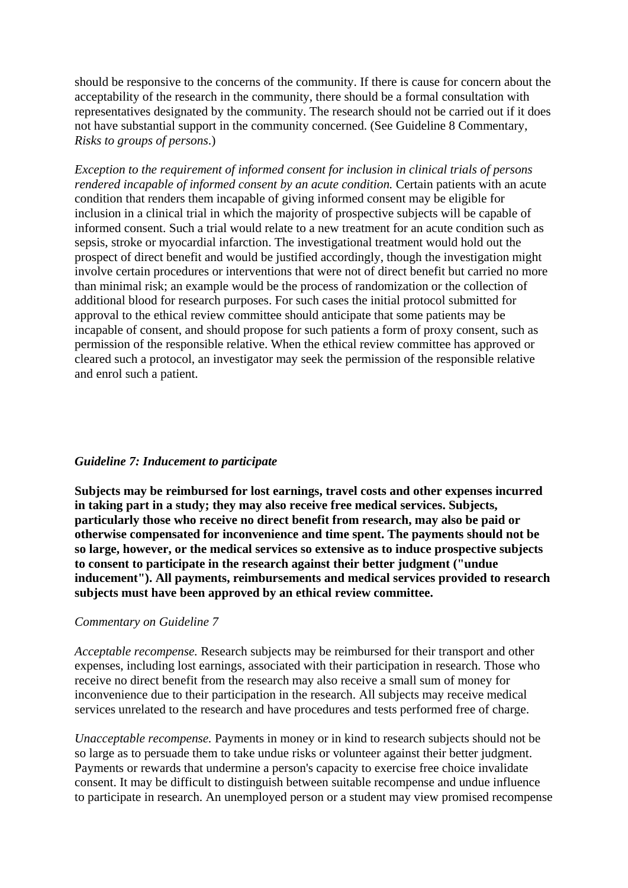should be responsive to the concerns of the community. If there is cause for concern about the acceptability of the research in the community, there should be a formal consultation with representatives designated by the community. The research should not be carried out if it does not have substantial support in the community concerned. (See Guideline 8 Commentary, *Risks to groups of persons*.)

*Exception to the requirement of informed consent for inclusion in clinical trials of persons rendered incapable of informed consent by an acute condition.* Certain patients with an acute condition that renders them incapable of giving informed consent may be eligible for inclusion in a clinical trial in which the majority of prospective subjects will be capable of informed consent. Such a trial would relate to a new treatment for an acute condition such as sepsis, stroke or myocardial infarction. The investigational treatment would hold out the prospect of direct benefit and would be justified accordingly, though the investigation might involve certain procedures or interventions that were not of direct benefit but carried no more than minimal risk; an example would be the process of randomization or the collection of additional blood for research purposes. For such cases the initial protocol submitted for approval to the ethical review committee should anticipate that some patients may be incapable of consent, and should propose for such patients a form of proxy consent, such as permission of the responsible relative. When the ethical review committee has approved or cleared such a protocol, an investigator may seek the permission of the responsible relative and enrol such a patient.

### *Guideline 7: Inducement to participate*

**Subjects may be reimbursed for lost earnings, travel costs and other expenses incurred in taking part in a study; they may also receive free medical services. Subjects, particularly those who receive no direct benefit from research, may also be paid or otherwise compensated for inconvenience and time spent. The payments should not be so large, however, or the medical services so extensive as to induce prospective subjects to consent to participate in the research against their better judgment ("undue inducement"). All payments, reimbursements and medical services provided to research subjects must have been approved by an ethical review committee.**

*Commentary on Guideline 7*

*Acceptable recompense.* Research subjects may be reimbursed for their transport and other expenses, including lost earnings, associated with their participation in research. Those who receive no direct benefit from the research may also receive a small sum of money for inconvenience due to their participation in the research. All subjects may receive medical services unrelated to the research and have procedures and tests performed free of charge.

*Unacceptable recompense.* Payments in money or in kind to research subjects should not be so large as to persuade them to take undue risks or volunteer against their better judgment. Payments or rewards that undermine a person's capacity to exercise free choice invalidate consent. It may be difficult to distinguish between suitable recompense and undue influence to participate in research. An unemployed person or a student may view promised recompense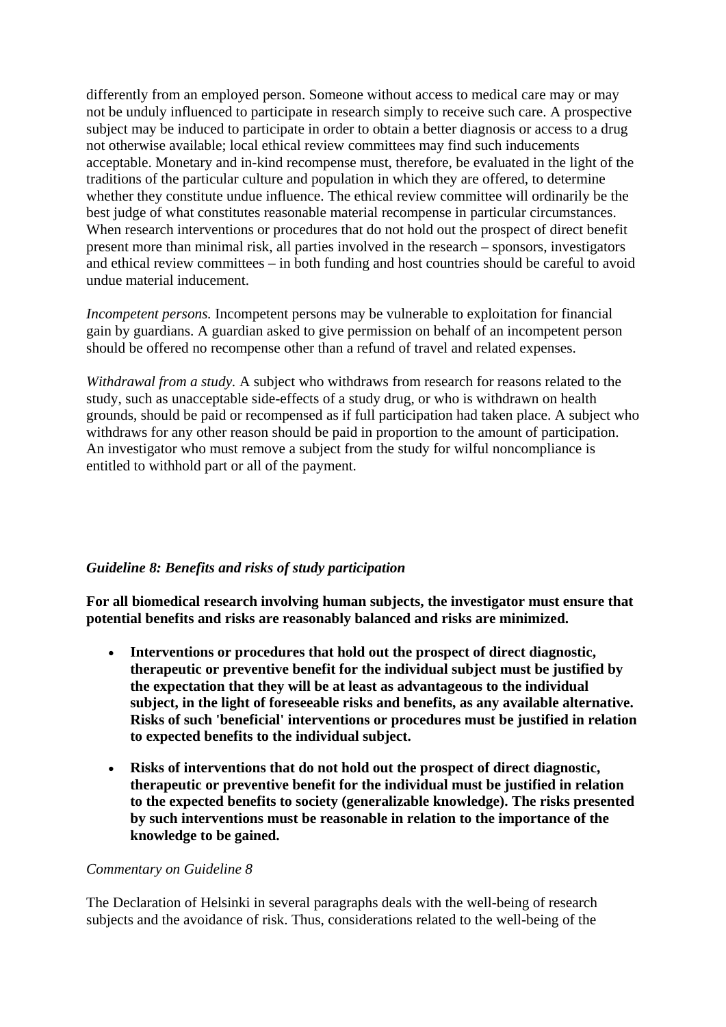differently from an employed person. Someone without access to medical care may or may not be unduly influenced to participate in research simply to receive such care. A prospective subject may be induced to participate in order to obtain a better diagnosis or access to a drug not otherwise available; local ethical review committees may find such inducements acceptable. Monetary and in-kind recompense must, therefore, be evaluated in the light of the traditions of the particular culture and population in which they are offered, to determine whether they constitute undue influence. The ethical review committee will ordinarily be the best judge of what constitutes reasonable material recompense in particular circumstances. When research interventions or procedures that do not hold out the prospect of direct benefit present more than minimal risk, all parties involved in the research – sponsors, investigators and ethical review committees – in both funding and host countries should be careful to avoid undue material inducement.

*Incompetent persons.* Incompetent persons may be vulnerable to exploitation for financial gain by guardians. A guardian asked to give permission on behalf of an incompetent person should be offered no recompense other than a refund of travel and related expenses.

*Withdrawal from a study.* A subject who withdraws from research for reasons related to the study, such as unacceptable side-effects of a study drug, or who is withdrawn on health grounds, should be paid or recompensed as if full participation had taken place. A subject who withdraws for any other reason should be paid in proportion to the amount of participation. An investigator who must remove a subject from the study for wilful noncompliance is entitled to withhold part or all of the payment.

### *Guideline 8: Benefits and risks of study participation*

**For all biomedical research involving human subjects, the investigator must ensure that potential benefits and risks are reasonably balanced and risks are minimized.**

- **Interventions or procedures that hold out the prospect of direct diagnostic, therapeutic or preventive benefit for the individual subject must be justified by the expectation that they will be at least as advantageous to the individual subject, in the light of foreseeable risks and benefits, as any available alternative. Risks of such 'beneficial' interventions or procedures must be justified in relation to expected benefits to the individual subject.**

- **Risks of interventions that do not hold out the prospect of direct diagnostic, therapeutic or preventive benefit for the individual must be justified in relation to the expected benefits to society (generalizable knowledge). The risks presented by such interventions must be reasonable in relation to the importance of the knowledge to be gained.**

*Commentary on Guideline 8*

The Declaration of Helsinki in several paragraphs deals with the well-being of research subjects and the avoidance of risk. Thus, considerations related to the well-being of the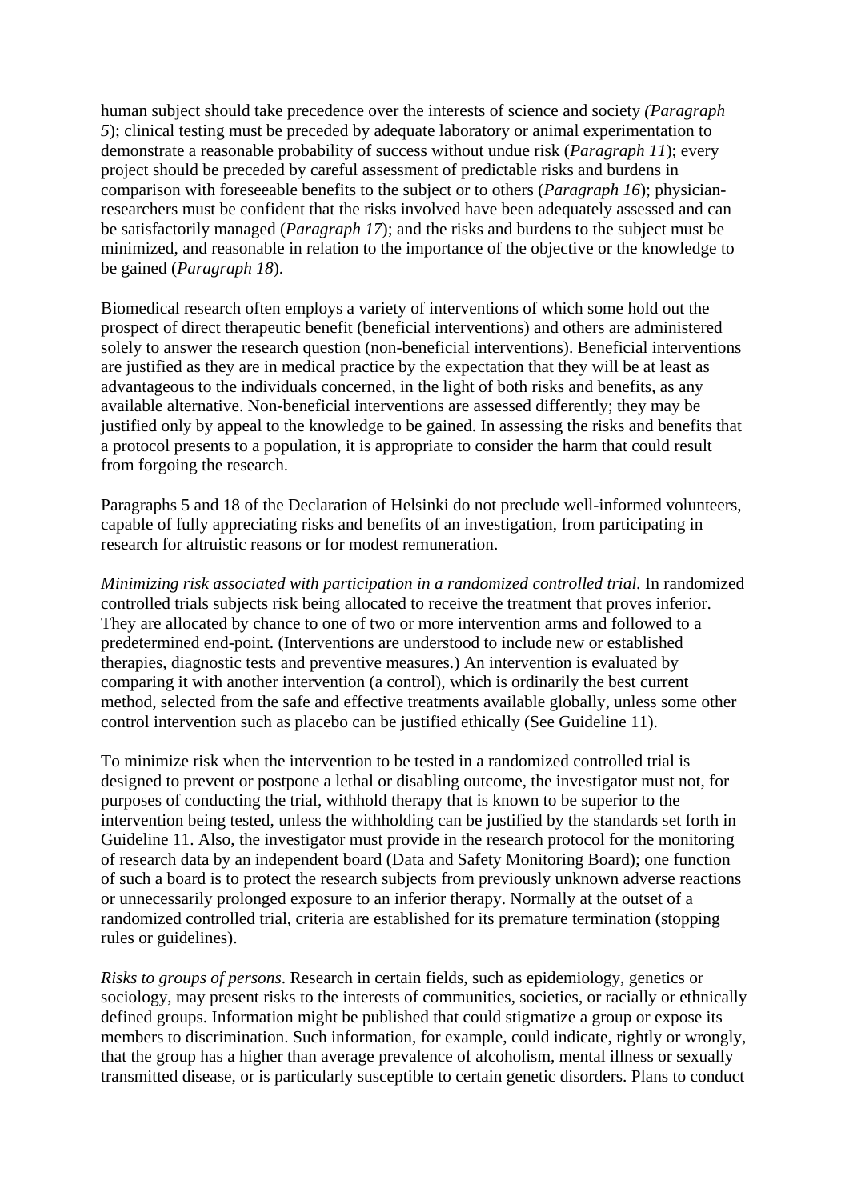human subject should take precedence over the interests of science and society *(Paragraph 5*); clinical testing must be preceded by adequate laboratory or animal experimentation to demonstrate a reasonable probability of success without undue risk (*Paragraph 11*); every project should be preceded by careful assessment of predictable risks and burdens in comparison with foreseeable benefits to the subject or to others (*Paragraph 16*); physician-researchers must be confident that the risks involved have been adequately assessed and can be satisfactorily managed (*Paragraph 17*); and the risks and burdens to the subject must be minimized, and reasonable in relation to the importance of the objective or the knowledge to be gained (*Paragraph 18*).

Biomedical research often employs a variety of interventions of which some hold out the prospect of direct therapeutic benefit (beneficial interventions) and others are administered solely to answer the research question (non-beneficial interventions). Beneficial interventions are justified as they are in medical practice by the expectation that they will be at least as advantageous to the individuals concerned, in the light of both risks and benefits, as any available alternative. Non-beneficial interventions are assessed differently; they may be justified only by appeal to the knowledge to be gained. In assessing the risks and benefits that a protocol presents to a population, it is appropriate to consider the harm that could result from forgoing the research.

Paragraphs 5 and 18 of the Declaration of Helsinki do not preclude well-informed volunteers, capable of fully appreciating risks and benefits of an investigation, from participating in research for altruistic reasons or for modest remuneration.

*Minimizing risk associated with participation in a randomized controlled trial.* In randomized controlled trials subjects risk being allocated to receive the treatment that proves inferior. They are allocated by chance to one of two or more intervention arms and followed to a predetermined end-point. (Interventions are understood to include new or established therapies, diagnostic tests and preventive measures.) An intervention is evaluated by comparing it with another intervention (a control), which is ordinarily the best current method, selected from the safe and effective treatments available globally, unless some other control intervention such as placebo can be justified ethically (See Guideline 11).

To minimize risk when the intervention to be tested in a randomized controlled trial is designed to prevent or postpone a lethal or disabling outcome, the investigator must not, for purposes of conducting the trial, withhold therapy that is known to be superior to the intervention being tested, unless the withholding can be justified by the standards set forth in Guideline 11. Also, the investigator must provide in the research protocol for the monitoring of research data by an independent board (Data and Safety Monitoring Board); one function of such a board is to protect the research subjects from previously unknown adverse reactions or unnecessarily prolonged exposure to an inferior therapy. Normally at the outset of a randomized controlled trial, criteria are established for its premature termination (stopping rules or guidelines).

*Risks to groups of persons*. Research in certain fields, such as epidemiology, genetics or sociology, may present risks to the interests of communities, societies, or racially or ethnically defined groups. Information might be published that could stigmatize a group or expose its members to discrimination. Such information, for example, could indicate, rightly or wrongly, that the group has a higher than average prevalence of alcoholism, mental illness or sexually transmitted disease, or is particularly susceptible to certain genetic disorders. Plans to conduct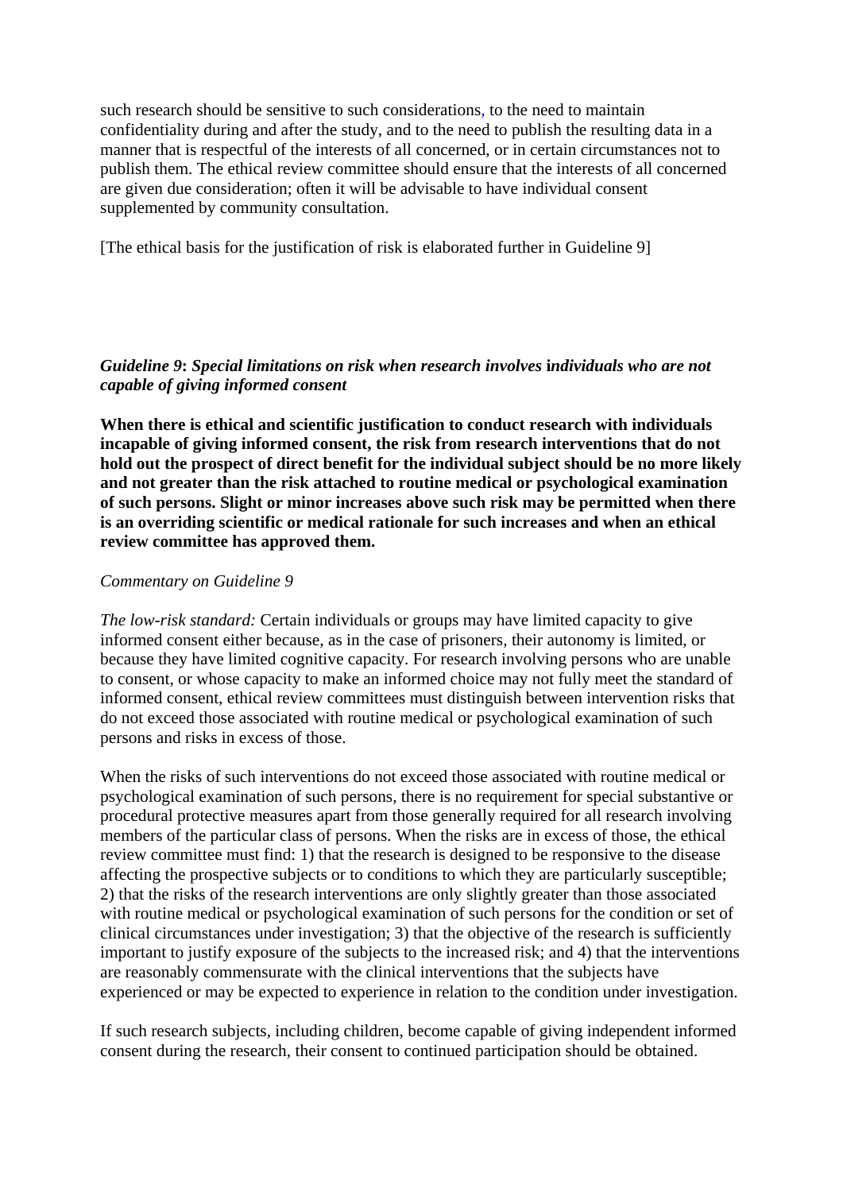such research should be sensitive to such considerations, to the need to maintain confidentiality during and after the study, and to the need to publish the resulting data in a manner that is respectful of the interests of all concerned, or in certain circumstances not to publish them. The ethical review committee should ensure that the interests of all concerned are given due consideration; often it will be advisable to have individual consent supplemented by community consultation.

[The ethical basis for the justification of risk is elaborated further in Guideline 9]

***Guideline 9*: *Special limitations on risk when research involves individuals who are not capable of giving informed consent***

**When there is ethical and scientific justification to conduct research with individuals incapable of giving informed consent, the risk from research interventions that do not hold out the prospect of direct benefit for the individual subject should be no more likely and not greater than the risk attached to routine medical or psychological examination of such persons. Slight or minor increases above such risk may be permitted when there is an overriding scientific or medical rationale for such increases and when an ethical review committee has approved them.**

*Commentary on Guideline 9*

*The low-risk standard:* Certain individuals or groups may have limited capacity to give informed consent either because, as in the case of prisoners, their autonomy is limited, or because they have limited cognitive capacity. For research involving persons who are unable to consent, or whose capacity to make an informed choice may not fully meet the standard of informed consent, ethical review committees must distinguish between intervention risks that do not exceed those associated with routine medical or psychological examination of such persons and risks in excess of those.

When the risks of such interventions do not exceed those associated with routine medical or psychological examination of such persons, there is no requirement for special substantive or procedural protective measures apart from those generally required for all research involving members of the particular class of persons. When the risks are in excess of those, the ethical review committee must find: 1) that the research is designed to be responsive to the disease affecting the prospective subjects or to conditions to which they are particularly susceptible; 2) that the risks of the research interventions are only slightly greater than those associated with routine medical or psychological examination of such persons for the condition or set of clinical circumstances under investigation; 3) that the objective of the research is sufficiently important to justify exposure of the subjects to the increased risk; and 4) that the interventions are reasonably commensurate with the clinical interventions that the subjects have experienced or may be expected to experience in relation to the condition under investigation.

If such research subjects, including children, become capable of giving independent informed consent during the research, their consent to continued participation should be obtained.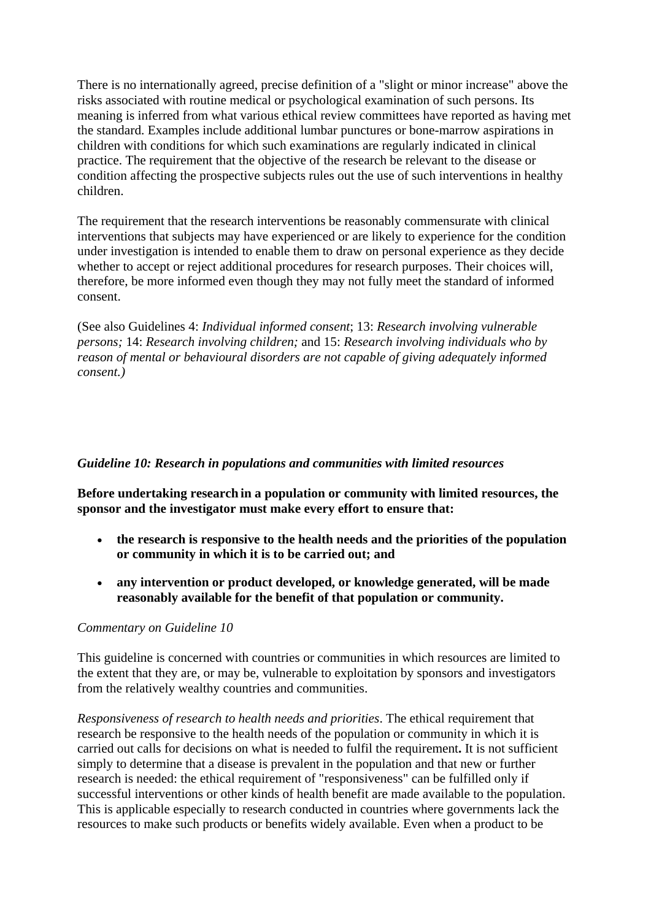There is no internationally agreed, precise definition of a "slight or minor increase" above the risks associated with routine medical or psychological examination of such persons. Its meaning is inferred from what various ethical review committees have reported as having met the standard. Examples include additional lumbar punctures or bone-marrow aspirations in children with conditions for which such examinations are regularly indicated in clinical practice. The requirement that the objective of the research be relevant to the disease or condition affecting the prospective subjects rules out the use of such interventions in healthy children.

The requirement that the research interventions be reasonably commensurate with clinical interventions that subjects may have experienced or are likely to experience for the condition under investigation is intended to enable them to draw on personal experience as they decide whether to accept or reject additional procedures for research purposes. Their choices will, therefore, be more informed even though they may not fully meet the standard of informed consent.

(See also Guidelines 4: *Individual informed consent*; 13: *Research involving vulnerable persons;* 14: *Research involving children;* and 15: *Research involving individuals who by reason of mental or behavioural disorders are not capable of giving adequately informed consent.)*

### *Guideline 10: Research in populations and communities with limited resources*

**Before undertaking research in a population or community with limited resources, the sponsor and the investigator must make every effort to ensure that:**

- **the research is responsive to the health needs and the priorities of the population or community in which it is to be carried out; and**
- **any intervention or product developed, or knowledge generated, will be made reasonably available for the benefit of that population or community.**

*Commentary on Guideline 10*

This guideline is concerned with countries or communities in which resources are limited to the extent that they are, or may be, vulnerable to exploitation by sponsors and investigators from the relatively wealthy countries and communities.

*Responsiveness of research to health needs and priorities*. The ethical requirement that research be responsive to the health needs of the population or community in which it is carried out calls for decisions on what is needed to fulfil the requirement**.** It is not sufficient simply to determine that a disease is prevalent in the population and that new or further research is needed: the ethical requirement of "responsiveness" can be fulfilled only if successful interventions or other kinds of health benefit are made available to the population. This is applicable especially to research conducted in countries where governments lack the resources to make such products or benefits widely available. Even when a product to be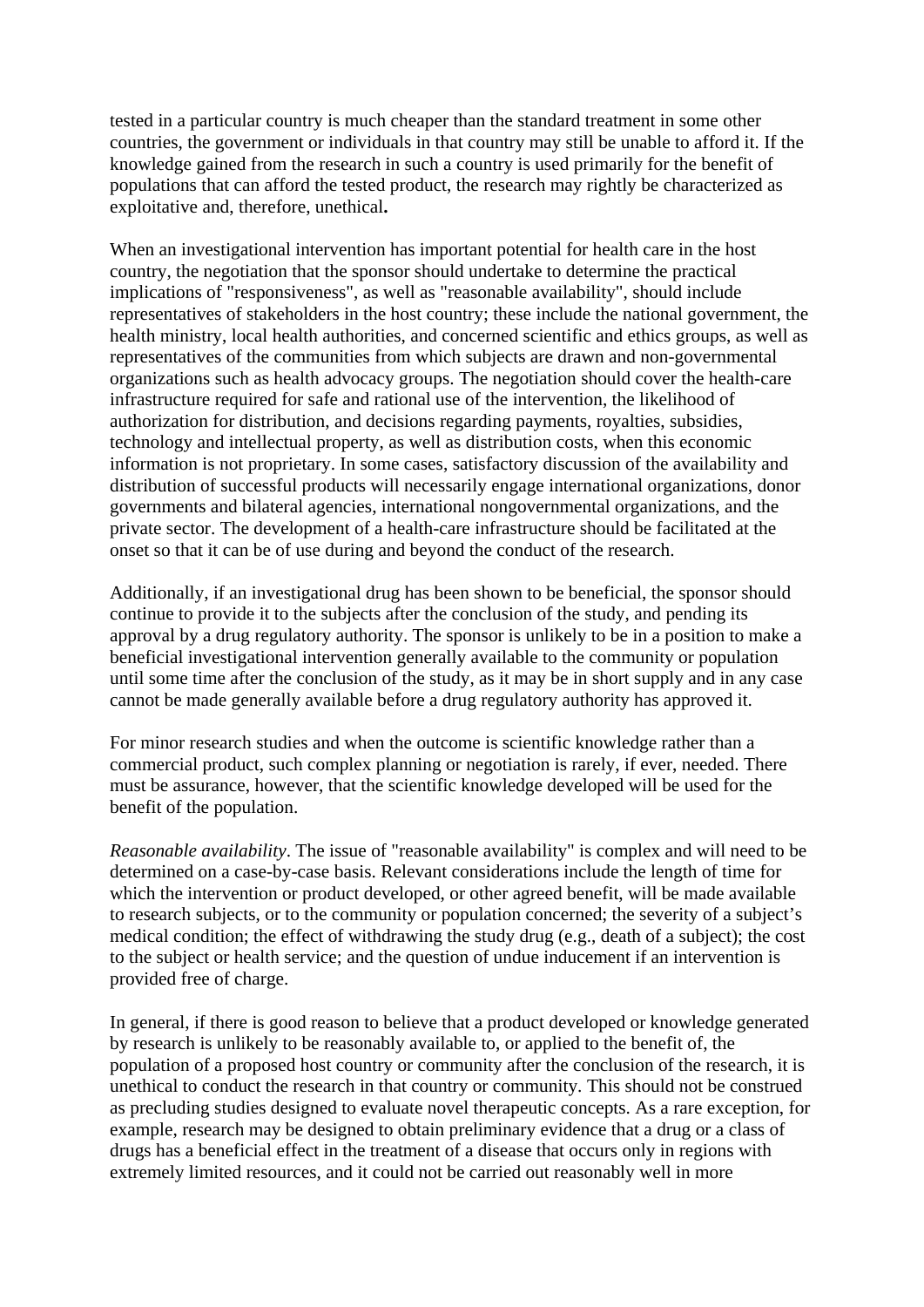tested in a particular country is much cheaper than the standard treatment in some other countries, the government or individuals in that country may still be unable to afford it. If the knowledge gained from the research in such a country is used primarily for the benefit of populations that can afford the tested product, the research may rightly be characterized as exploitative and, therefore, unethical**.**

When an investigational intervention has important potential for health care in the host country, the negotiation that the sponsor should undertake to determine the practical implications of "responsiveness", as well as "reasonable availability", should include representatives of stakeholders in the host country; these include the national government, the health ministry, local health authorities, and concerned scientific and ethics groups, as well as representatives of the communities from which subjects are drawn and non-governmental organizations such as health advocacy groups. The negotiation should cover the health-care infrastructure required for safe and rational use of the intervention, the likelihood of authorization for distribution, and decisions regarding payments, royalties, subsidies, technology and intellectual property, as well as distribution costs, when this economic information is not proprietary. In some cases, satisfactory discussion of the availability and distribution of successful products will necessarily engage international organizations, donor governments and bilateral agencies, international nongovernmental organizations, and the private sector. The development of a health-care infrastructure should be facilitated at the onset so that it can be of use during and beyond the conduct of the research.

Additionally, if an investigational drug has been shown to be beneficial, the sponsor should continue to provide it to the subjects after the conclusion of the study, and pending its approval by a drug regulatory authority. The sponsor is unlikely to be in a position to make a beneficial investigational intervention generally available to the community or population until some time after the conclusion of the study, as it may be in short supply and in any case cannot be made generally available before a drug regulatory authority has approved it.

For minor research studies and when the outcome is scientific knowledge rather than a commercial product, such complex planning or negotiation is rarely, if ever, needed. There must be assurance, however, that the scientific knowledge developed will be used for the benefit of the population.

*Reasonable availability*. The issue of "reasonable availability" is complex and will need to be determined on a case-by-case basis. Relevant considerations include the length of time for which the intervention or product developed, or other agreed benefit, will be made available to research subjects, or to the community or population concerned; the severity of a subject's medical condition; the effect of withdrawing the study drug (e.g., death of a subject); the cost to the subject or health service; and the question of undue inducement if an intervention is provided free of charge.

In general, if there is good reason to believe that a product developed or knowledge generated by research is unlikely to be reasonably available to, or applied to the benefit of, the population of a proposed host country or community after the conclusion of the research, it is unethical to conduct the research in that country or community. This should not be construed as precluding studies designed to evaluate novel therapeutic concepts. As a rare exception, for example, research may be designed to obtain preliminary evidence that a drug or a class of drugs has a beneficial effect in the treatment of a disease that occurs only in regions with extremely limited resources, and it could not be carried out reasonably well in more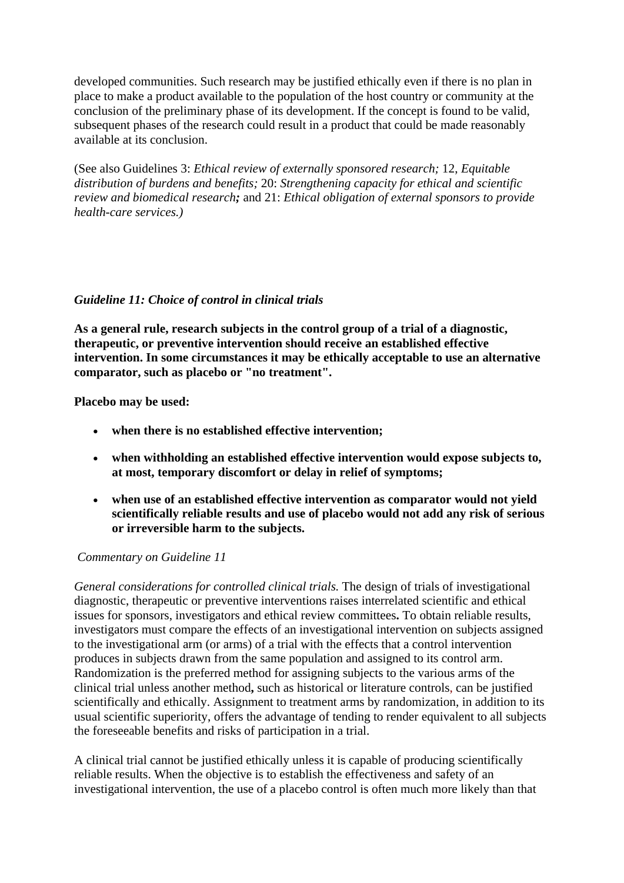developed communities. Such research may be justified ethically even if there is no plan in place to make a product available to the population of the host country or community at the conclusion of the preliminary phase of its development. If the concept is found to be valid, subsequent phases of the research could result in a product that could be made reasonably available at its conclusion.

(See also Guidelines 3: *Ethical review of externally sponsored research;* 12, *Equitable distribution of burdens and benefits;* 20: *Strengthening capacity for ethical and scientific review and biomedical research;* and 21: *Ethical obligation of external sponsors to provide health-care services.)*

### *Guideline 11: Choice of control in clinical trials*

**As a general rule, research subjects in the control group of a trial of a diagnostic, therapeutic, or preventive intervention should receive an established effective intervention. In some circumstances it may be ethically acceptable to use an alternative comparator, such as placebo or "no treatment".**

**Placebo may be used:**

- **when there is no established effective intervention;**
- **when withholding an established effective intervention would expose subjects to, at most, temporary discomfort or delay in relief of symptoms;**
- **when use of an established effective intervention as comparator would not yield scientifically reliable results and use of placebo would not add any risk of serious or irreversible harm to the subjects.**

*Commentary on Guideline 11*

*General considerations for controlled clinical trials.* The design of trials of investigational diagnostic, therapeutic or preventive interventions raises interrelated scientific and ethical issues for sponsors, investigators and ethical review committees**.** To obtain reliable results, investigators must compare the effects of an investigational intervention on subjects assigned to the investigational arm (or arms) of a trial with the effects that a control intervention produces in subjects drawn from the same population and assigned to its control arm. Randomization is the preferred method for assigning subjects to the various arms of the clinical trial unless another method**,** such as historical or literature controls, can be justified scientifically and ethically. Assignment to treatment arms by randomization, in addition to its usual scientific superiority, offers the advantage of tending to render equivalent to all subjects the foreseeable benefits and risks of participation in a trial.

A clinical trial cannot be justified ethically unless it is capable of producing scientifically reliable results. When the objective is to establish the effectiveness and safety of an investigational intervention, the use of a placebo control is often much more likely than that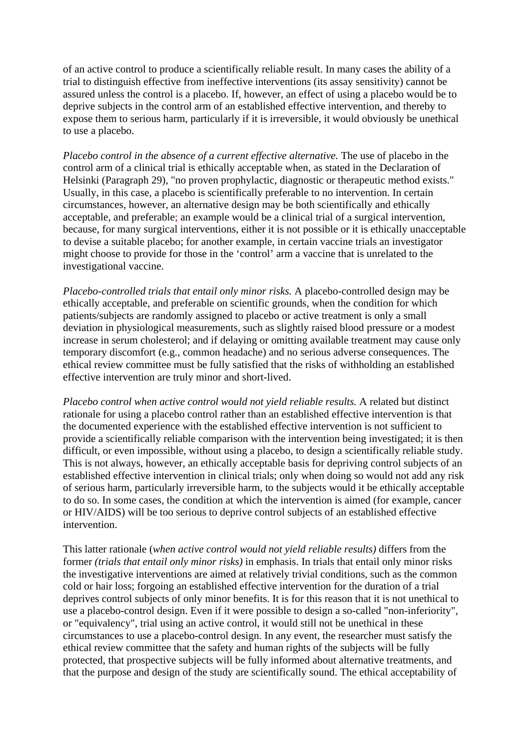of an active control to produce a scientifically reliable result. In many cases the ability of a trial to distinguish effective from ineffective interventions (its assay sensitivity) cannot be assured unless the control is a placebo. If, however, an effect of using a placebo would be to deprive subjects in the control arm of an established effective intervention, and thereby to expose them to serious harm, particularly if it is irreversible, it would obviously be unethical to use a placebo.

*Placebo control in the absence of a current effective alternative.* The use of placebo in the control arm of a clinical trial is ethically acceptable when, as stated in the Declaration of Helsinki (Paragraph 29), "no proven prophylactic, diagnostic or therapeutic method exists." Usually, in this case, a placebo is scientifically preferable to no intervention. In certain circumstances, however, an alternative design may be both scientifically and ethically acceptable, and preferable; an example would be a clinical trial of a surgical intervention, because, for many surgical interventions, either it is not possible or it is ethically unacceptable to devise a suitable placebo; for another example, in certain vaccine trials an investigator might choose to provide for those in the 'control' arm a vaccine that is unrelated to the investigational vaccine.

*Placebo-controlled trials that entail only minor risks.* A placebo-controlled design may be ethically acceptable, and preferable on scientific grounds, when the condition for which patients/subjects are randomly assigned to placebo or active treatment is only a small deviation in physiological measurements, such as slightly raised blood pressure or a modest increase in serum cholesterol; and if delaying or omitting available treatment may cause only temporary discomfort (e.g., common headache) and no serious adverse consequences. The ethical review committee must be fully satisfied that the risks of withholding an established effective intervention are truly minor and short-lived.

*Placebo control when active control would not yield reliable results.* A related but distinct rationale for using a placebo control rather than an established effective intervention is that the documented experience with the established effective intervention is not sufficient to provide a scientifically reliable comparison with the intervention being investigated; it is then difficult, or even impossible, without using a placebo, to design a scientifically reliable study. This is not always, however, an ethically acceptable basis for depriving control subjects of an established effective intervention in clinical trials; only when doing so would not add any risk of serious harm, particularly irreversible harm, to the subjects would it be ethically acceptable to do so. In some cases, the condition at which the intervention is aimed (for example, cancer or HIV/AIDS) will be too serious to deprive control subjects of an established effective intervention.

This latter rationale (*when active control would not yield reliable results)* differs from the former *(trials that entail only minor risks)* in emphasis. In trials that entail only minor risks the investigative interventions are aimed at relatively trivial conditions, such as the common cold or hair loss; forgoing an established effective intervention for the duration of a trial deprives control subjects of only minor benefits. It is for this reason that it is not unethical to use a placebo-control design. Even if it were possible to design a so-called "non-inferiority", or "equivalency", trial using an active control, it would still not be unethical in these circumstances to use a placebo-control design. In any event, the researcher must satisfy the ethical review committee that the safety and human rights of the subjects will be fully protected, that prospective subjects will be fully informed about alternative treatments, and that the purpose and design of the study are scientifically sound. The ethical acceptability of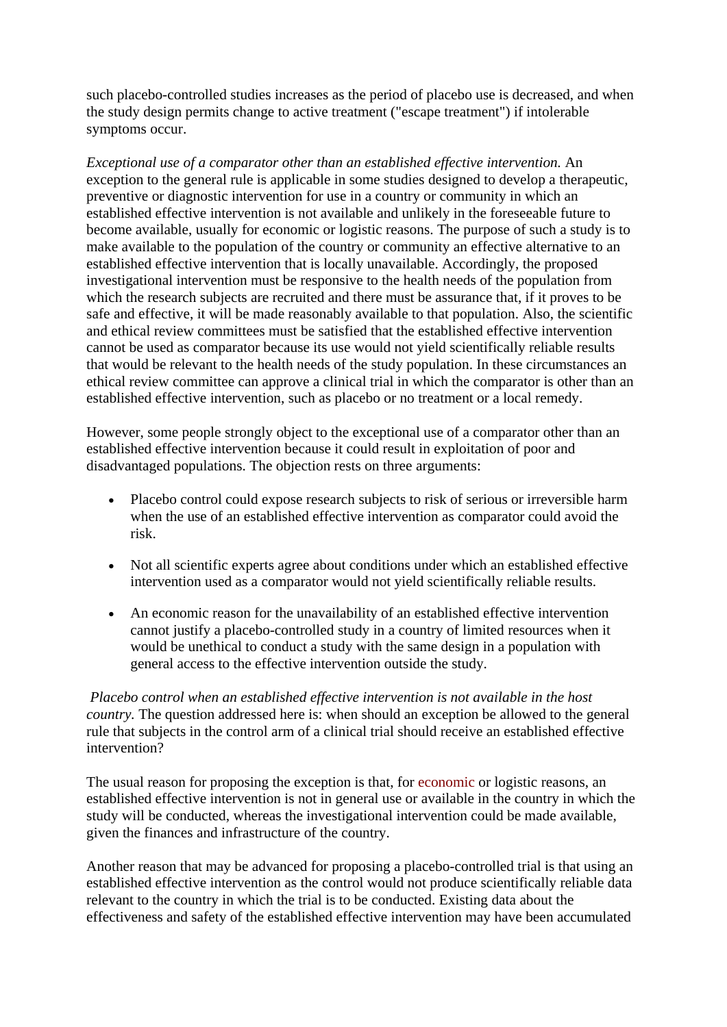such placebo-controlled studies increases as the period of placebo use is decreased, and when the study design permits change to active treatment ("escape treatment") if intolerable symptoms occur.

*Exceptional use of a comparator other than an established effective intervention.* An exception to the general rule is applicable in some studies designed to develop a therapeutic, preventive or diagnostic intervention for use in a country or community in which an established effective intervention is not available and unlikely in the foreseeable future to become available, usually for economic or logistic reasons. The purpose of such a study is to make available to the population of the country or community an effective alternative to an established effective intervention that is locally unavailable. Accordingly, the proposed investigational intervention must be responsive to the health needs of the population from which the research subjects are recruited and there must be assurance that, if it proves to be safe and effective, it will be made reasonably available to that population. Also, the scientific and ethical review committees must be satisfied that the established effective intervention cannot be used as comparator because its use would not yield scientifically reliable results that would be relevant to the health needs of the study population. In these circumstances an ethical review committee can approve a clinical trial in which the comparator is other than an established effective intervention, such as placebo or no treatment or a local remedy.

However, some people strongly object to the exceptional use of a comparator other than an established effective intervention because it could result in exploitation of poor and disadvantaged populations. The objection rests on three arguments:

- Placebo control could expose research subjects to risk of serious or irreversible harm when the use of an established effective intervention as comparator could avoid the risk.
- Not all scientific experts agree about conditions under which an established effective intervention used as a comparator would not yield scientifically reliable results.
- An economic reason for the unavailability of an established effective intervention cannot justify a placebo-controlled study in a country of limited resources when it would be unethical to conduct a study with the same design in a population with general access to the effective intervention outside the study.

*Placebo control when an established effective intervention is not available in the host country.* The question addressed here is: when should an exception be allowed to the general rule that subjects in the control arm of a clinical trial should receive an established effective intervention?

The usual reason for proposing the exception is that, for economic or logistic reasons, an established effective intervention is not in general use or available in the country in which the study will be conducted, whereas the investigational intervention could be made available, given the finances and infrastructure of the country.

Another reason that may be advanced for proposing a placebo-controlled trial is that using an established effective intervention as the control would not produce scientifically reliable data relevant to the country in which the trial is to be conducted. Existing data about the effectiveness and safety of the established effective intervention may have been accumulated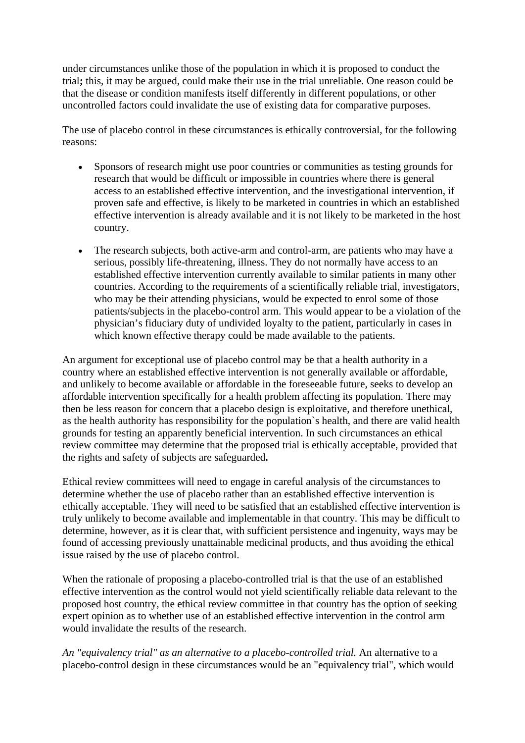under circumstances unlike those of the population in which it is proposed to conduct the trial**;** this, it may be argued, could make their use in the trial unreliable. One reason could be that the disease or condition manifests itself differently in different populations, or other uncontrolled factors could invalidate the use of existing data for comparative purposes.

The use of placebo control in these circumstances is ethically controversial, for the following reasons:

- Sponsors of research might use poor countries or communities as testing grounds for research that would be difficult or impossible in countries where there is general access to an established effective intervention, and the investigational intervention, if proven safe and effective, is likely to be marketed in countries in which an established effective intervention is already available and it is not likely to be marketed in the host country.
- The research subjects, both active-arm and control-arm, are patients who may have a serious, possibly life-threatening, illness. They do not normally have access to an established effective intervention currently available to similar patients in many other countries. According to the requirements of a scientifically reliable trial, investigators, who may be their attending physicians, would be expected to enrol some of those patients/subjects in the placebo-control arm. This would appear to be a violation of the physician's fiduciary duty of undivided loyalty to the patient, particularly in cases in which known effective therapy could be made available to the patients.

An argument for exceptional use of placebo control may be that a health authority in a country where an established effective intervention is not generally available or affordable, and unlikely to become available or affordable in the foreseeable future, seeks to develop an affordable intervention specifically for a health problem affecting its population. There may then be less reason for concern that a placebo design is exploitative, and therefore unethical, as the health authority has responsibility for the population`s health, and there are valid health grounds for testing an apparently beneficial intervention. In such circumstances an ethical review committee may determine that the proposed trial is ethically acceptable, provided that the rights and safety of subjects are safeguarded**.**

Ethical review committees will need to engage in careful analysis of the circumstances to determine whether the use of placebo rather than an established effective intervention is ethically acceptable. They will need to be satisfied that an established effective intervention is truly unlikely to become available and implementable in that country. This may be difficult to determine, however, as it is clear that, with sufficient persistence and ingenuity, ways may be found of accessing previously unattainable medicinal products, and thus avoiding the ethical issue raised by the use of placebo control.

When the rationale of proposing a placebo-controlled trial is that the use of an established effective intervention as the control would not yield scientifically reliable data relevant to the proposed host country, the ethical review committee in that country has the option of seeking expert opinion as to whether use of an established effective intervention in the control arm would invalidate the results of the research.

*An "equivalency trial" as an alternative to a placebo-controlled trial.* An alternative to a placebo-control design in these circumstances would be an "equivalency trial", which would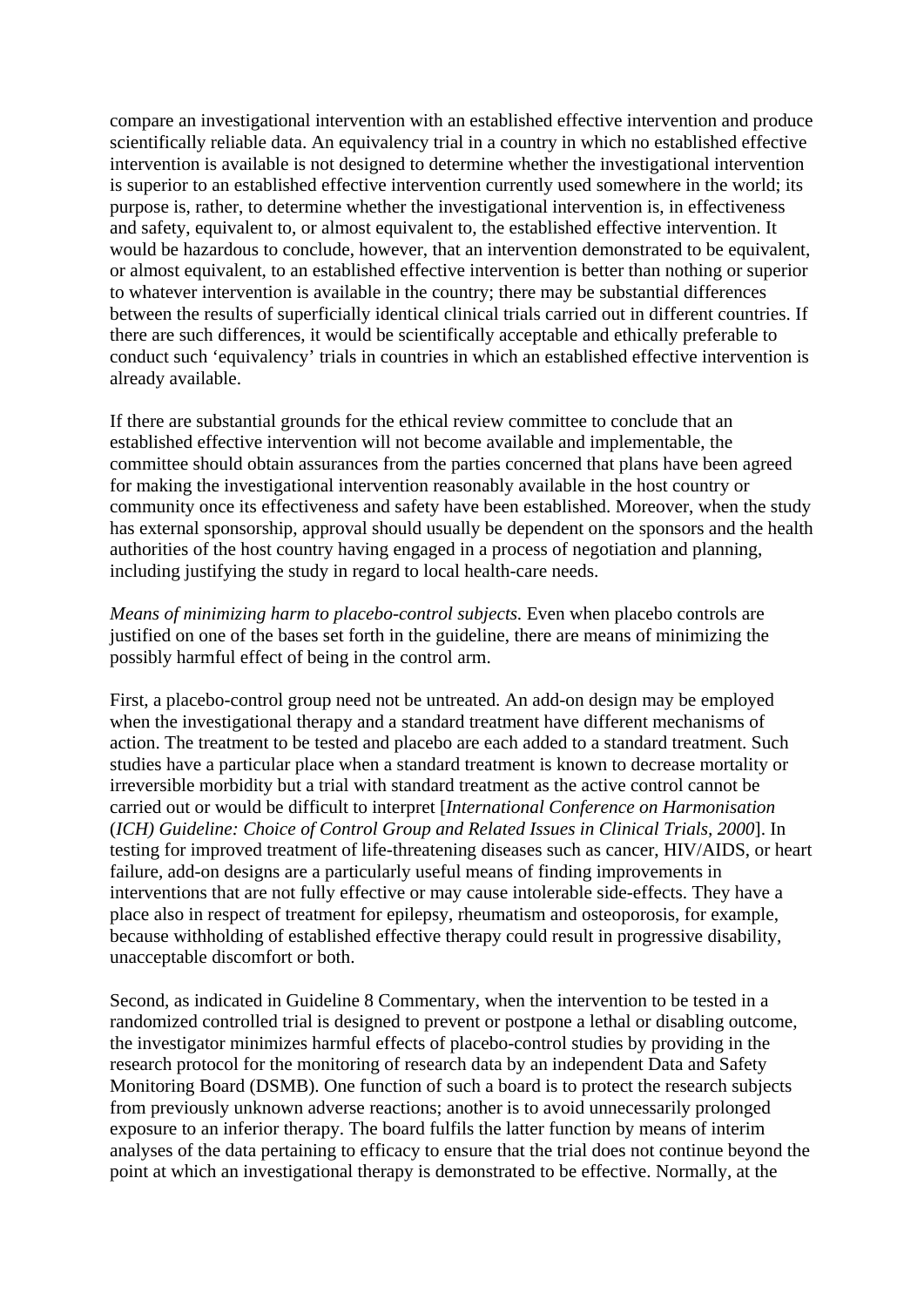compare an investigational intervention with an established effective intervention and produce scientifically reliable data. An equivalency trial in a country in which no established effective intervention is available is not designed to determine whether the investigational intervention is superior to an established effective intervention currently used somewhere in the world; its purpose is, rather, to determine whether the investigational intervention is, in effectiveness and safety, equivalent to, or almost equivalent to, the established effective intervention. It would be hazardous to conclude, however, that an intervention demonstrated to be equivalent, or almost equivalent, to an established effective intervention is better than nothing or superior to whatever intervention is available in the country; there may be substantial differences between the results of superficially identical clinical trials carried out in different countries. If there are such differences, it would be scientifically acceptable and ethically preferable to conduct such 'equivalency' trials in countries in which an established effective intervention is already available.

If there are substantial grounds for the ethical review committee to conclude that an established effective intervention will not become available and implementable, the committee should obtain assurances from the parties concerned that plans have been agreed for making the investigational intervention reasonably available in the host country or community once its effectiveness and safety have been established. Moreover, when the study has external sponsorship, approval should usually be dependent on the sponsors and the health authorities of the host country having engaged in a process of negotiation and planning, including justifying the study in regard to local health-care needs.

*Means of minimizing harm to placebo-control subjects.* Even when placebo controls are justified on one of the bases set forth in the guideline, there are means of minimizing the possibly harmful effect of being in the control arm.

First, a placebo-control group need not be untreated. An add-on design may be employed when the investigational therapy and a standard treatment have different mechanisms of action. The treatment to be tested and placebo are each added to a standard treatment. Such studies have a particular place when a standard treatment is known to decrease mortality or irreversible morbidity but a trial with standard treatment as the active control cannot be carried out or would be difficult to interpret [*International Conference on Harmonisation* (*ICH) Guideline: Choice of Control Group and Related Issues in Clinical Trials, 2000*]. In testing for improved treatment of life-threatening diseases such as cancer, HIV/AIDS, or heart failure, add-on designs are a particularly useful means of finding improvements in interventions that are not fully effective or may cause intolerable side-effects. They have a place also in respect of treatment for epilepsy, rheumatism and osteoporosis, for example, because withholding of established effective therapy could result in progressive disability, unacceptable discomfort or both.

Second, as indicated in Guideline 8 Commentary, when the intervention to be tested in a randomized controlled trial is designed to prevent or postpone a lethal or disabling outcome, the investigator minimizes harmful effects of placebo-control studies by providing in the research protocol for the monitoring of research data by an independent Data and Safety Monitoring Board (DSMB). One function of such a board is to protect the research subjects from previously unknown adverse reactions; another is to avoid unnecessarily prolonged exposure to an inferior therapy. The board fulfils the latter function by means of interim analyses of the data pertaining to efficacy to ensure that the trial does not continue beyond the point at which an investigational therapy is demonstrated to be effective. Normally, at the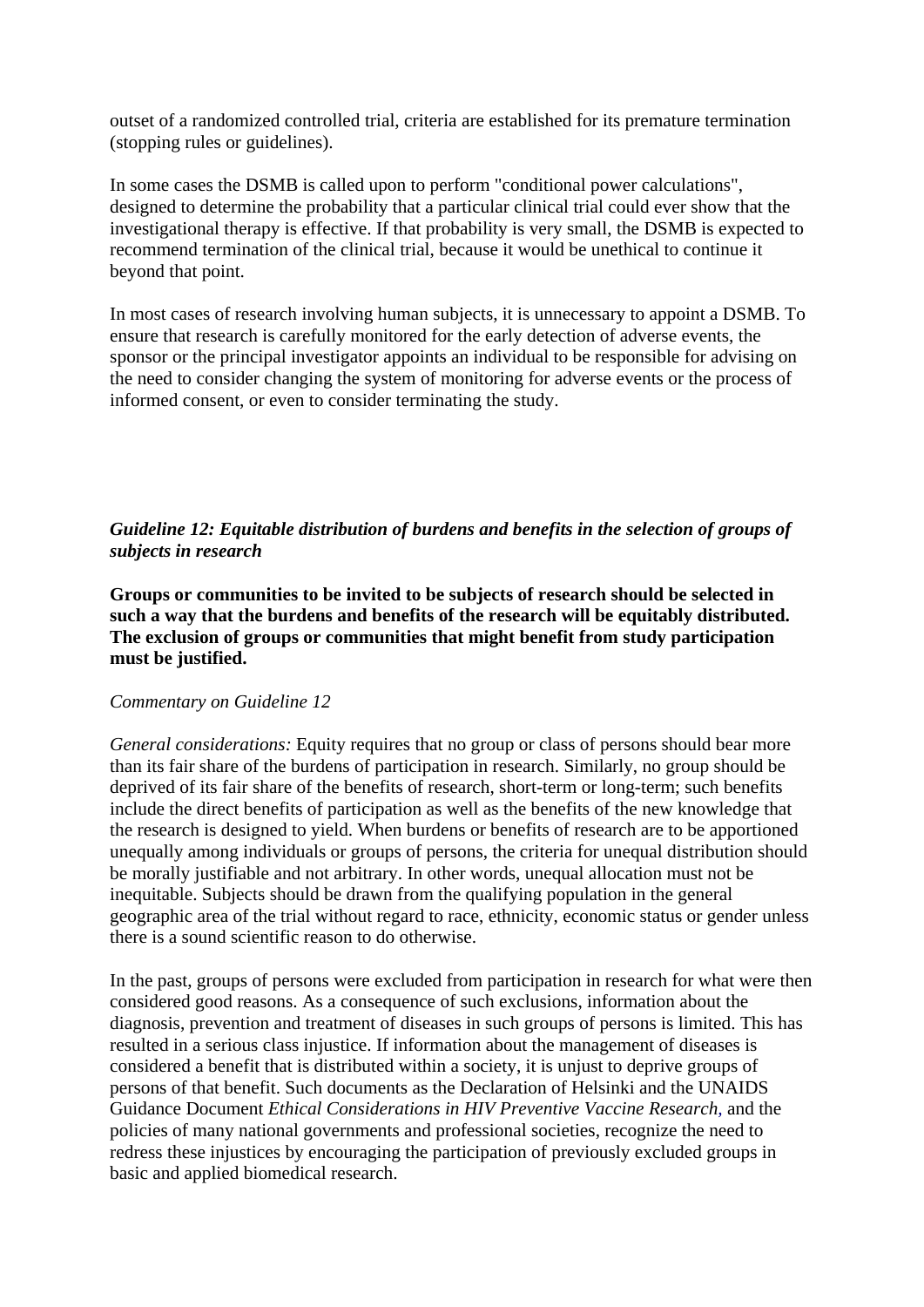outset of a randomized controlled trial, criteria are established for its premature termination (stopping rules or guidelines).

In some cases the DSMB is called upon to perform "conditional power calculations", designed to determine the probability that a particular clinical trial could ever show that the investigational therapy is effective. If that probability is very small, the DSMB is expected to recommend termination of the clinical trial, because it would be unethical to continue it beyond that point.

In most cases of research involving human subjects, it is unnecessary to appoint a DSMB. To ensure that research is carefully monitored for the early detection of adverse events, the sponsor or the principal investigator appoints an individual to be responsible for advising on the need to consider changing the system of monitoring for adverse events or the process of informed consent, or even to consider terminating the study.

### *Guideline 12: Equitable distribution of burdens and benefits in the selection of groups of subjects in research*

**Groups or communities to be invited to be subjects of research should be selected in such a way that the burdens and benefits of the research will be equitably distributed. The exclusion of groups or communities that might benefit from study participation must be justified.**

*Commentary on Guideline 12*

*General considerations:* Equity requires that no group or class of persons should bear more than its fair share of the burdens of participation in research. Similarly, no group should be deprived of its fair share of the benefits of research, short-term or long-term; such benefits include the direct benefits of participation as well as the benefits of the new knowledge that the research is designed to yield. When burdens or benefits of research are to be apportioned unequally among individuals or groups of persons, the criteria for unequal distribution should be morally justifiable and not arbitrary. In other words, unequal allocation must not be inequitable. Subjects should be drawn from the qualifying population in the general geographic area of the trial without regard to race, ethnicity, economic status or gender unless there is a sound scientific reason to do otherwise.

In the past, groups of persons were excluded from participation in research for what were then considered good reasons. As a consequence of such exclusions, information about the diagnosis, prevention and treatment of diseases in such groups of persons is limited. This has resulted in a serious class injustice. If information about the management of diseases is considered a benefit that is distributed within a society, it is unjust to deprive groups of persons of that benefit. Such documents as the Declaration of Helsinki and the UNAIDS Guidance Document *Ethical Considerations in HIV Preventive Vaccine Research,* and the policies of many national governments and professional societies, recognize the need to redress these injustices by encouraging the participation of previously excluded groups in basic and applied biomedical research.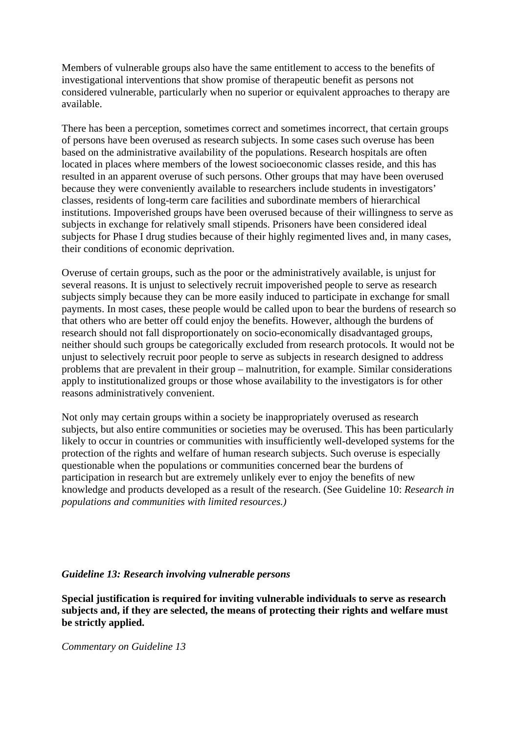Members of vulnerable groups also have the same entitlement to access to the benefits of investigational interventions that show promise of therapeutic benefit as persons not considered vulnerable, particularly when no superior or equivalent approaches to therapy are available.

There has been a perception, sometimes correct and sometimes incorrect, that certain groups of persons have been overused as research subjects. In some cases such overuse has been based on the administrative availability of the populations. Research hospitals are often located in places where members of the lowest socioeconomic classes reside, and this has resulted in an apparent overuse of such persons. Other groups that may have been overused because they were conveniently available to researchers include students in investigators' classes, residents of long-term care facilities and subordinate members of hierarchical institutions. Impoverished groups have been overused because of their willingness to serve as subjects in exchange for relatively small stipends. Prisoners have been considered ideal subjects for Phase I drug studies because of their highly regimented lives and, in many cases, their conditions of economic deprivation.

Overuse of certain groups, such as the poor or the administratively available, is unjust for several reasons. It is unjust to selectively recruit impoverished people to serve as research subjects simply because they can be more easily induced to participate in exchange for small payments. In most cases, these people would be called upon to bear the burdens of research so that others who are better off could enjoy the benefits. However, although the burdens of research should not fall disproportionately on socio-economically disadvantaged groups, neither should such groups be categorically excluded from research protocols. It would not be unjust to selectively recruit poor people to serve as subjects in research designed to address problems that are prevalent in their group – malnutrition, for example. Similar considerations apply to institutionalized groups or those whose availability to the investigators is for other reasons administratively convenient.

Not only may certain groups within a society be inappropriately overused as research subjects, but also entire communities or societies may be overused. This has been particularly likely to occur in countries or communities with insufficiently well-developed systems for the protection of the rights and welfare of human research subjects. Such overuse is especially questionable when the populations or communities concerned bear the burdens of participation in research but are extremely unlikely ever to enjoy the benefits of new knowledge and products developed as a result of the research. (See Guideline 10: *Research in populations and communities with limited resources.)*

### *Guideline 13: Research involving vulnerable persons*

**Special justification is required for inviting vulnerable individuals to serve as research subjects and, if they are selected, the means of protecting their rights and welfare must be strictly applied.**

*Commentary on Guideline 13*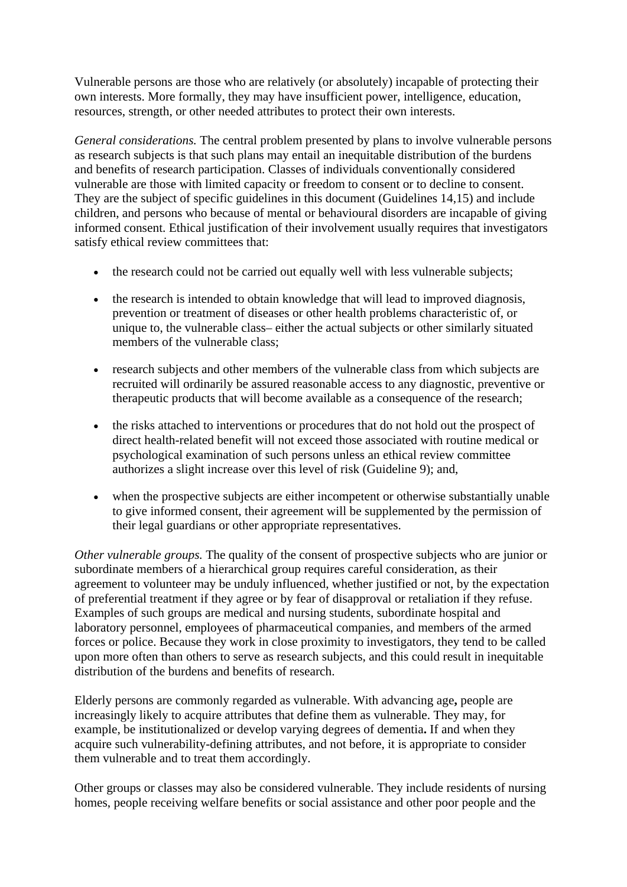Vulnerable persons are those who are relatively (or absolutely) incapable of protecting their own interests. More formally, they may have insufficient power, intelligence, education, resources, strength, or other needed attributes to protect their own interests.

*General considerations.* The central problem presented by plans to involve vulnerable persons as research subjects is that such plans may entail an inequitable distribution of the burdens and benefits of research participation. Classes of individuals conventionally considered vulnerable are those with limited capacity or freedom to consent or to decline to consent. They are the subject of specific guidelines in this document (Guidelines 14,15) and include children, and persons who because of mental or behavioural disorders are incapable of giving informed consent. Ethical justification of their involvement usually requires that investigators satisfy ethical review committees that:

- the research could not be carried out equally well with less vulnerable subjects;
- the research is intended to obtain knowledge that will lead to improved diagnosis, prevention or treatment of diseases or other health problems characteristic of, or unique to, the vulnerable class– either the actual subjects or other similarly situated members of the vulnerable class;
- research subjects and other members of the vulnerable class from which subjects are recruited will ordinarily be assured reasonable access to any diagnostic, preventive or therapeutic products that will become available as a consequence of the research;
- the risks attached to interventions or procedures that do not hold out the prospect of direct health-related benefit will not exceed those associated with routine medical or psychological examination of such persons unless an ethical review committee authorizes a slight increase over this level of risk (Guideline 9); and,
- when the prospective subjects are either incompetent or otherwise substantially unable to give informed consent, their agreement will be supplemented by the permission of their legal guardians or other appropriate representatives.

*Other vulnerable groups.* The quality of the consent of prospective subjects who are junior or subordinate members of a hierarchical group requires careful consideration, as their agreement to volunteer may be unduly influenced, whether justified or not, by the expectation of preferential treatment if they agree or by fear of disapproval or retaliation if they refuse. Examples of such groups are medical and nursing students, subordinate hospital and laboratory personnel, employees of pharmaceutical companies, and members of the armed forces or police. Because they work in close proximity to investigators, they tend to be called upon more often than others to serve as research subjects, and this could result in inequitable distribution of the burdens and benefits of research.

Elderly persons are commonly regarded as vulnerable. With advancing age**,** people are increasingly likely to acquire attributes that define them as vulnerable. They may, for example, be institutionalized or develop varying degrees of dementia**.** If and when they acquire such vulnerability-defining attributes, and not before, it is appropriate to consider them vulnerable and to treat them accordingly.

Other groups or classes may also be considered vulnerable. They include residents of nursing homes, people receiving welfare benefits or social assistance and other poor people and the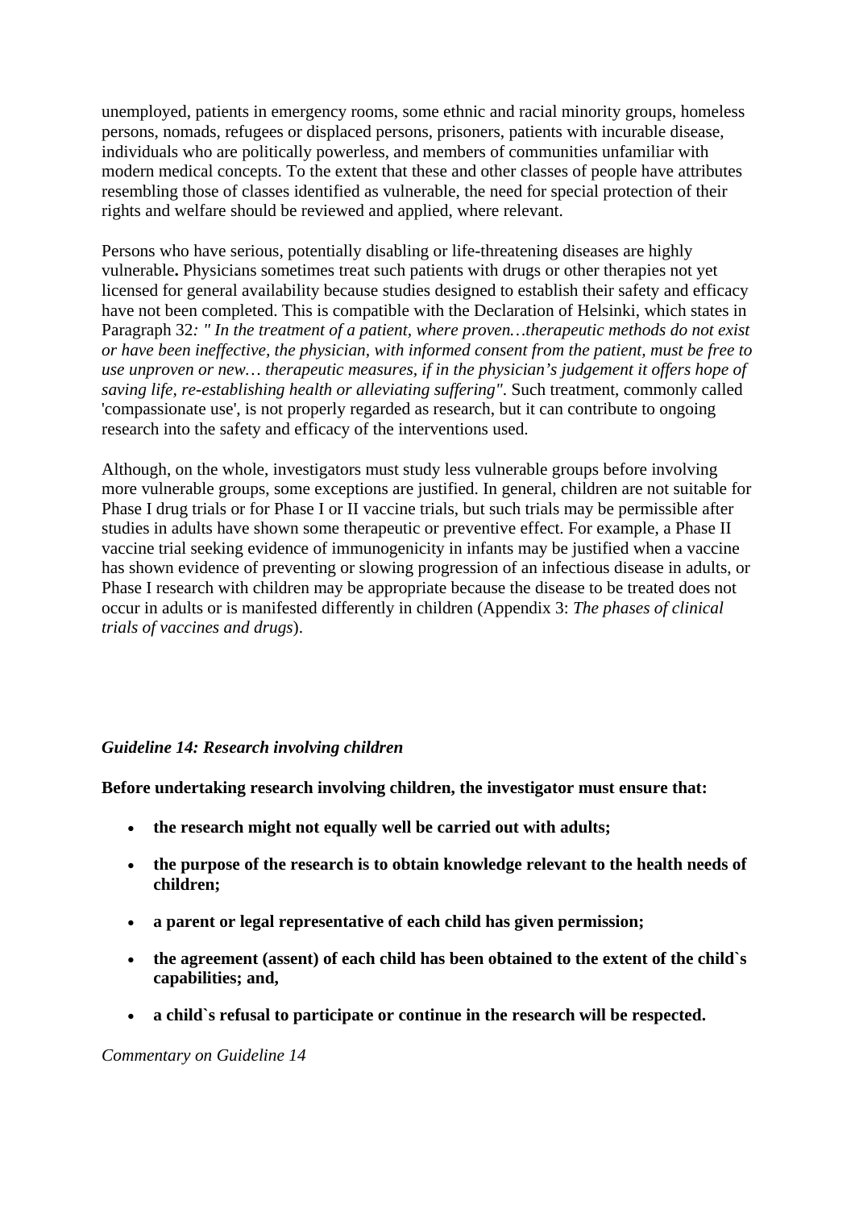unemployed, patients in emergency rooms, some ethnic and racial minority groups, homeless persons, nomads, refugees or displaced persons, prisoners, patients with incurable disease, individuals who are politically powerless, and members of communities unfamiliar with modern medical concepts. To the extent that these and other classes of people have attributes resembling those of classes identified as vulnerable, the need for special protection of their rights and welfare should be reviewed and applied, where relevant.

Persons who have serious, potentially disabling or life-threatening diseases are highly vulnerable**.** Physicians sometimes treat such patients with drugs or other therapies not yet licensed for general availability because studies designed to establish their safety and efficacy have not been completed. This is compatible with the Declaration of Helsinki, which states in Paragraph 32*: " In the treatment of a patient, where proven…therapeutic methods do not exist or have been ineffective, the physician, with informed consent from the patient, must be free to use unproven or new… therapeutic measures, if in the physician's judgement it offers hope of saving life, re-establishing health or alleviating suffering"*. Such treatment, commonly called 'compassionate use', is not properly regarded as research, but it can contribute to ongoing research into the safety and efficacy of the interventions used.

Although, on the whole, investigators must study less vulnerable groups before involving more vulnerable groups, some exceptions are justified. In general, children are not suitable for Phase I drug trials or for Phase I or II vaccine trials, but such trials may be permissible after studies in adults have shown some therapeutic or preventive effect. For example, a Phase II vaccine trial seeking evidence of immunogenicity in infants may be justified when a vaccine has shown evidence of preventing or slowing progression of an infectious disease in adults, or Phase I research with children may be appropriate because the disease to be treated does not occur in adults or is manifested differently in children (Appendix 3: *The phases of clinical trials of vaccines and drugs*).

### *Guideline 14: Research involving children*

**Before undertaking research involving children, the investigator must ensure that:**

- **the research might not equally well be carried out with adults;**
- **the purpose of the research is to obtain knowledge relevant to the health needs of children;**
- **a parent or legal representative of each child has given permission;**
- **the agreement (assent) of each child has been obtained to the extent of the child`s capabilities; and,**
- **a child`s refusal to participate or continue in the research will be respected.**

*Commentary on Guideline 14*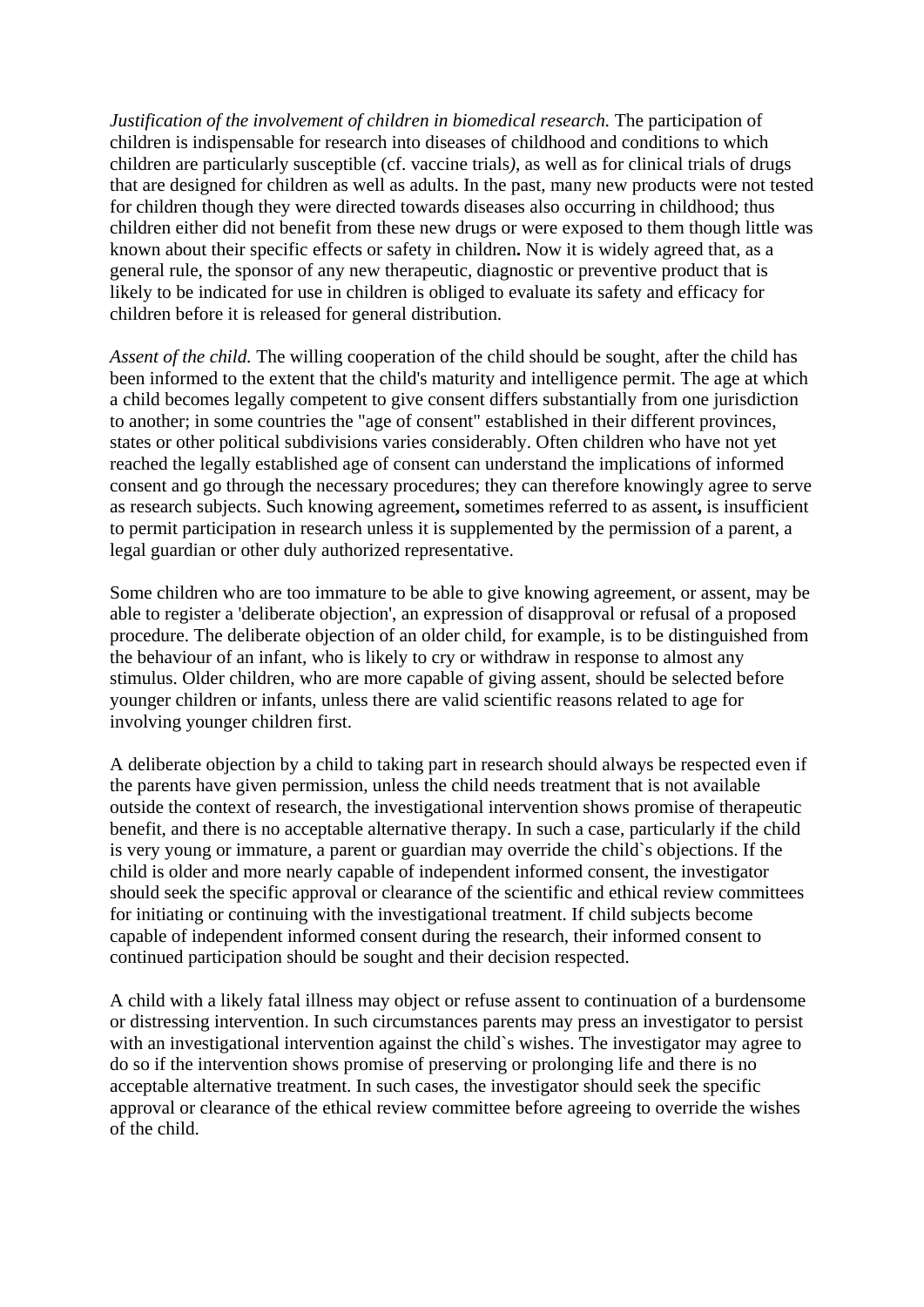*Justification of the involvement of children in biomedical research.* The participation of children is indispensable for research into diseases of childhood and conditions to which children are particularly susceptible (cf. vaccine trials*)*, as well as for clinical trials of drugs that are designed for children as well as adults. In the past, many new products were not tested for children though they were directed towards diseases also occurring in childhood; thus children either did not benefit from these new drugs or were exposed to them though little was known about their specific effects or safety in children**.** Now it is widely agreed that, as a general rule, the sponsor of any new therapeutic, diagnostic or preventive product that is likely to be indicated for use in children is obliged to evaluate its safety and efficacy for children before it is released for general distribution.

*Assent of the child.* The willing cooperation of the child should be sought, after the child has been informed to the extent that the child's maturity and intelligence permit. The age at which a child becomes legally competent to give consent differs substantially from one jurisdiction to another; in some countries the "age of consent" established in their different provinces, states or other political subdivisions varies considerably. Often children who have not yet reached the legally established age of consent can understand the implications of informed consent and go through the necessary procedures; they can therefore knowingly agree to serve as research subjects. Such knowing agreement**,** sometimes referred to as assent**,** is insufficient to permit participation in research unless it is supplemented by the permission of a parent, a legal guardian or other duly authorized representative.

Some children who are too immature to be able to give knowing agreement, or assent, may be able to register a 'deliberate objection', an expression of disapproval or refusal of a proposed procedure. The deliberate objection of an older child, for example, is to be distinguished from the behaviour of an infant, who is likely to cry or withdraw in response to almost any stimulus. Older children, who are more capable of giving assent, should be selected before younger children or infants, unless there are valid scientific reasons related to age for involving younger children first.

A deliberate objection by a child to taking part in research should always be respected even if the parents have given permission, unless the child needs treatment that is not available outside the context of research, the investigational intervention shows promise of therapeutic benefit, and there is no acceptable alternative therapy. In such a case, particularly if the child is very young or immature, a parent or guardian may override the child`s objections. If the child is older and more nearly capable of independent informed consent, the investigator should seek the specific approval or clearance of the scientific and ethical review committees for initiating or continuing with the investigational treatment. If child subjects become capable of independent informed consent during the research, their informed consent to continued participation should be sought and their decision respected.

A child with a likely fatal illness may object or refuse assent to continuation of a burdensome or distressing intervention. In such circumstances parents may press an investigator to persist with an investigational intervention against the child`s wishes. The investigator may agree to do so if the intervention shows promise of preserving or prolonging life and there is no acceptable alternative treatment. In such cases, the investigator should seek the specific approval or clearance of the ethical review committee before agreeing to override the wishes of the child.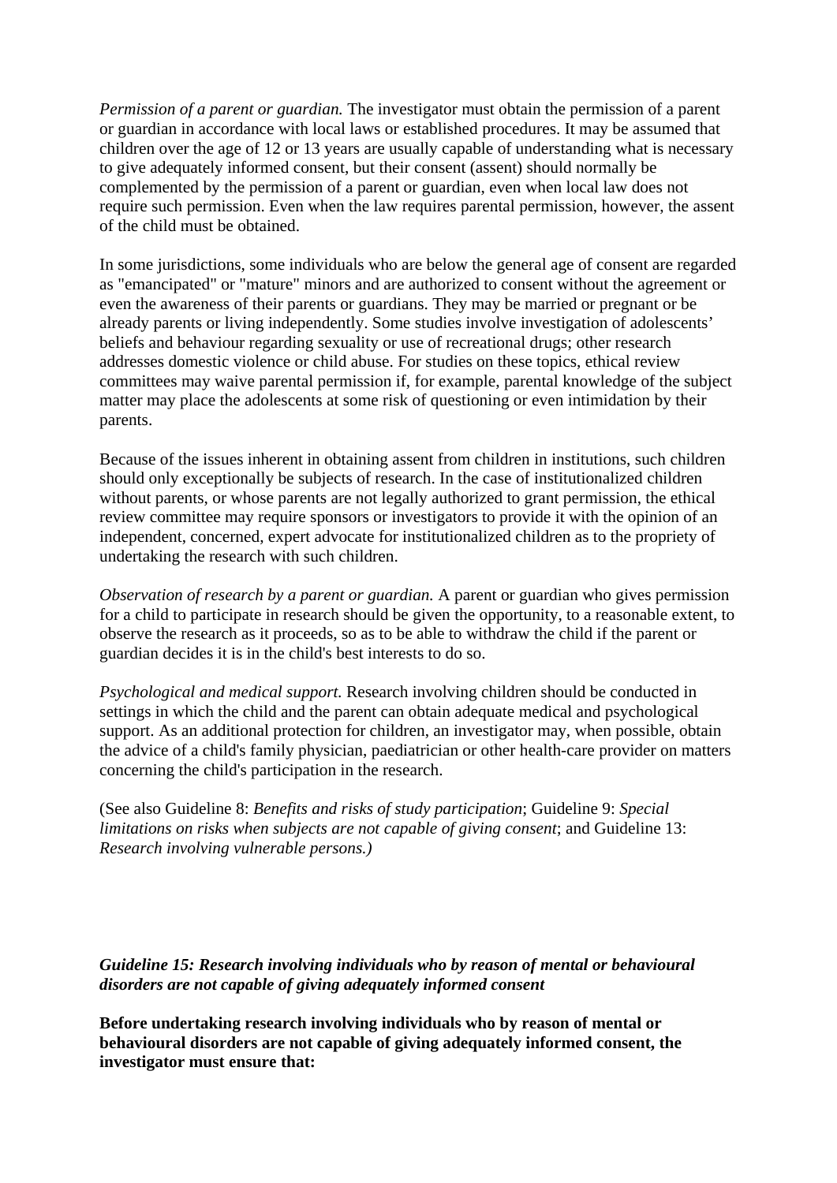*Permission of a parent or guardian.* The investigator must obtain the permission of a parent or guardian in accordance with local laws or established procedures. It may be assumed that children over the age of 12 or 13 years are usually capable of understanding what is necessary to give adequately informed consent, but their consent (assent) should normally be complemented by the permission of a parent or guardian, even when local law does not require such permission. Even when the law requires parental permission, however, the assent of the child must be obtained.

In some jurisdictions, some individuals who are below the general age of consent are regarded as "emancipated" or "mature" minors and are authorized to consent without the agreement or even the awareness of their parents or guardians. They may be married or pregnant or be already parents or living independently. Some studies involve investigation of adolescents' beliefs and behaviour regarding sexuality or use of recreational drugs; other research addresses domestic violence or child abuse. For studies on these topics, ethical review committees may waive parental permission if, for example, parental knowledge of the subject matter may place the adolescents at some risk of questioning or even intimidation by their parents.

Because of the issues inherent in obtaining assent from children in institutions, such children should only exceptionally be subjects of research. In the case of institutionalized children without parents, or whose parents are not legally authorized to grant permission, the ethical review committee may require sponsors or investigators to provide it with the opinion of an independent, concerned, expert advocate for institutionalized children as to the propriety of undertaking the research with such children.

*Observation of research by a parent or guardian.* A parent or guardian who gives permission for a child to participate in research should be given the opportunity, to a reasonable extent, to observe the research as it proceeds, so as to be able to withdraw the child if the parent or guardian decides it is in the child's best interests to do so.

*Psychological and medical support.* Research involving children should be conducted in settings in which the child and the parent can obtain adequate medical and psychological support. As an additional protection for children, an investigator may, when possible, obtain the advice of a child's family physician, paediatrician or other health-care provider on matters concerning the child's participation in the research.

(See also Guideline 8: *Benefits and risks of study participation*; Guideline 9: *Special limitations on risks when subjects are not capable of giving consent*; and Guideline 13: *Research involving vulnerable persons.)*

### *Guideline 15: Research involving individuals who by reason of mental or behavioural disorders are not capable of giving adequately informed consent*

**Before undertaking research involving individuals who by reason of mental or behavioural disorders are not capable of giving adequately informed consent, the investigator must ensure that:**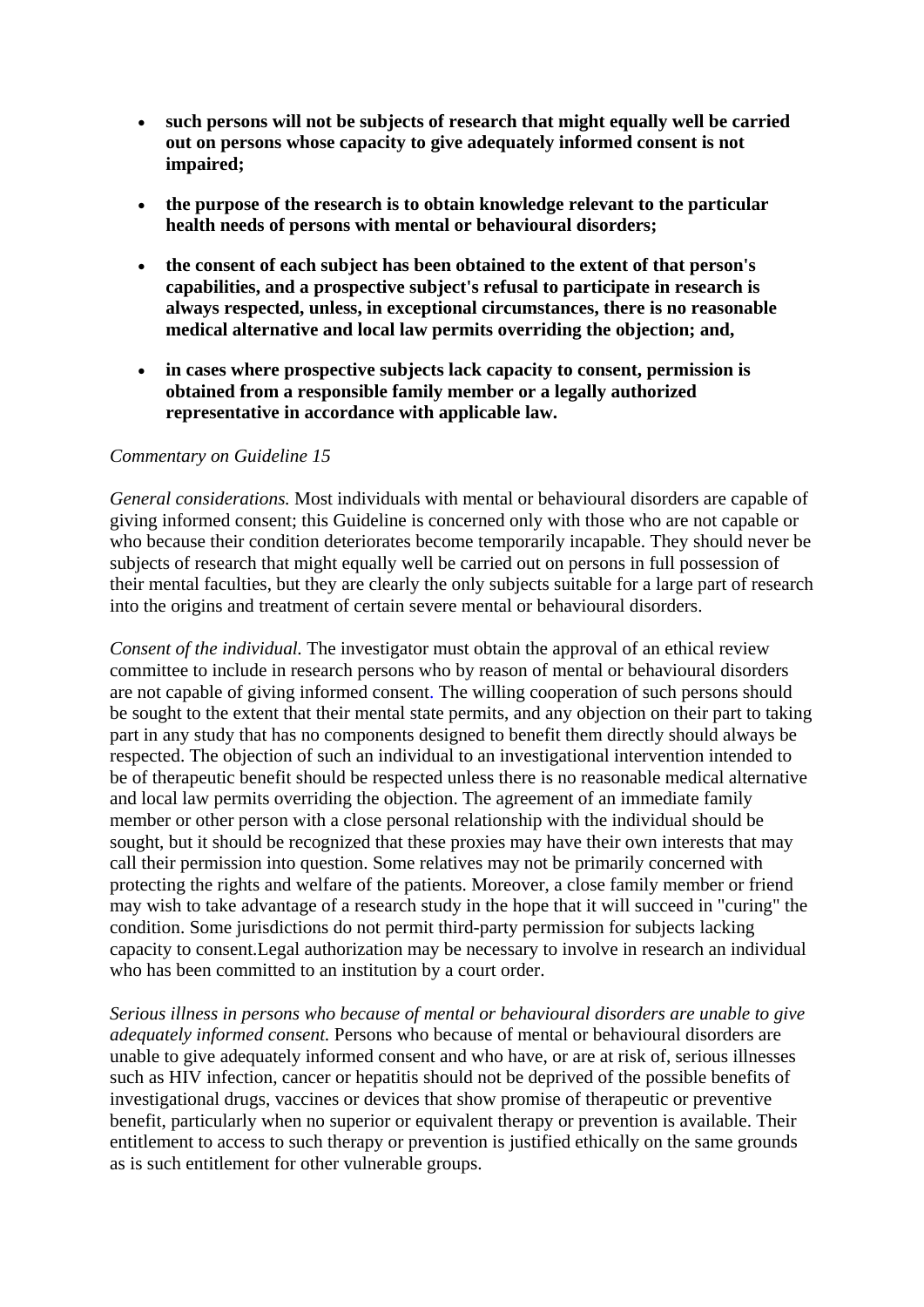- **such persons will not be subjects of research that might equally well be carried out on persons whose capacity to give adequately informed consent is not impaired;**

- **the purpose of the research is to obtain knowledge relevant to the particular health needs of persons with mental or behavioural disorders;**

- **the consent of each subject has been obtained to the extent of that person's capabilities, and a prospective subject's refusal to participate in research is always respected, unless, in exceptional circumstances, there is no reasonable medical alternative and local law permits overriding the objection; and,**

- **in cases where prospective subjects lack capacity to consent, permission is obtained from a responsible family member or a legally authorized representative in accordance with applicable law.**

*Commentary on Guideline 15*

*General considerations.* Most individuals with mental or behavioural disorders are capable of giving informed consent; this Guideline is concerned only with those who are not capable or who because their condition deteriorates become temporarily incapable. They should never be subjects of research that might equally well be carried out on persons in full possession of their mental faculties, but they are clearly the only subjects suitable for a large part of research into the origins and treatment of certain severe mental or behavioural disorders.

*Consent of the individual.* The investigator must obtain the approval of an ethical review committee to include in research persons who by reason of mental or behavioural disorders are not capable of giving informed consent. The willing cooperation of such persons should be sought to the extent that their mental state permits, and any objection on their part to taking part in any study that has no components designed to benefit them directly should always be respected. The objection of such an individual to an investigational intervention intended to be of therapeutic benefit should be respected unless there is no reasonable medical alternative and local law permits overriding the objection. The agreement of an immediate family member or other person with a close personal relationship with the individual should be sought, but it should be recognized that these proxies may have their own interests that may call their permission into question. Some relatives may not be primarily concerned with protecting the rights and welfare of the patients. Moreover, a close family member or friend may wish to take advantage of a research study in the hope that it will succeed in "curing" the condition. Some jurisdictions do not permit third-party permission for subjects lacking capacity to consent.Legal authorization may be necessary to involve in research an individual who has been committed to an institution by a court order.

*Serious illness in persons who because of mental or behavioural disorders are unable to give adequately informed consent.* Persons who because of mental or behavioural disorders are unable to give adequately informed consent and who have, or are at risk of, serious illnesses such as HIV infection, cancer or hepatitis should not be deprived of the possible benefits of investigational drugs, vaccines or devices that show promise of therapeutic or preventive benefit, particularly when no superior or equivalent therapy or prevention is available. Their entitlement to access to such therapy or prevention is justified ethically on the same grounds as is such entitlement for other vulnerable groups.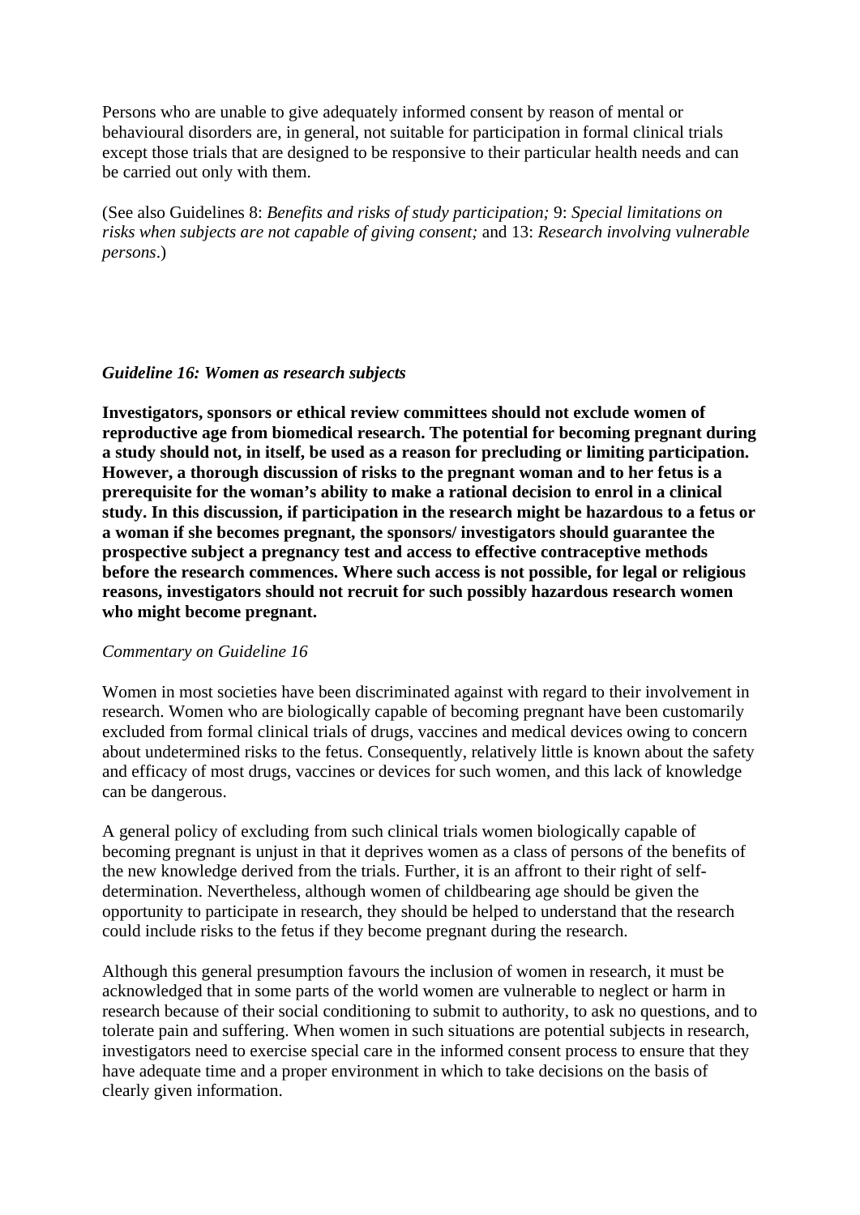Persons who are unable to give adequately informed consent by reason of mental or behavioural disorders are, in general, not suitable for participation in formal clinical trials except those trials that are designed to be responsive to their particular health needs and can be carried out only with them.

(See also Guidelines 8: *Benefits and risks of study participation;* 9: *Special limitations on risks when subjects are not capable of giving consent;* and 13: *Research involving vulnerable persons*.)

### *Guideline 16: Women as research subjects*

**Investigators, sponsors or ethical review committees should not exclude women of reproductive age from biomedical research. The potential for becoming pregnant during a study should not, in itself, be used as a reason for precluding or limiting participation. However, a thorough discussion of risks to the pregnant woman and to her fetus is a prerequisite for the woman's ability to make a rational decision to enrol in a clinical study. In this discussion, if participation in the research might be hazardous to a fetus or a woman if she becomes pregnant, the sponsors/ investigators should guarantee the prospective subject a pregnancy test and access to effective contraceptive methods before the research commences. Where such access is not possible, for legal or religious reasons, investigators should not recruit for such possibly hazardous research women who might become pregnant.**

*Commentary on Guideline 16*

Women in most societies have been discriminated against with regard to their involvement in research. Women who are biologically capable of becoming pregnant have been customarily excluded from formal clinical trials of drugs, vaccines and medical devices owing to concern about undetermined risks to the fetus. Consequently, relatively little is known about the safety and efficacy of most drugs, vaccines or devices for such women, and this lack of knowledge can be dangerous.

A general policy of excluding from such clinical trials women biologically capable of becoming pregnant is unjust in that it deprives women as a class of persons of the benefits of the new knowledge derived from the trials. Further, it is an affront to their right of self-determination. Nevertheless, although women of childbearing age should be given the opportunity to participate in research, they should be helped to understand that the research could include risks to the fetus if they become pregnant during the research.

Although this general presumption favours the inclusion of women in research, it must be acknowledged that in some parts of the world women are vulnerable to neglect or harm in research because of their social conditioning to submit to authority, to ask no questions, and to tolerate pain and suffering. When women in such situations are potential subjects in research, investigators need to exercise special care in the informed consent process to ensure that they have adequate time and a proper environment in which to take decisions on the basis of clearly given information.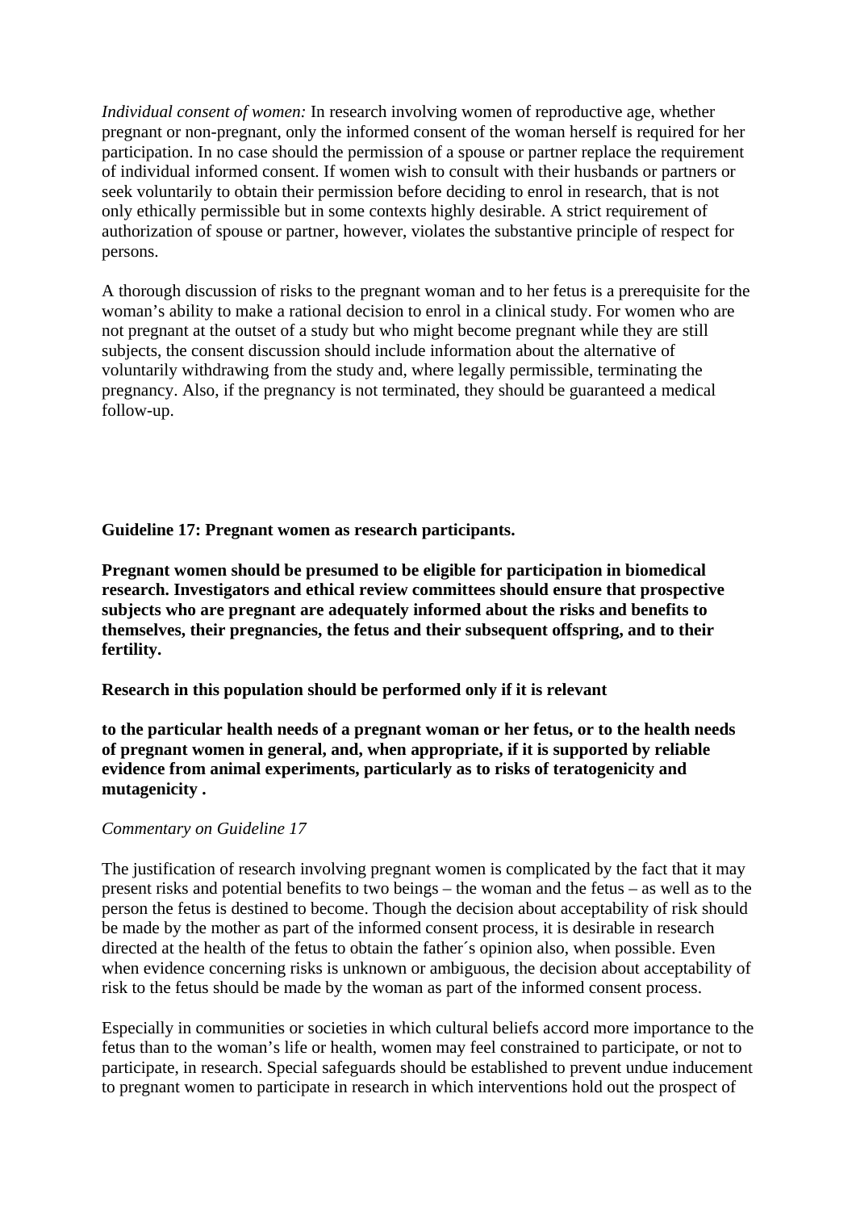*Individual consent of women:* In research involving women of reproductive age, whether pregnant or non-pregnant, only the informed consent of the woman herself is required for her participation. In no case should the permission of a spouse or partner replace the requirement of individual informed consent. If women wish to consult with their husbands or partners or seek voluntarily to obtain their permission before deciding to enrol in research, that is not only ethically permissible but in some contexts highly desirable. A strict requirement of authorization of spouse or partner, however, violates the substantive principle of respect for persons.

A thorough discussion of risks to the pregnant woman and to her fetus is a prerequisite for the woman's ability to make a rational decision to enrol in a clinical study. For women who are not pregnant at the outset of a study but who might become pregnant while they are still subjects, the consent discussion should include information about the alternative of voluntarily withdrawing from the study and, where legally permissible, terminating the pregnancy. Also, if the pregnancy is not terminated, they should be guaranteed a medical follow-up.

**Guideline 17: Pregnant women as research participants.**

**Pregnant women should be presumed to be eligible for participation in biomedical research. Investigators and ethical review committees should ensure that prospective subjects who are pregnant are adequately informed about the risks and benefits to themselves, their pregnancies, the fetus and their subsequent offspring, and to their fertility.**

**Research in this population should be performed only if it is relevant**

**to the particular health needs of a pregnant woman or her fetus, or to the health needs of pregnant women in general, and, when appropriate, if it is supported by reliable evidence from animal experiments, particularly as to risks of teratogenicity and mutagenicity .**

*Commentary on Guideline 17*

The justification of research involving pregnant women is complicated by the fact that it may present risks and potential benefits to two beings – the woman and the fetus – as well as to the person the fetus is destined to become. Though the decision about acceptability of risk should be made by the mother as part of the informed consent process, it is desirable in research directed at the health of the fetus to obtain the father´s opinion also, when possible. Even when evidence concerning risks is unknown or ambiguous, the decision about acceptability of risk to the fetus should be made by the woman as part of the informed consent process.

Especially in communities or societies in which cultural beliefs accord more importance to the fetus than to the woman's life or health, women may feel constrained to participate, or not to participate, in research. Special safeguards should be established to prevent undue inducement to pregnant women to participate in research in which interventions hold out the prospect of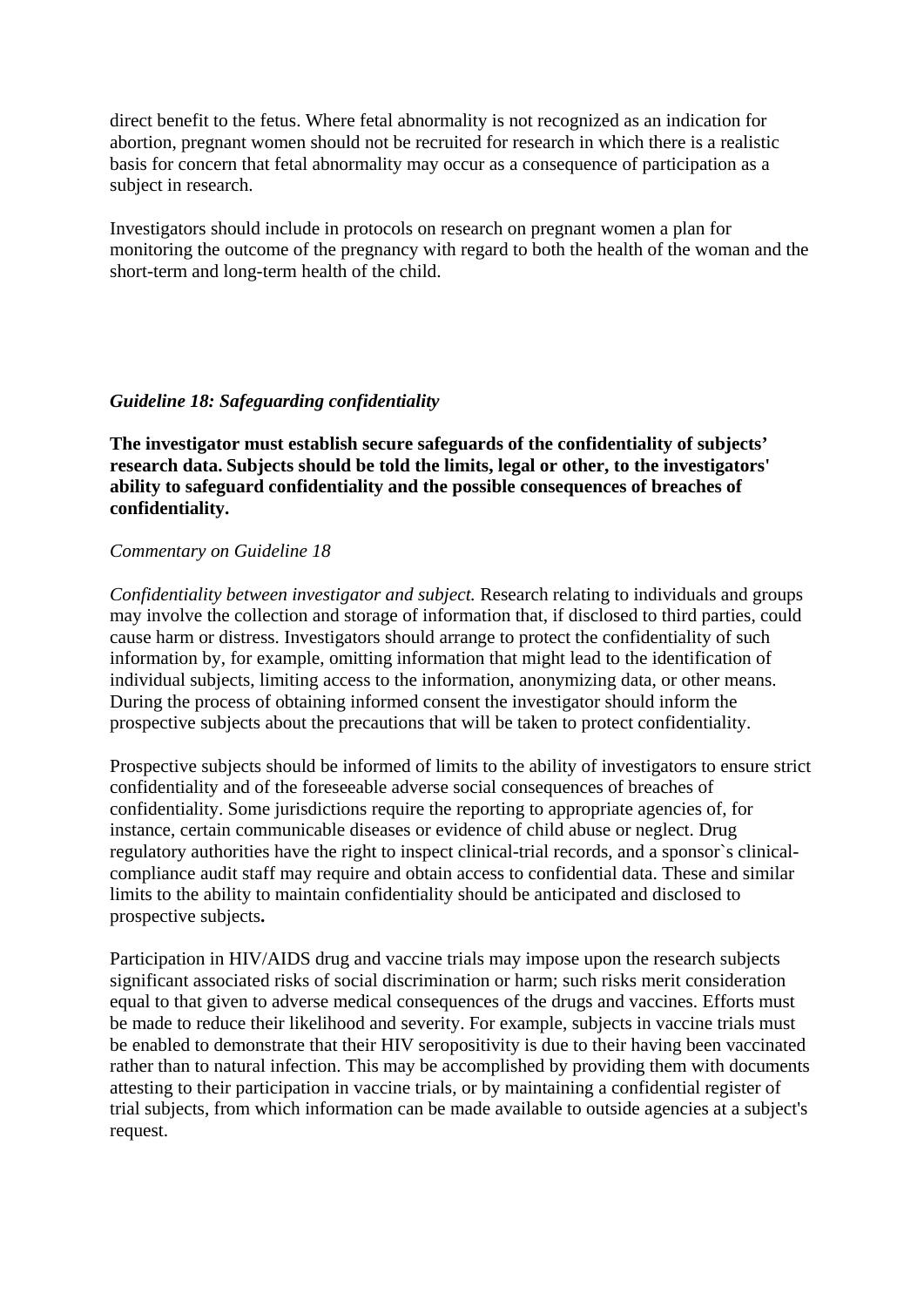direct benefit to the fetus. Where fetal abnormality is not recognized as an indication for abortion, pregnant women should not be recruited for research in which there is a realistic basis for concern that fetal abnormality may occur as a consequence of participation as a subject in research.

Investigators should include in protocols on research on pregnant women a plan for monitoring the outcome of the pregnancy with regard to both the health of the woman and the short-term and long-term health of the child.

### *Guideline 18: Safeguarding confidentiality*

**The investigator must establish secure safeguards of the confidentiality of subjects' research data. Subjects should be told the limits, legal or other, to the investigators' ability to safeguard confidentiality and the possible consequences of breaches of confidentiality.**

*Commentary on Guideline 18*

*Confidentiality between investigator and subject.* Research relating to individuals and groups may involve the collection and storage of information that, if disclosed to third parties, could cause harm or distress. Investigators should arrange to protect the confidentiality of such information by, for example, omitting information that might lead to the identification of individual subjects, limiting access to the information, anonymizing data, or other means. During the process of obtaining informed consent the investigator should inform the prospective subjects about the precautions that will be taken to protect confidentiality.

Prospective subjects should be informed of limits to the ability of investigators to ensure strict confidentiality and of the foreseeable adverse social consequences of breaches of confidentiality. Some jurisdictions require the reporting to appropriate agencies of, for instance, certain communicable diseases or evidence of child abuse or neglect. Drug regulatory authorities have the right to inspect clinical-trial records, and a sponsor`s clinical-compliance audit staff may require and obtain access to confidential data. These and similar limits to the ability to maintain confidentiality should be anticipated and disclosed to prospective subjects**.**

Participation in HIV/AIDS drug and vaccine trials may impose upon the research subjects significant associated risks of social discrimination or harm; such risks merit consideration equal to that given to adverse medical consequences of the drugs and vaccines. Efforts must be made to reduce their likelihood and severity. For example, subjects in vaccine trials must be enabled to demonstrate that their HIV seropositivity is due to their having been vaccinated rather than to natural infection. This may be accomplished by providing them with documents attesting to their participation in vaccine trials, or by maintaining a confidential register of trial subjects, from which information can be made available to outside agencies at a subject's request.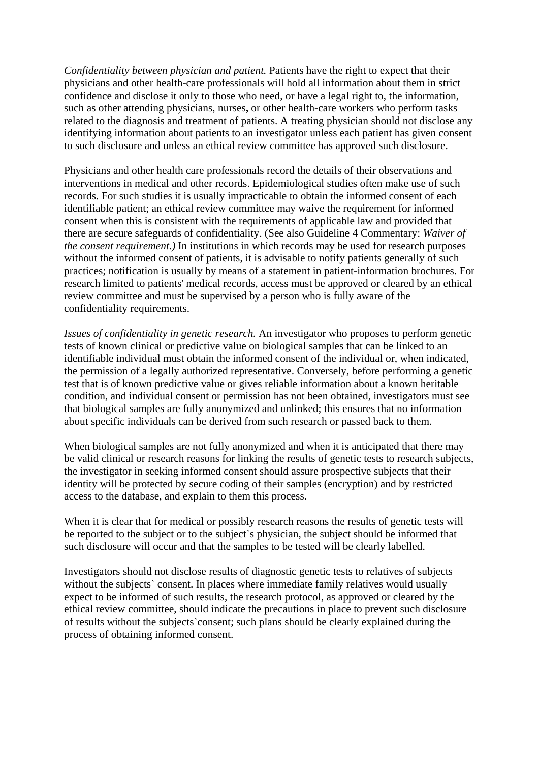*Confidentiality between physician and patient.* Patients have the right to expect that their physicians and other health-care professionals will hold all information about them in strict confidence and disclose it only to those who need, or have a legal right to, the information, such as other attending physicians, nurses**,** or other health-care workers who perform tasks related to the diagnosis and treatment of patients. A treating physician should not disclose any identifying information about patients to an investigator unless each patient has given consent to such disclosure and unless an ethical review committee has approved such disclosure.

Physicians and other health care professionals record the details of their observations and interventions in medical and other records. Epidemiological studies often make use of such records. For such studies it is usually impracticable to obtain the informed consent of each identifiable patient; an ethical review committee may waive the requirement for informed consent when this is consistent with the requirements of applicable law and provided that there are secure safeguards of confidentiality. (See also Guideline 4 Commentary: *Waiver of the consent requirement.)* In institutions in which records may be used for research purposes without the informed consent of patients, it is advisable to notify patients generally of such practices; notification is usually by means of a statement in patient-information brochures. For research limited to patients' medical records, access must be approved or cleared by an ethical review committee and must be supervised by a person who is fully aware of the confidentiality requirements.

*Issues of confidentiality in genetic research.* An investigator who proposes to perform genetic tests of known clinical or predictive value on biological samples that can be linked to an identifiable individual must obtain the informed consent of the individual or, when indicated, the permission of a legally authorized representative. Conversely, before performing a genetic test that is of known predictive value or gives reliable information about a known heritable condition, and individual consent or permission has not been obtained, investigators must see that biological samples are fully anonymized and unlinked; this ensures that no information about specific individuals can be derived from such research or passed back to them.

When biological samples are not fully anonymized and when it is anticipated that there may be valid clinical or research reasons for linking the results of genetic tests to research subjects, the investigator in seeking informed consent should assure prospective subjects that their identity will be protected by secure coding of their samples (encryption) and by restricted access to the database, and explain to them this process.

When it is clear that for medical or possibly research reasons the results of genetic tests will be reported to the subject or to the subject`s physician, the subject should be informed that such disclosure will occur and that the samples to be tested will be clearly labelled.

Investigators should not disclose results of diagnostic genetic tests to relatives of subjects without the subjects` consent. In places where immediate family relatives would usually expect to be informed of such results, the research protocol, as approved or cleared by the ethical review committee, should indicate the precautions in place to prevent such disclosure of results without the subjects`consent; such plans should be clearly explained during the process of obtaining informed consent.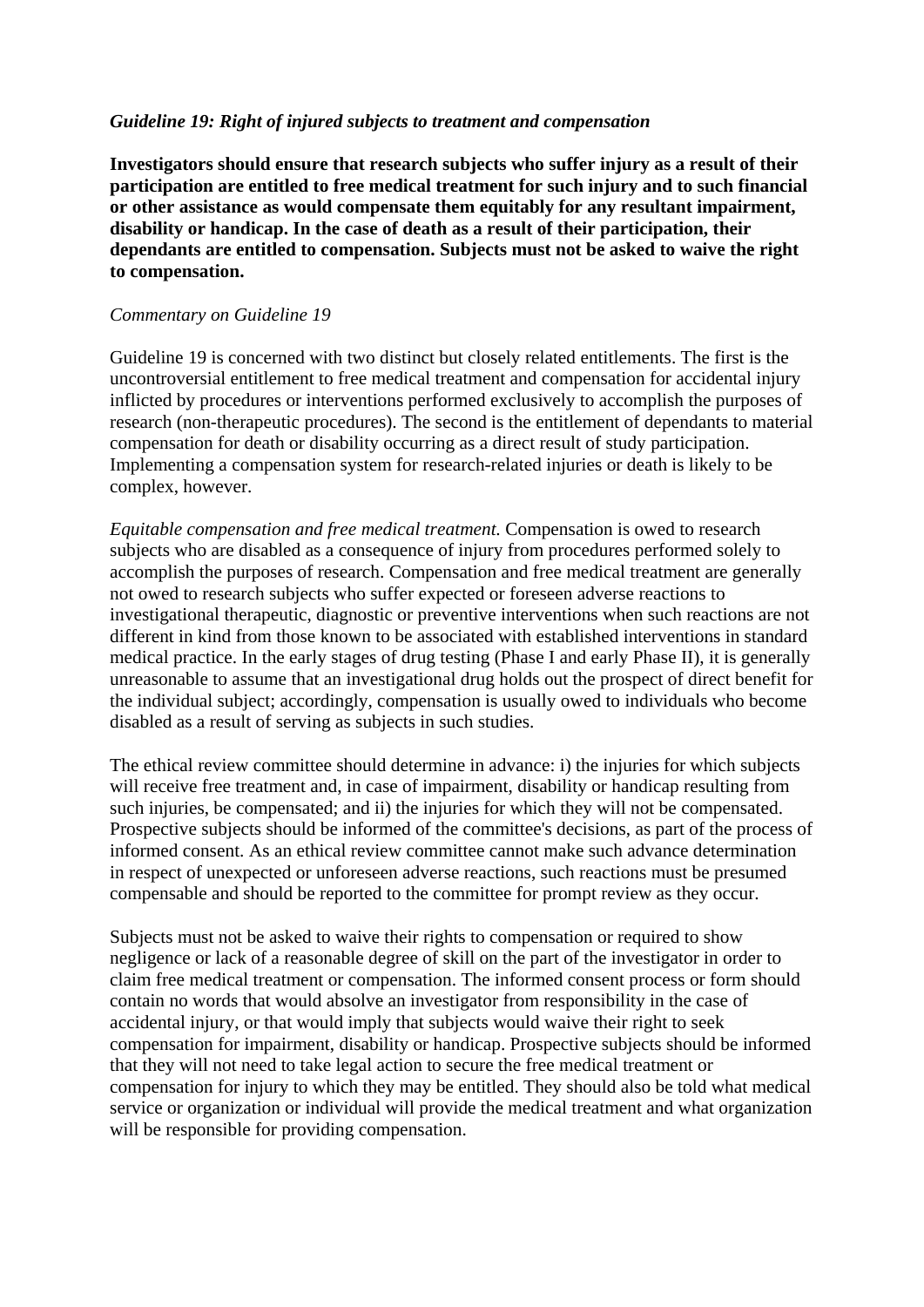*Guideline 19: Right of injured subjects to treatment and compensation*

**Investigators should ensure that research subjects who suffer injury as a result of their participation are entitled to free medical treatment for such injury and to such financial or other assistance as would compensate them equitably for any resultant impairment, disability or handicap. In the case of death as a result of their participation, their dependants are entitled to compensation. Subjects must not be asked to waive the right to compensation.**

*Commentary on Guideline 19*

Guideline 19 is concerned with two distinct but closely related entitlements. The first is the uncontroversial entitlement to free medical treatment and compensation for accidental injury inflicted by procedures or interventions performed exclusively to accomplish the purposes of research (non-therapeutic procedures). The second is the entitlement of dependants to material compensation for death or disability occurring as a direct result of study participation. Implementing a compensation system for research-related injuries or death is likely to be complex, however.

*Equitable compensation and free medical treatment.* Compensation is owed to research subjects who are disabled as a consequence of injury from procedures performed solely to accomplish the purposes of research. Compensation and free medical treatment are generally not owed to research subjects who suffer expected or foreseen adverse reactions to investigational therapeutic, diagnostic or preventive interventions when such reactions are not different in kind from those known to be associated with established interventions in standard medical practice. In the early stages of drug testing (Phase I and early Phase II), it is generally unreasonable to assume that an investigational drug holds out the prospect of direct benefit for the individual subject; accordingly, compensation is usually owed to individuals who become disabled as a result of serving as subjects in such studies.

The ethical review committee should determine in advance: i) the injuries for which subjects will receive free treatment and, in case of impairment, disability or handicap resulting from such injuries, be compensated; and ii) the injuries for which they will not be compensated. Prospective subjects should be informed of the committee's decisions, as part of the process of informed consent. As an ethical review committee cannot make such advance determination in respect of unexpected or unforeseen adverse reactions, such reactions must be presumed compensable and should be reported to the committee for prompt review as they occur.

Subjects must not be asked to waive their rights to compensation or required to show negligence or lack of a reasonable degree of skill on the part of the investigator in order to claim free medical treatment or compensation. The informed consent process or form should contain no words that would absolve an investigator from responsibility in the case of accidental injury, or that would imply that subjects would waive their right to seek compensation for impairment, disability or handicap. Prospective subjects should be informed that they will not need to take legal action to secure the free medical treatment or compensation for injury to which they may be entitled. They should also be told what medical service or organization or individual will provide the medical treatment and what organization will be responsible for providing compensation.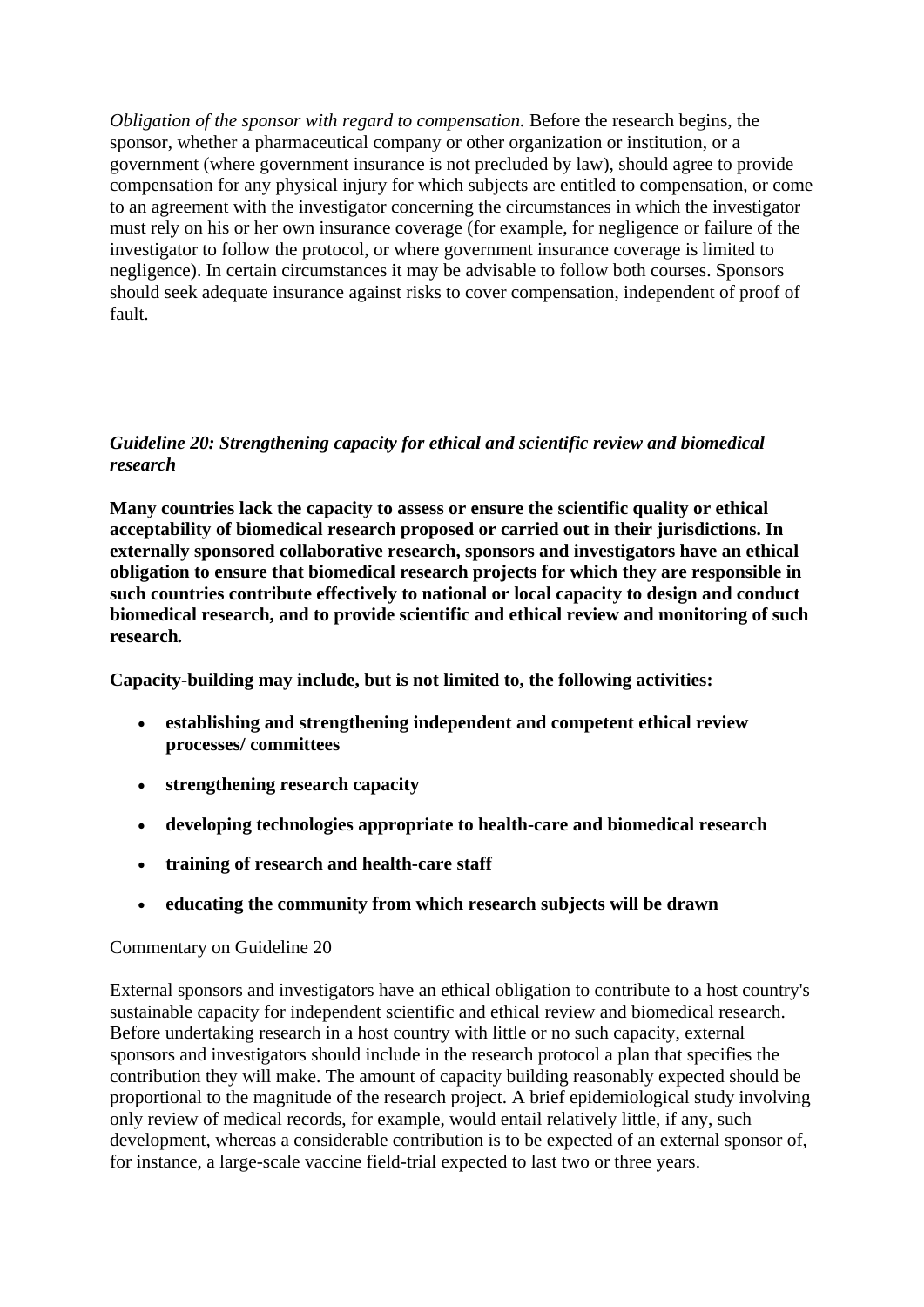*Obligation of the sponsor with regard to compensation.* Before the research begins, the sponsor, whether a pharmaceutical company or other organization or institution, or a government (where government insurance is not precluded by law), should agree to provide compensation for any physical injury for which subjects are entitled to compensation, or come to an agreement with the investigator concerning the circumstances in which the investigator must rely on his or her own insurance coverage (for example, for negligence or failure of the investigator to follow the protocol, or where government insurance coverage is limited to negligence). In certain circumstances it may be advisable to follow both courses. Sponsors should seek adequate insurance against risks to cover compensation, independent of proof of fault.

***Guideline 20: Strengthening capacity for ethical and scientific review and biomedical research***

**Many countries lack the capacity to assess or ensure the scientific quality or ethical acceptability of biomedical research proposed or carried out in their jurisdictions. In externally sponsored collaborative research, sponsors and investigators have an ethical obligation to ensure that biomedical research projects for which they are responsible in such countries contribute effectively to national or local capacity to design and conduct biomedical research, and to provide scientific and ethical review and monitoring of such research.**

**Capacity-building may include, but is not limited to, the following activities:**

- **establishing and strengthening independent and competent ethical review processes/ committees**
- **strengthening research capacity**
- **developing technologies appropriate to health-care and biomedical research**
- **training of research and health-care staff**
- **educating the community from which research subjects will be drawn**

Commentary on Guideline 20

External sponsors and investigators have an ethical obligation to contribute to a host country's sustainable capacity for independent scientific and ethical review and biomedical research. Before undertaking research in a host country with little or no such capacity, external sponsors and investigators should include in the research protocol a plan that specifies the contribution they will make. The amount of capacity building reasonably expected should be proportional to the magnitude of the research project. A brief epidemiological study involving only review of medical records, for example, would entail relatively little, if any, such development, whereas a considerable contribution is to be expected of an external sponsor of, for instance, a large-scale vaccine field-trial expected to last two or three years.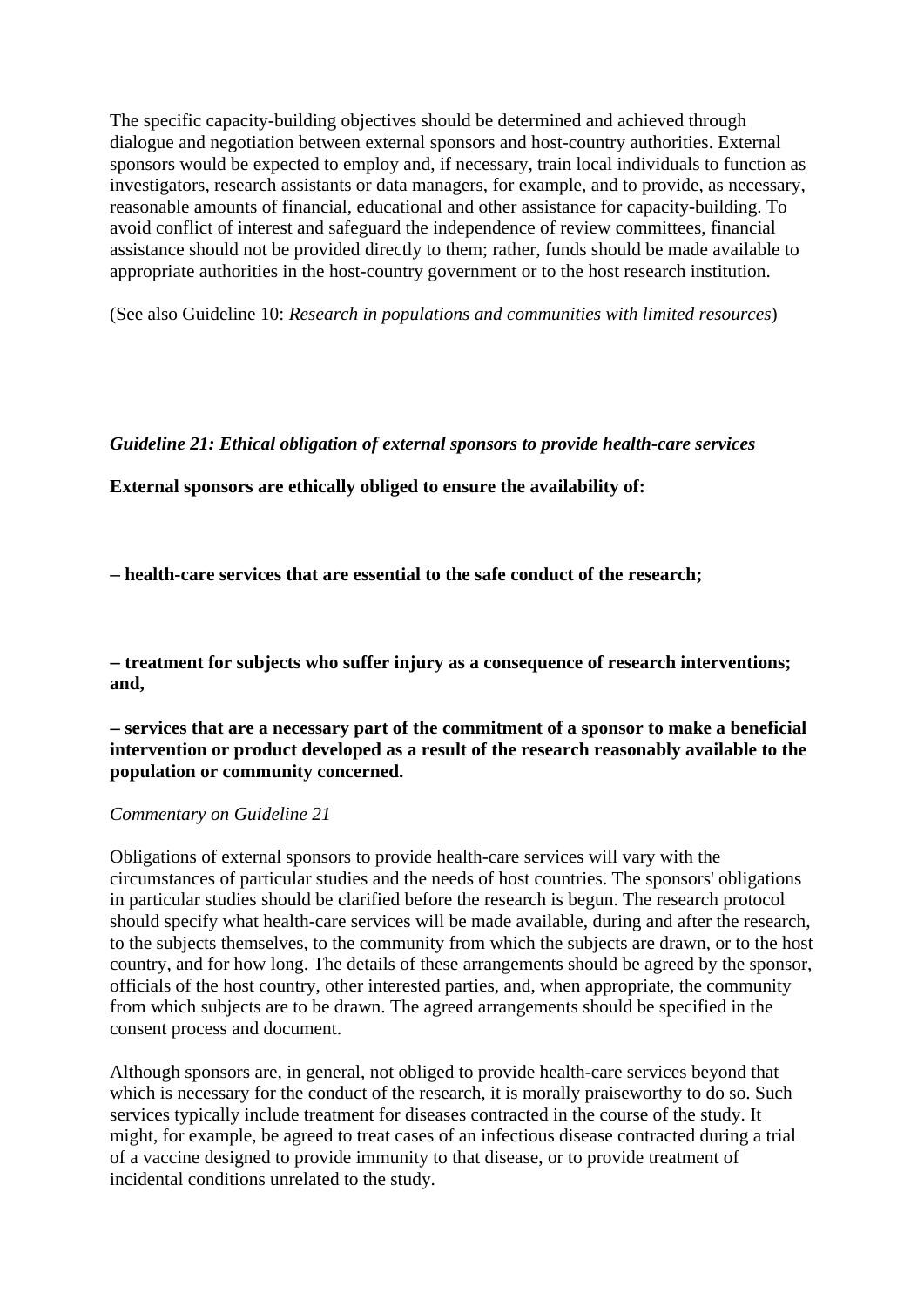The specific capacity-building objectives should be determined and achieved through dialogue and negotiation between external sponsors and host-country authorities. External sponsors would be expected to employ and, if necessary, train local individuals to function as investigators, research assistants or data managers, for example, and to provide, as necessary, reasonable amounts of financial, educational and other assistance for capacity-building. To avoid conflict of interest and safeguard the independence of review committees, financial assistance should not be provided directly to them; rather, funds should be made available to appropriate authorities in the host-country government or to the host research institution.

(See also Guideline 10: *Research in populations and communities with limited resources*)

### *Guideline 21: Ethical obligation of external sponsors to provide health-care services*

**External sponsors are ethically obliged to ensure the availability of:**

**– health-care services that are essential to the safe conduct of the research;**

**– treatment for subjects who suffer injury as a consequence of research interventions; and,**

**– services that are a necessary part of the commitment of a sponsor to make a beneficial intervention or product developed as a result of the research reasonably available to the population or community concerned.**

*Commentary on Guideline 21*

Obligations of external sponsors to provide health-care services will vary with the circumstances of particular studies and the needs of host countries. The sponsors' obligations in particular studies should be clarified before the research is begun. The research protocol should specify what health-care services will be made available, during and after the research, to the subjects themselves, to the community from which the subjects are drawn, or to the host country, and for how long. The details of these arrangements should be agreed by the sponsor, officials of the host country, other interested parties, and, when appropriate, the community from which subjects are to be drawn. The agreed arrangements should be specified in the consent process and document.

Although sponsors are, in general, not obliged to provide health-care services beyond that which is necessary for the conduct of the research, it is morally praiseworthy to do so. Such services typically include treatment for diseases contracted in the course of the study. It might, for example, be agreed to treat cases of an infectious disease contracted during a trial of a vaccine designed to provide immunity to that disease, or to provide treatment of incidental conditions unrelated to the study.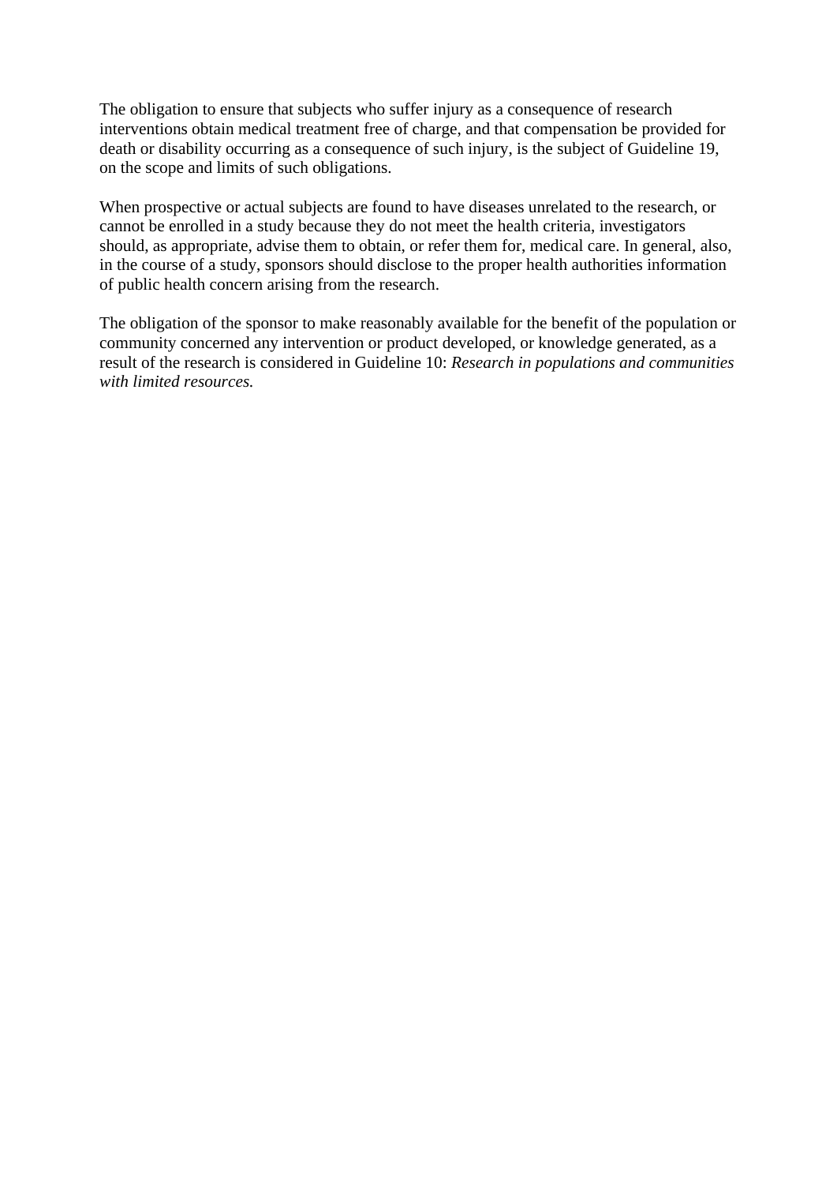The obligation to ensure that subjects who suffer injury as a consequence of research interventions obtain medical treatment free of charge, and that compensation be provided for death or disability occurring as a consequence of such injury, is the subject of Guideline 19, on the scope and limits of such obligations.

When prospective or actual subjects are found to have diseases unrelated to the research, or cannot be enrolled in a study because they do not meet the health criteria, investigators should, as appropriate, advise them to obtain, or refer them for, medical care. In general, also, in the course of a study, sponsors should disclose to the proper health authorities information of public health concern arising from the research.

The obligation of the sponsor to make reasonably available for the benefit of the population or community concerned any intervention or product developed, or knowledge generated, as a result of the research is considered in Guideline 10: *Research in populations and communities with limited resources.*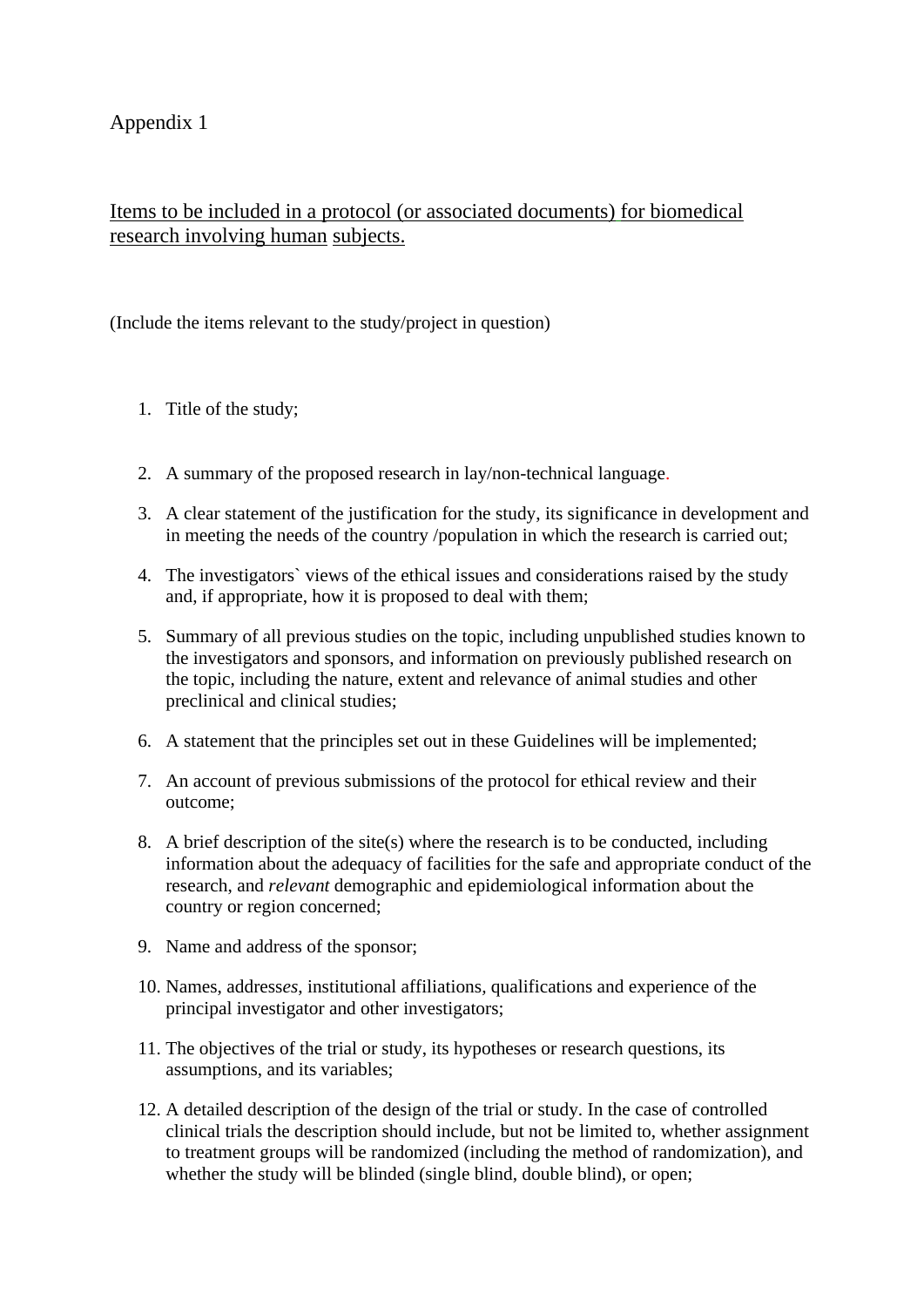Appendix 1

Items to be included in a protocol (or associated documents) for biomedical research involving human subjects.

(Include the items relevant to the study/project in question)

1. Title of the study;
2. A summary of the proposed research in lay/non-technical language.
3. A clear statement of the justification for the study, its significance in development and in meeting the needs of the country /population in which the research is carried out;
4. The investigators` views of the ethical issues and considerations raised by the study and, if appropriate, how it is proposed to deal with them;
5. Summary of all previous studies on the topic, including unpublished studies known to the investigators and sponsors, and information on previously published research on the topic, including the nature, extent and relevance of animal studies and other preclinical and clinical studies;
6. A statement that the principles set out in these Guidelines will be implemented;
7. An account of previous submissions of the protocol for ethical review and their outcome;
8. A brief description of the site(s) where the research is to be conducted, including information about the adequacy of facilities for the safe and appropriate conduct of the research, and *relevant* demographic and epidemiological information about the country or region concerned;
9. Name and address of the sponsor;
10. Names, address*es*, institutional affiliations, qualifications and experience of the principal investigator and other investigators;
11. The objectives of the trial or study, its hypotheses or research questions, its assumptions, and its variables;
12. A detailed description of the design of the trial or study. In the case of controlled clinical trials the description should include, but not be limited to, whether assignment to treatment groups will be randomized (including the method of randomization), and whether the study will be blinded (single blind, double blind), or open;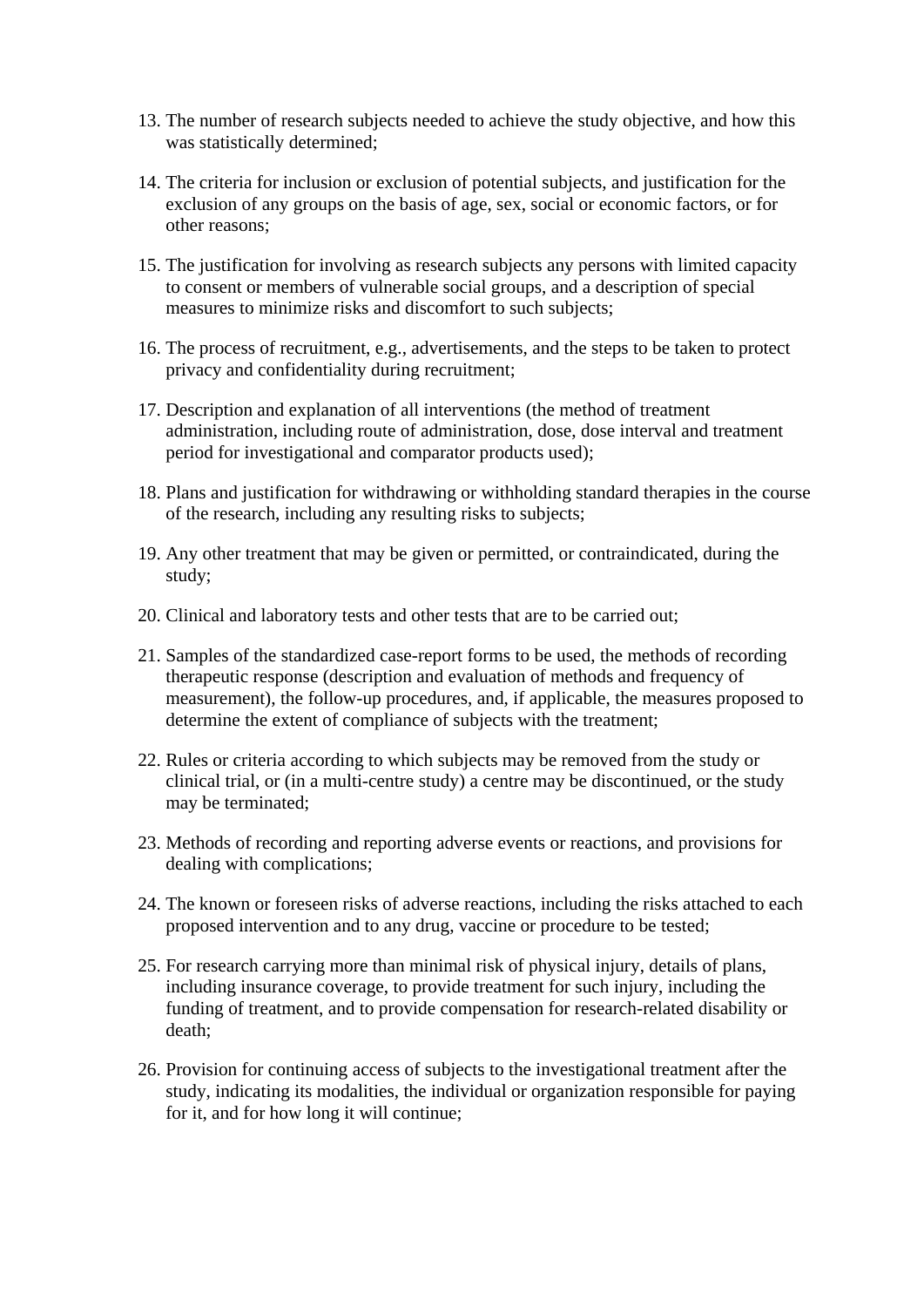13. The number of research subjects needed to achieve the study objective, and how this was statistically determined;

14. The criteria for inclusion or exclusion of potential subjects, and justification for the exclusion of any groups on the basis of age, sex, social or economic factors, or for other reasons;

15. The justification for involving as research subjects any persons with limited capacity to consent or members of vulnerable social groups, and a description of special measures to minimize risks and discomfort to such subjects;

16. The process of recruitment, e.g., advertisements, and the steps to be taken to protect privacy and confidentiality during recruitment;

17. Description and explanation of all interventions (the method of treatment administration, including route of administration, dose, dose interval and treatment period for investigational and comparator products used);

18. Plans and justification for withdrawing or withholding standard therapies in the course of the research, including any resulting risks to subjects;

19. Any other treatment that may be given or permitted, or contraindicated, during the study;

20. Clinical and laboratory tests and other tests that are to be carried out;

21. Samples of the standardized case-report forms to be used, the methods of recording therapeutic response (description and evaluation of methods and frequency of measurement), the follow-up procedures, and, if applicable, the measures proposed to determine the extent of compliance of subjects with the treatment;

22. Rules or criteria according to which subjects may be removed from the study or clinical trial, or (in a multi-centre study) a centre may be discontinued, or the study may be terminated;

23. Methods of recording and reporting adverse events or reactions, and provisions for dealing with complications;

24. The known or foreseen risks of adverse reactions, including the risks attached to each proposed intervention and to any drug, vaccine or procedure to be tested;

25. For research carrying more than minimal risk of physical injury, details of plans, including insurance coverage, to provide treatment for such injury, including the funding of treatment, and to provide compensation for research-related disability or death;

26. Provision for continuing access of subjects to the investigational treatment after the study, indicating its modalities, the individual or organization responsible for paying for it, and for how long it will continue;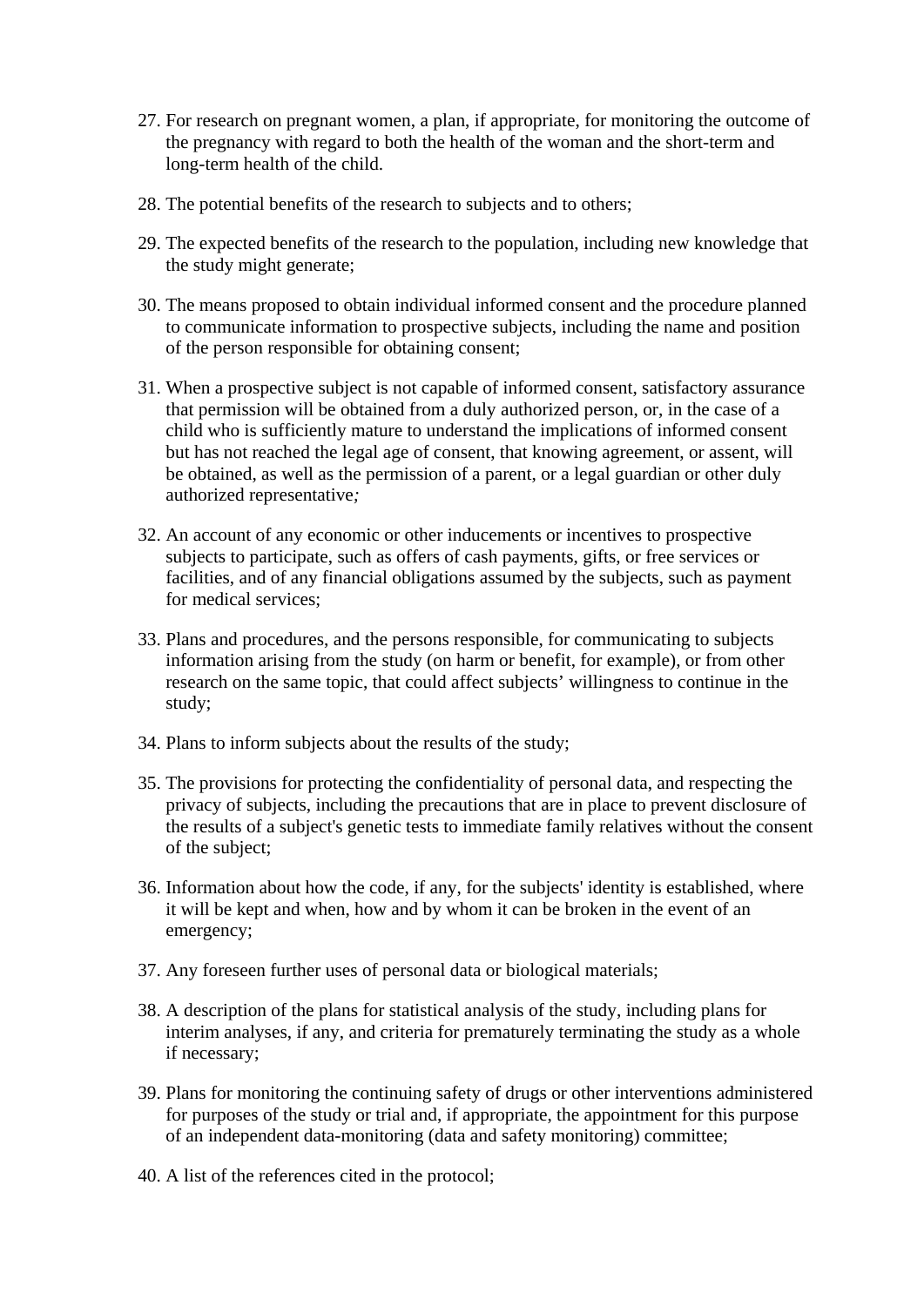27. For research on pregnant women, a plan, if appropriate, for monitoring the outcome of the pregnancy with regard to both the health of the woman and the short-term and long-term health of the child.

28. The potential benefits of the research to subjects and to others;

29. The expected benefits of the research to the population, including new knowledge that the study might generate;

30. The means proposed to obtain individual informed consent and the procedure planned to communicate information to prospective subjects, including the name and position of the person responsible for obtaining consent;

31. When a prospective subject is not capable of informed consent, satisfactory assurance that permission will be obtained from a duly authorized person, or, in the case of a child who is sufficiently mature to understand the implications of informed consent but has not reached the legal age of consent, that knowing agreement, or assent, will be obtained, as well as the permission of a parent, or a legal guardian or other duly authorized representative*;*

32. An account of any economic or other inducements or incentives to prospective subjects to participate, such as offers of cash payments, gifts, or free services or facilities, and of any financial obligations assumed by the subjects, such as payment for medical services;

33. Plans and procedures, and the persons responsible, for communicating to subjects information arising from the study (on harm or benefit, for example), or from other research on the same topic, that could affect subjects' willingness to continue in the study;

34. Plans to inform subjects about the results of the study;

35. The provisions for protecting the confidentiality of personal data, and respecting the privacy of subjects, including the precautions that are in place to prevent disclosure of the results of a subject's genetic tests to immediate family relatives without the consent of the subject;

36. Information about how the code, if any, for the subjects' identity is established, where it will be kept and when, how and by whom it can be broken in the event of an emergency;

37. Any foreseen further uses of personal data or biological materials;

38. A description of the plans for statistical analysis of the study, including plans for interim analyses, if any, and criteria for prematurely terminating the study as a whole if necessary;

39. Plans for monitoring the continuing safety of drugs or other interventions administered for purposes of the study or trial and, if appropriate, the appointment for this purpose of an independent data-monitoring (data and safety monitoring) committee;

40. A list of the references cited in the protocol;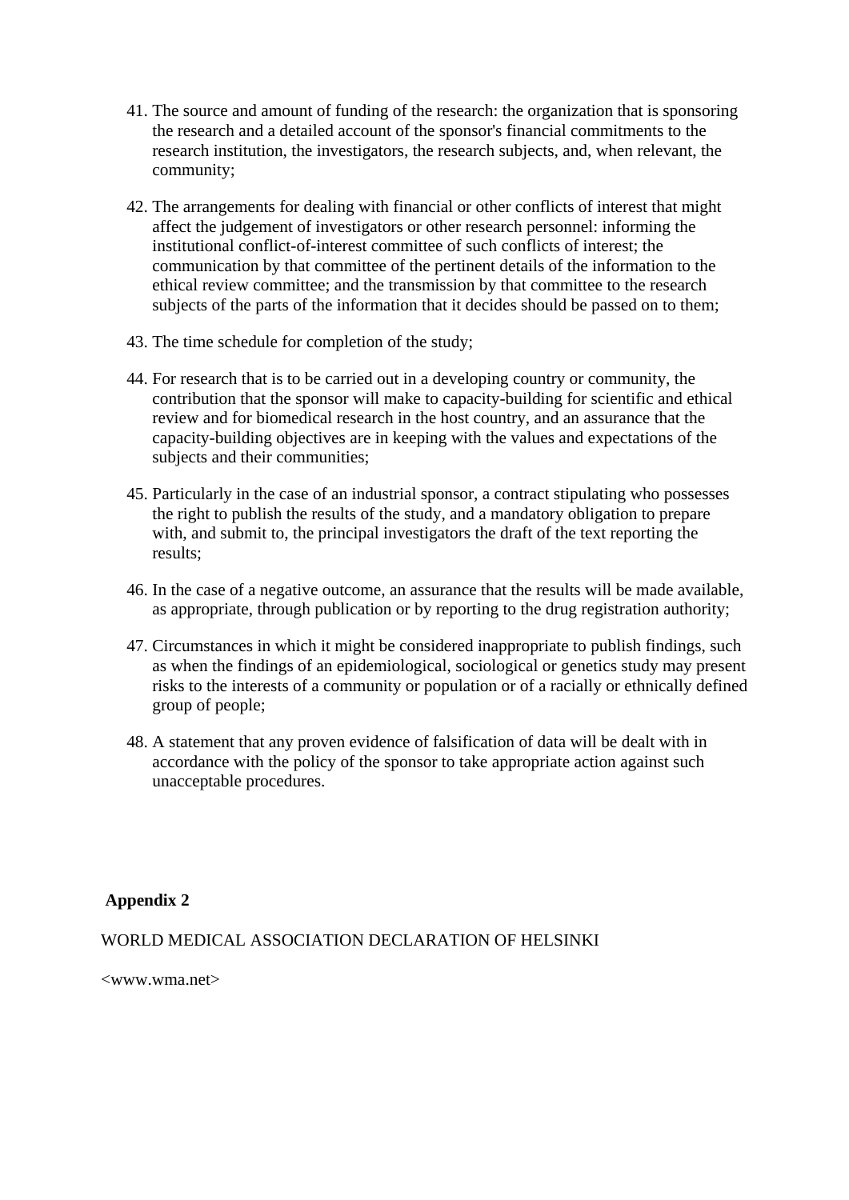41. The source and amount of funding of the research: the organization that is sponsoring the research and a detailed account of the sponsor's financial commitments to the research institution, the investigators, the research subjects, and, when relevant, the community;

42. The arrangements for dealing with financial or other conflicts of interest that might affect the judgement of investigators or other research personnel: informing the institutional conflict-of-interest committee of such conflicts of interest; the communication by that committee of the pertinent details of the information to the ethical review committee; and the transmission by that committee to the research subjects of the parts of the information that it decides should be passed on to them;

43. The time schedule for completion of the study;

44. For research that is to be carried out in a developing country or community, the contribution that the sponsor will make to capacity-building for scientific and ethical review and for biomedical research in the host country, and an assurance that the capacity-building objectives are in keeping with the values and expectations of the subjects and their communities;

45. Particularly in the case of an industrial sponsor, a contract stipulating who possesses the right to publish the results of the study, and a mandatory obligation to prepare with, and submit to, the principal investigators the draft of the text reporting the results;

46. In the case of a negative outcome, an assurance that the results will be made available, as appropriate, through publication or by reporting to the drug registration authority;

47. Circumstances in which it might be considered inappropriate to publish findings, such as when the findings of an epidemiological, sociological or genetics study may present risks to the interests of a community or population or of a racially or ethnically defined group of people;

48. A statement that any proven evidence of falsification of data will be dealt with in accordance with the policy of the sponsor to take appropriate action against such unacceptable procedures.

## Appendix 2

WORLD MEDICAL ASSOCIATION DECLARATION OF HELSINKI

<www.wma.net>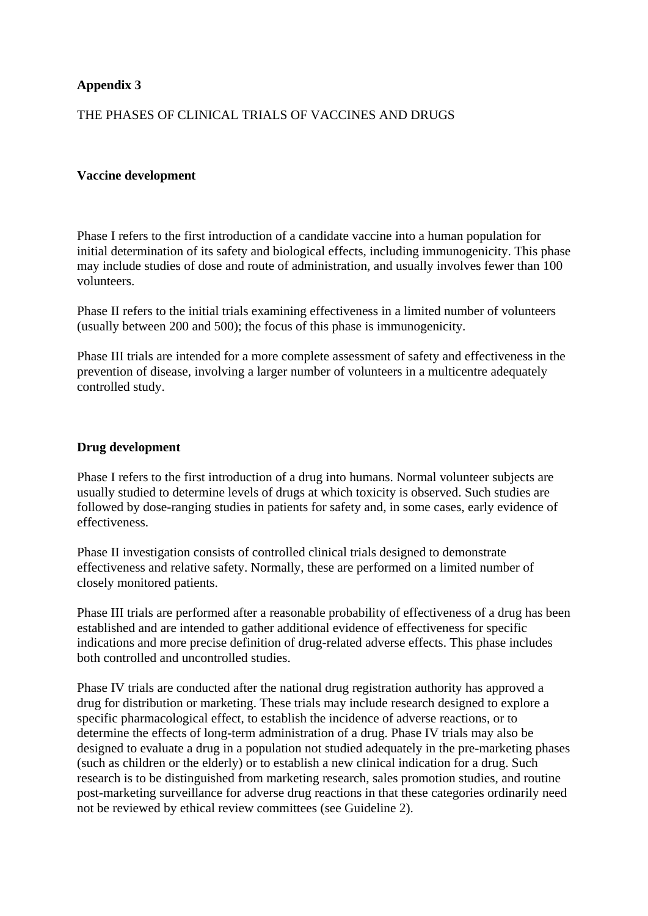**Appendix 3**

THE PHASES OF CLINICAL TRIALS OF VACCINES AND DRUGS

**Vaccine development**

Phase I refers to the first introduction of a candidate vaccine into a human population for initial determination of its safety and biological effects, including immunogenicity. This phase may include studies of dose and route of administration, and usually involves fewer than 100 volunteers.

Phase II refers to the initial trials examining effectiveness in a limited number of volunteers (usually between 200 and 500); the focus of this phase is immunogenicity.

Phase III trials are intended for a more complete assessment of safety and effectiveness in the prevention of disease, involving a larger number of volunteers in a multicentre adequately controlled study.

**Drug development**

Phase I refers to the first introduction of a drug into humans. Normal volunteer subjects are usually studied to determine levels of drugs at which toxicity is observed. Such studies are followed by dose-ranging studies in patients for safety and, in some cases, early evidence of effectiveness.

Phase II investigation consists of controlled clinical trials designed to demonstrate effectiveness and relative safety. Normally, these are performed on a limited number of closely monitored patients.

Phase III trials are performed after a reasonable probability of effectiveness of a drug has been established and are intended to gather additional evidence of effectiveness for specific indications and more precise definition of drug-related adverse effects. This phase includes both controlled and uncontrolled studies.

Phase IV trials are conducted after the national drug registration authority has approved a drug for distribution or marketing. These trials may include research designed to explore a specific pharmacological effect, to establish the incidence of adverse reactions, or to determine the effects of long-term administration of a drug. Phase IV trials may also be designed to evaluate a drug in a population not studied adequately in the pre-marketing phases (such as children or the elderly) or to establish a new clinical indication for a drug. Such research is to be distinguished from marketing research, sales promotion studies, and routine post-marketing surveillance for adverse drug reactions in that these categories ordinarily need not be reviewed by ethical review committees (see Guideline 2).